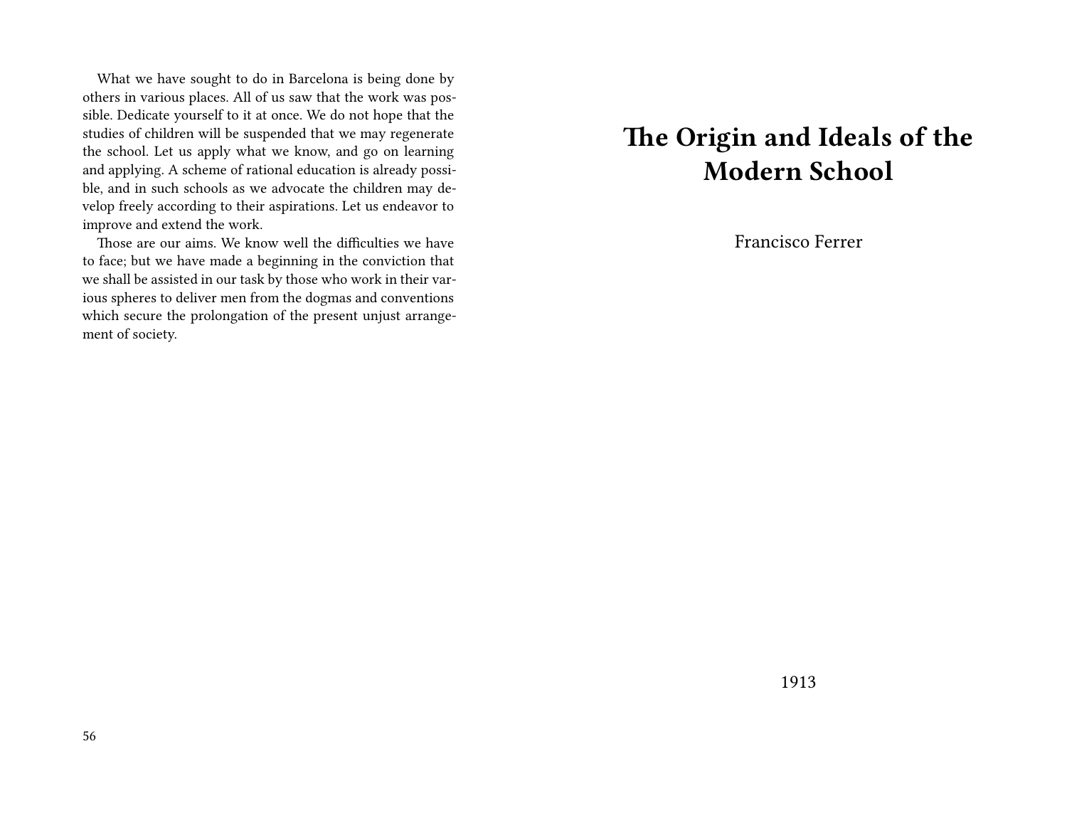What we have sought to do in Barcelona is being done by others in various places. All of us saw that the work was possible. Dedicate yourself to it at once. We do not hope that the studies of children will be suspended that we may regenerate the school. Let us apply what we know, and go on learning and applying. A scheme of rational education is already possible, and in such schools as we advocate the children may develop freely according to their aspirations. Let us endeavor to improve and extend the work.

Those are our aims. We know well the difficulties we have to face; but we have made a beginning in the conviction that we shall be assisted in our task by those who work in their various spheres to deliver men from the dogmas and conventions which secure the prolongation of the present unjust arrangement of society.

# The Origin and Ideals of the Modern School

Francisco Ferrer

1913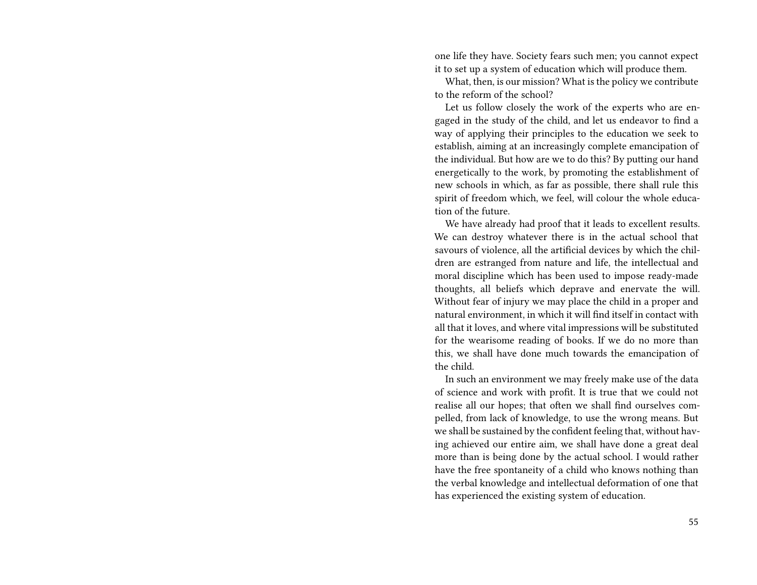one life they have. Society fears such men; you cannot expect it to set up a system of education which will produce them.

What, then, is our mission? What is the policy we contribute to the reform of the school?

Let us follow closely the work of the experts who are engaged in the study of the child, and let us endeavor to find a way of applying their principles to the education we seek to establish, aiming at an increasingly complete emancipation of the individual. But how are we to do this? By putting our hand energetically to the work, by promoting the establishment of new schools in which, as far as possible, there shall rule this spirit of freedom which, we feel, will colour the whole education of the future.

We have already had proof that it leads to excellent results. We can destroy whatever there is in the actual school that savours of violence, all the artificial devices by which the children are estranged from nature and life, the intellectual and moral discipline which has been used to impose ready-made thoughts, all beliefs which deprave and enervate the will. Without fear of injury we may place the child in a proper and natural environment, in which it will find itself in contact with all that it loves, and where vital impressions will be substituted for the wearisome reading of books. If we do no more than this, we shall have done much towards the emancipation of the child.

In such an environment we may freely make use of the data of science and work with profit. It is true that we could not realise all our hopes; that often we shall find ourselves compelled, from lack of knowledge, to use the wrong means. But we shall be sustained by the confident feeling that, without having achieved our entire aim, we shall have done a great deal more than is being done by the actual school. I would rather have the free spontaneity of a child who knows nothing than the verbal knowledge and intellectual deformation of one that has experienced the existing system of education.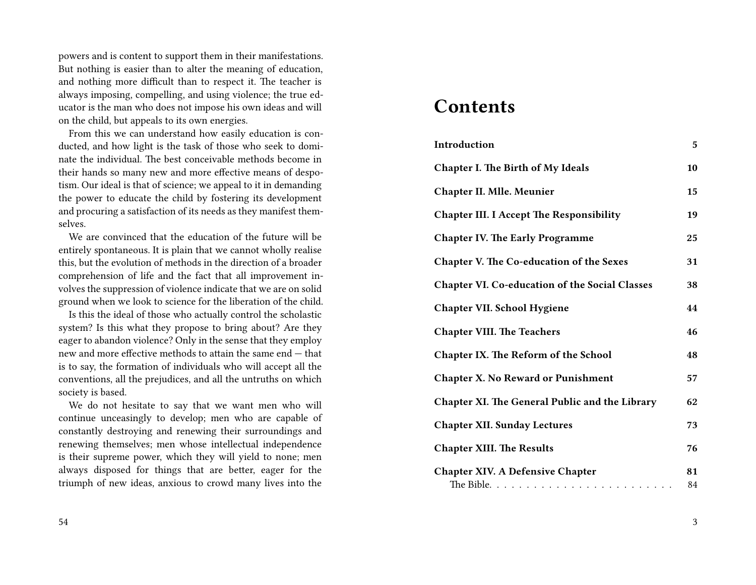powers and is content to support them in their manifestations. But nothing is easier than to alter the meaning of education, and nothing more difficult than to respect it. The teacher is always imposing, compelling, and using violence; the true educator is the man who does not impose his own ideas and will on the child, but appeals to its own energies.

From this we can understand how easily education is conducted, and how light is the task of those who seek to dominate the individual. The best conceivable methods become in their hands so many new and more effective means of despotism. Our ideal is that of science; we appeal to it in demanding the power to educate the child by fostering its development and procuring a satisfaction of its needs as they manifest themselves.

We are convinced that the education of the future will be entirely spontaneous. It is plain that we cannot wholly realise this, but the evolution of methods in the direction of a broader comprehension of life and the fact that all improvement involves the suppression of violence indicate that we are on solid ground when we look to science for the liberation of the child.

Is this the ideal of those who actually control the scholastic system? Is this what they propose to bring about? Are they eager to abandon violence? Only in the sense that they employ new and more effective methods to attain the same end — that is to say, the formation of individuals who will accept all the conventions, all the prejudices, and all the untruths on which society is based.

We do not hesitate to say that we want men who will continue unceasingly to develop; men who are capable of constantly destroying and renewing their surroundings and renewing themselves; men whose intellectual independence is their supreme power, which they will yield to none; men always disposed for things that are better, eager for the triumph of new ideas, anxious to crowd many lives into the

# Contents

| | |
|---|---|
| **Introduction** | **5** |
| **Chapter I. The Birth of My Ideals** | **10** |
| **Chapter II. Mlle. Meunier** | **15** |
| **Chapter III. I Accept The Responsibility** | **19** |
| **Chapter IV. The Early Programme** | **25** |
| **Chapter V. The Co-education of the Sexes** | **31** |
| **Chapter VI. Co-education of the Social Classes** | **38** |
| **Chapter VII. School Hygiene** | **44** |
| **Chapter VIII. The Teachers** | **46** |
| **Chapter IX. The Reform of the School** | **48** |
| **Chapter X. No Reward or Punishment** | **57** |
| **Chapter XI. The General Public and the Library** | **62** |
| **Chapter XII. Sunday Lectures** | **73** |
| **Chapter XIII. The Results** | **76** |
| **Chapter XIV. A Defensive Chapter** | **81** |
| The Bible. | 84 |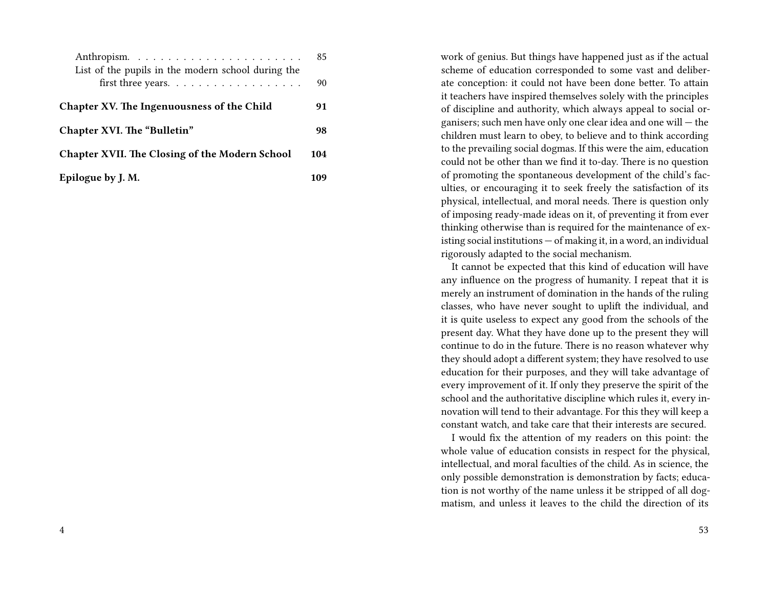Anthropism. . . . . . . . . . . . . . . . . . . . . . . 85
List of the pupils in the modern school during the first three years. . . . . . . . . . . . . . . . . . 90

**Chapter XV. The Ingenuousness of the Child 91**

**Chapter XVI. The "Bulletin" 98**

**Chapter XVII. The Closing of the Modern School 104**

**Epilogue by J. M. 109**

work of genius. But things have happened just as if the actual scheme of education corresponded to some vast and deliberate conception: it could not have been done better. To attain it teachers have inspired themselves solely with the principles of discipline and authority, which always appeal to social organisers; such men have only one clear idea and one will — the children must learn to obey, to believe and to think according to the prevailing social dogmas. If this were the aim, education could not be other than we find it to-day. There is no question of promoting the spontaneous development of the child's faculties, or encouraging it to seek freely the satisfaction of its physical, intellectual, and moral needs. There is question only of imposing ready-made ideas on it, of preventing it from ever thinking otherwise than is required for the maintenance of existing social institutions — of making it, in a word, an individual rigorously adapted to the social mechanism.

It cannot be expected that this kind of education will have any influence on the progress of humanity. I repeat that it is merely an instrument of domination in the hands of the ruling classes, who have never sought to uplift the individual, and it is quite useless to expect any good from the schools of the present day. What they have done up to the present they will continue to do in the future. There is no reason whatever why they should adopt a different system; they have resolved to use education for their purposes, and they will take advantage of every improvement of it. If only they preserve the spirit of the school and the authoritative discipline which rules it, every innovation will tend to their advantage. For this they will keep a constant watch, and take care that their interests are secured.

I would fix the attention of my readers on this point: the whole value of education consists in respect for the physical, intellectual, and moral faculties of the child. As in science, the only possible demonstration is demonstration by facts; education is not worthy of the name unless it be stripped of all dogmatism, and unless it leaves to the child the direction of its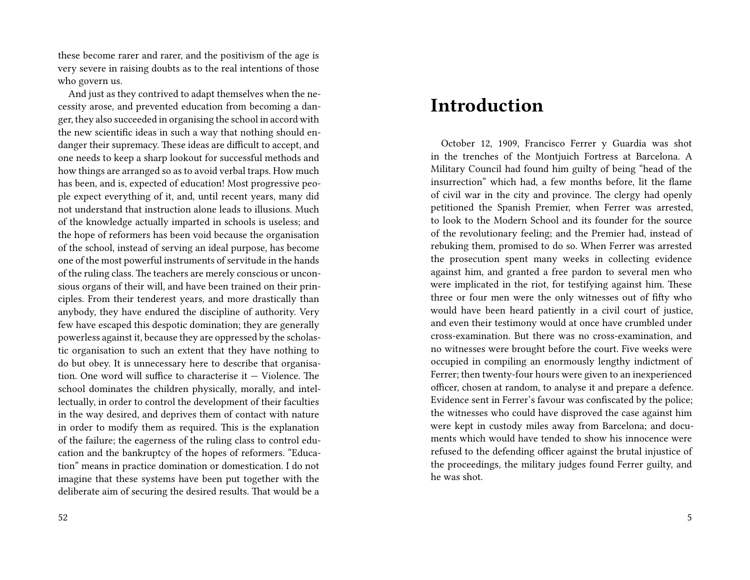these become rarer and rarer, and the positivism of the age is very severe in raising doubts as to the real intentions of those who govern us.

And just as they contrived to adapt themselves when the necessity arose, and prevented education from becoming a danger, they also succeeded in organising the school in accord with the new scientific ideas in such a way that nothing should endanger their supremacy. These ideas are difficult to accept, and one needs to keep a sharp lookout for successful methods and how things are arranged so as to avoid verbal traps. How much has been, and is, expected of education! Most progressive people expect everything of it, and, until recent years, many did not understand that instruction alone leads to illusions. Much of the knowledge actually imparted in schools is useless; and the hope of reformers has been void because the organisation of the school, instead of serving an ideal purpose, has become one of the most powerful instruments of servitude in the hands of the ruling class. The teachers are merely conscious or unconscious organs of their will, and have been trained on their principles. From their tenderest years, and more drastically than anybody, they have endured the discipline of authority. Very few have escaped this despotic domination; they are generally powerless against it, because they are oppressed by the scholastic organisation to such an extent that they have nothing to do but obey. It is unnecessary here to describe that organisation. One word will suffice to characterise it — Violence. The school dominates the children physically, morally, and intellectually, in order to control the development of their faculties in the way desired, and deprives them of contact with nature in order to modify them as required. This is the explanation of the failure; the eagerness of the ruling class to control education and the bankruptcy of the hopes of reformers. "Education" means in practice domination or domestication. I do not imagine that these systems have been put together with the deliberate aim of securing the desired results. That would be a

# Introduction

October 12, 1909, Francisco Ferrer y Guardia was shot in the trenches of the Montjuich Fortress at Barcelona. A Military Council had found him guilty of being "head of the insurrection" which had, a few months before, lit the flame of civil war in the city and province. The clergy had openly petitioned the Spanish Premier, when Ferrer was arrested, to look to the Modern School and its founder for the source of the revolutionary feeling; and the Premier had, instead of rebuking them, promised to do so. When Ferrer was arrested the prosecution spent many weeks in collecting evidence against him, and granted a free pardon to several men who were implicated in the riot, for testifying against him. These three or four men were the only witnesses out of fifty who would have been heard patiently in a civil court of justice, and even their testimony would at once have crumbled under cross-examination. But there was no cross-examination, and no witnesses were brought before the court. Five weeks were occupied in compiling an enormously lengthy indictment of Ferrer; then twenty-four hours were given to an inexperienced officer, chosen at random, to analyse it and prepare a defence. Evidence sent in Ferrer's favour was confiscated by the police; the witnesses who could have disproved the case against him were kept in custody miles away from Barcelona; and documents which would have tended to show his innocence were refused to the defending officer against the brutal injustice of the proceedings, the military judges found Ferrer guilty, and he was shot.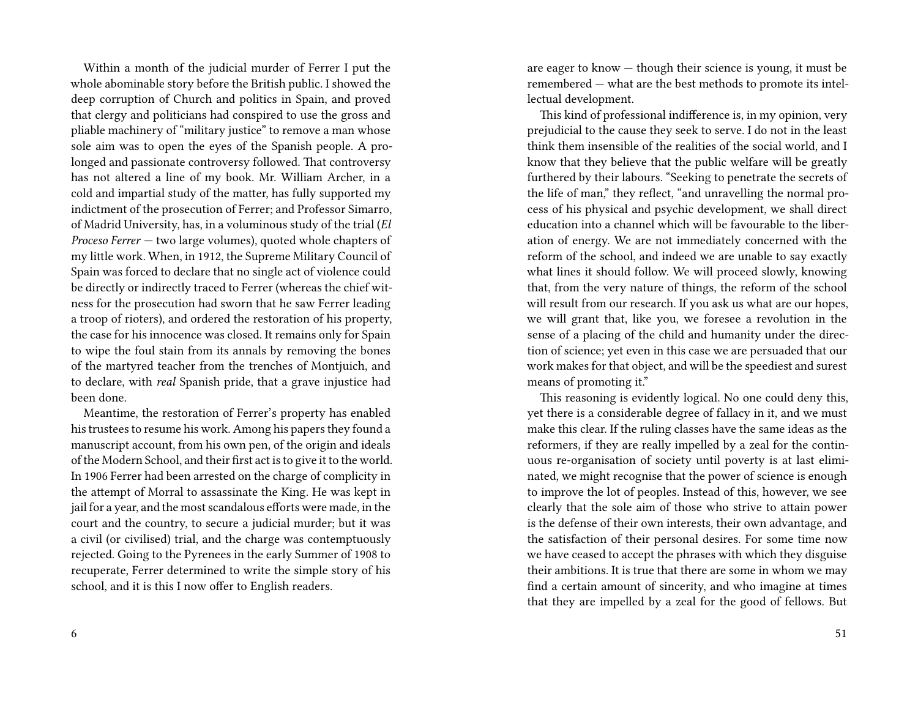Within a month of the judicial murder of Ferrer I put the whole abominable story before the British public. I showed the deep corruption of Church and politics in Spain, and proved that clergy and politicians had conspired to use the gross and pliable machinery of "military justice" to remove a man whose sole aim was to open the eyes of the Spanish people. A prolonged and passionate controversy followed. That controversy has not altered a line of my book. Mr. William Archer, in a cold and impartial study of the matter, has fully supported my indictment of the prosecution of Ferrer; and Professor Simarro, of Madrid University, has, in a voluminous study of the trial (*El Proceso Ferrer* — two large volumes), quoted whole chapters of my little work. When, in 1912, the Supreme Military Council of Spain was forced to declare that no single act of violence could be directly or indirectly traced to Ferrer (whereas the chief witness for the prosecution had sworn that he saw Ferrer leading a troop of rioters), and ordered the restoration of his property, the case for his innocence was closed. It remains only for Spain to wipe the foul stain from its annals by removing the bones of the martyred teacher from the trenches of Montjuich, and to declare, with *real* Spanish pride, that a grave injustice had been done.

Meantime, the restoration of Ferrer's property has enabled his trustees to resume his work. Among his papers they found a manuscript account, from his own pen, of the origin and ideals of the Modern School, and their first act is to give it to the world. In 1906 Ferrer had been arrested on the charge of complicity in the attempt of Morral to assassinate the King. He was kept in jail for a year, and the most scandalous efforts were made, in the court and the country, to secure a judicial murder; but it was a civil (or civilised) trial, and the charge was contemptuously rejected. Going to the Pyrenees in the early Summer of 1908 to recuperate, Ferrer determined to write the simple story of his school, and it is this I now offer to English readers.

are eager to know — though their science is young, it must be remembered — what are the best methods to promote its intellectual development.

This kind of professional indifference is, in my opinion, very prejudicial to the cause they seek to serve. I do not in the least think them insensible of the realities of the social world, and I know that they believe that the public welfare will be greatly furthered by their labours. "Seeking to penetrate the secrets of the life of man," they reflect, "and unravelling the normal process of his physical and psychic development, we shall direct education into a channel which will be favourable to the liberation of energy. We are not immediately concerned with the reform of the school, and indeed we are unable to say exactly what lines it should follow. We will proceed slowly, knowing that, from the very nature of things, the reform of the school will result from our research. If you ask us what are our hopes, we will grant that, like you, we foresee a revolution in the sense of a placing of the child and humanity under the direction of science; yet even in this case we are persuaded that our work makes for that object, and will be the speediest and surest means of promoting it."

This reasoning is evidently logical. No one could deny this, yet there is a considerable degree of fallacy in it, and we must make this clear. If the ruling classes have the same ideas as the reformers, if they are really impelled by a zeal for the continuous re-organisation of society until poverty is at last eliminated, we might recognise that the power of science is enough to improve the lot of peoples. Instead of this, however, we see clearly that the sole aim of those who strive to attain power is the defense of their own interests, their own advantage, and the satisfaction of their personal desires. For some time now we have ceased to accept the phrases with which they disguise their ambitions. It is true that there are some in whom we may find a certain amount of sincerity, and who imagine at times that they are impelled by a zeal for the good of fellows. But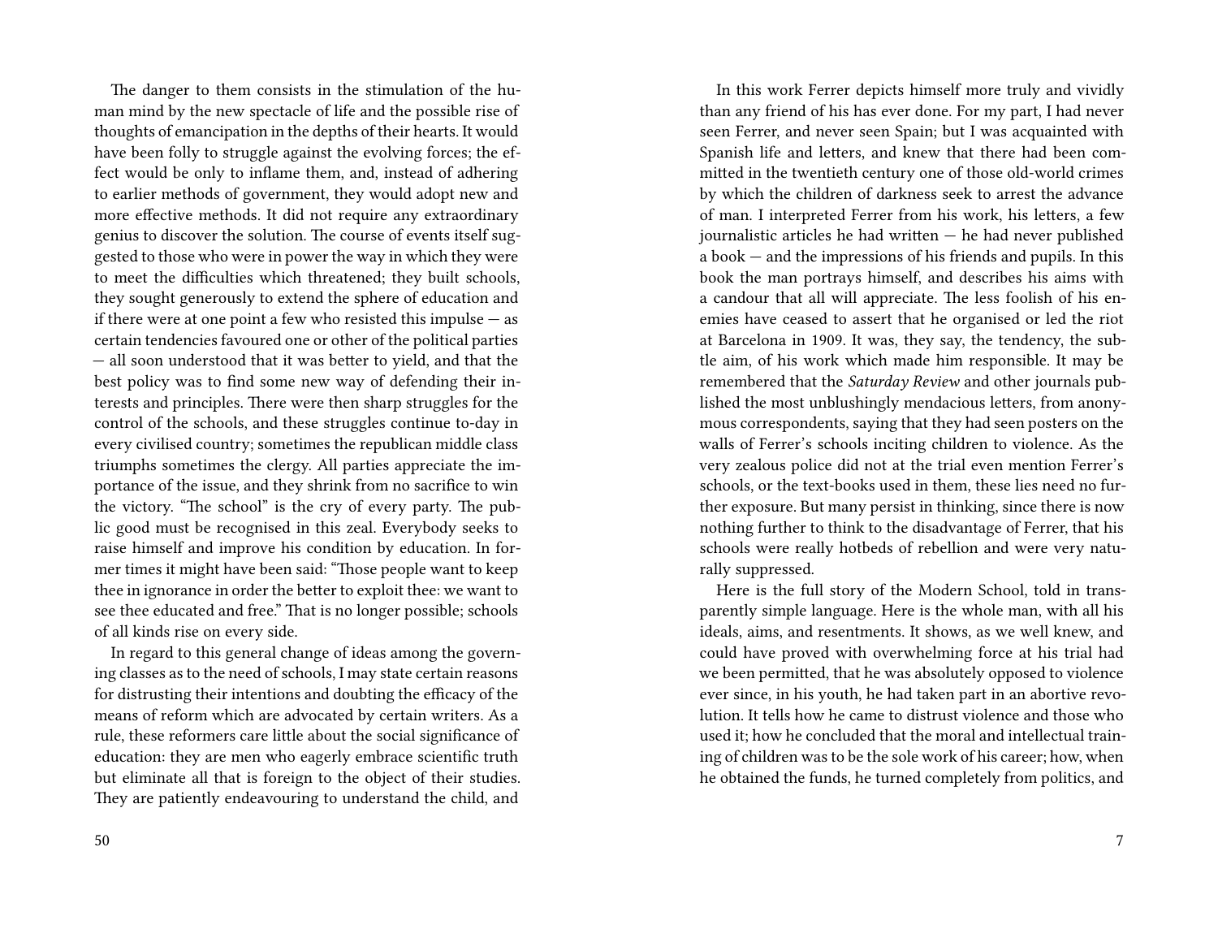The danger to them consists in the stimulation of the human mind by the new spectacle of life and the possible rise of thoughts of emancipation in the depths of their hearts. It would have been folly to struggle against the evolving forces; the effect would be only to inflame them, and, instead of adhering to earlier methods of government, they would adopt new and more effective methods. It did not require any extraordinary genius to discover the solution. The course of events itself suggested to those who were in power the way in which they were to meet the difficulties which threatened; they built schools, they sought generously to extend the sphere of education and if there were at one point a few who resisted this impulse — as certain tendencies favoured one or other of the political parties — all soon understood that it was better to yield, and that the best policy was to find some new way of defending their interests and principles. There were then sharp struggles for the control of the schools, and these struggles continue to-day in every civilised country; sometimes the republican middle class triumphs sometimes the clergy. All parties appreciate the importance of the issue, and they shrink from no sacrifice to win the victory. "The school" is the cry of every party. The public good must be recognised in this zeal. Everybody seeks to raise himself and improve his condition by education. In former times it might have been said: "Those people want to keep thee in ignorance in order the better to exploit thee: we want to see thee educated and free." That is no longer possible; schools of all kinds rise on every side.

In regard to this general change of ideas among the governing classes as to the need of schools, I may state certain reasons for distrusting their intentions and doubting the efficacy of the means of reform which are advocated by certain writers. As a rule, these reformers care little about the social significance of education: they are men who eagerly embrace scientific truth but eliminate all that is foreign to the object of their studies. They are patiently endeavouring to understand the child, and

In this work Ferrer depicts himself more truly and vividly than any friend of his has ever done. For my part, I had never seen Ferrer, and never seen Spain; but I was acquainted with Spanish life and letters, and knew that there had been committed in the twentieth century one of those old-world crimes by which the children of darkness seek to arrest the advance of man. I interpreted Ferrer from his work, his letters, a few journalistic articles he had written — he had never published a book — and the impressions of his friends and pupils. In this book the man portrays himself, and describes his aims with a candour that all will appreciate. The less foolish of his enemies have ceased to assert that he organised or led the riot at Barcelona in 1909. It was, they say, the tendency, the subtle aim, of his work which made him responsible. It may be remembered that the *Saturday Review* and other journals published the most unblushingly mendacious letters, from anonymous correspondents, saying that they had seen posters on the walls of Ferrer's schools inciting children to violence. As the very zealous police did not at the trial even mention Ferrer's schools, or the text-books used in them, these lies need no further exposure. But many persist in thinking, since there is now nothing further to think to the disadvantage of Ferrer, that his schools were really hotbeds of rebellion and were very naturally suppressed.

Here is the full story of the Modern School, told in transparently simple language. Here is the whole man, with all his ideals, aims, and resentments. It shows, as we well knew, and could have proved with overwhelming force at his trial had we been permitted, that he was absolutely opposed to violence ever since, in his youth, he had taken part in an abortive revolution. It tells how he came to distrust violence and those who used it; how he concluded that the moral and intellectual training of children was to be the sole work of his career; how, when he obtained the funds, he turned completely from politics, and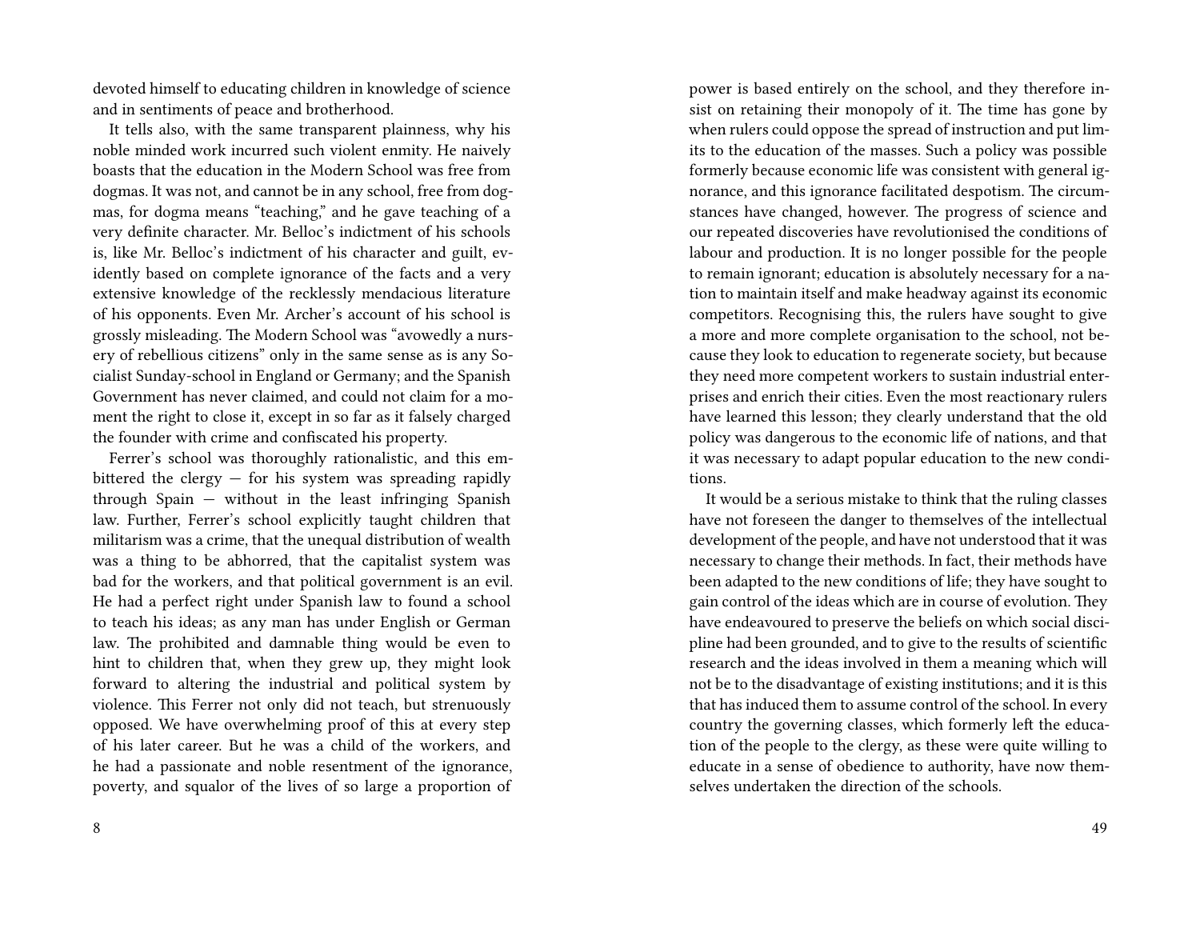devoted himself to educating children in knowledge of science and in sentiments of peace and brotherhood.

It tells also, with the same transparent plainness, why his noble minded work incurred such violent enmity. He naively boasts that the education in the Modern School was free from dogmas. It was not, and cannot be in any school, free from dogmas, for dogma means "teaching," and he gave teaching of a very definite character. Mr. Belloc's indictment of his schools is, like Mr. Belloc's indictment of his character and guilt, evidently based on complete ignorance of the facts and a very extensive knowledge of the recklessly mendacious literature of his opponents. Even Mr. Archer's account of his school is grossly misleading. The Modern School was "avowedly a nursery of rebellious citizens" only in the same sense as is any Socialist Sunday-school in England or Germany; and the Spanish Government has never claimed, and could not claim for a moment the right to close it, except in so far as it falsely charged the founder with crime and confiscated his property.

Ferrer's school was thoroughly rationalistic, and this embittered the clergy — for his system was spreading rapidly through Spain — without in the least infringing Spanish law. Further, Ferrer's school explicitly taught children that militarism was a crime, that the unequal distribution of wealth was a thing to be abhorred, that the capitalist system was bad for the workers, and that political government is an evil. He had a perfect right under Spanish law to found a school to teach his ideas; as any man has under English or German law. The prohibited and damnable thing would be even to hint to children that, when they grew up, they might look forward to altering the industrial and political system by violence. This Ferrer not only did not teach, but strenuously opposed. We have overwhelming proof of this at every step of his later career. But he was a child of the workers, and he had a passionate and noble resentment of the ignorance, poverty, and squalor of the lives of so large a proportion of

power is based entirely on the school, and they therefore insist on retaining their monopoly of it. The time has gone by when rulers could oppose the spread of instruction and put limits to the education of the masses. Such a policy was possible formerly because economic life was consistent with general ignorance, and this ignorance facilitated despotism. The circumstances have changed, however. The progress of science and our repeated discoveries have revolutionised the conditions of labour and production. It is no longer possible for the people to remain ignorant; education is absolutely necessary for a nation to maintain itself and make headway against its economic competitors. Recognising this, the rulers have sought to give a more and more complete organisation to the school, not because they look to education to regenerate society, but because they need more competent workers to sustain industrial enterprises and enrich their cities. Even the most reactionary rulers have learned this lesson; they clearly understand that the old policy was dangerous to the economic life of nations, and that it was necessary to adapt popular education to the new conditions.

It would be a serious mistake to think that the ruling classes have not foreseen the danger to themselves of the intellectual development of the people, and have not understood that it was necessary to change their methods. In fact, their methods have been adapted to the new conditions of life; they have sought to gain control of the ideas which are in course of evolution. They have endeavoured to preserve the beliefs on which social discipline had been grounded, and to give to the results of scientific research and the ideas involved in them a meaning which will not be to the disadvantage of existing institutions; and it is this that has induced them to assume control of the school. In every country the governing classes, which formerly left the education of the people to the clergy, as these were quite willing to educate in a sense of obedience to authority, have now themselves undertaken the direction of the schools.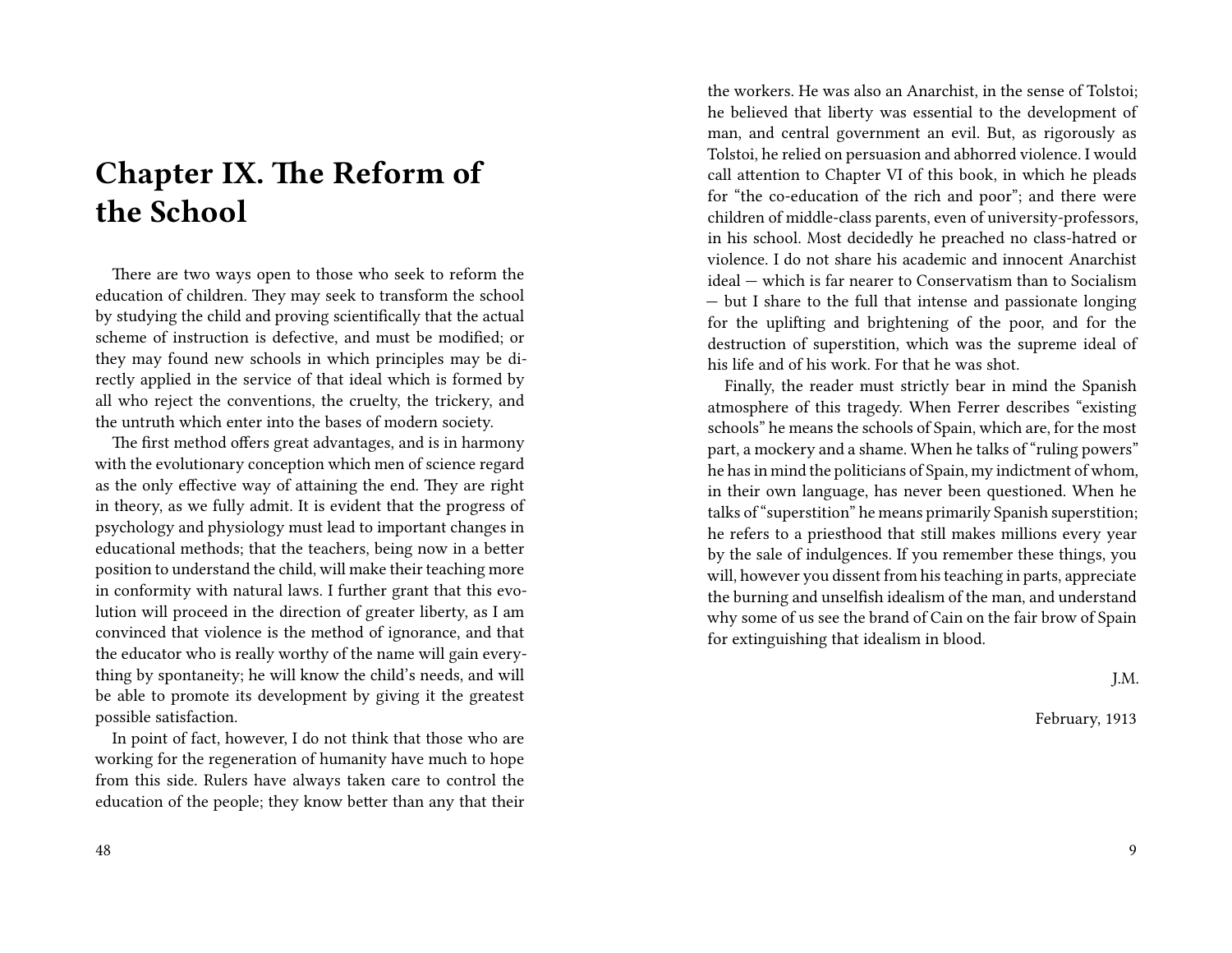# Chapter IX. The Reform of the School

There are two ways open to those who seek to reform the education of children. They may seek to transform the school by studying the child and proving scientifically that the actual scheme of instruction is defective, and must be modified; or they may found new schools in which principles may be directly applied in the service of that ideal which is formed by all who reject the conventions, the cruelty, the trickery, and the untruth which enter into the bases of modern society.

The first method offers great advantages, and is in harmony with the evolutionary conception which men of science regard as the only effective way of attaining the end. They are right in theory, as we fully admit. It is evident that the progress of psychology and physiology must lead to important changes in educational methods; that the teachers, being now in a better position to understand the child, will make their teaching more in conformity with natural laws. I further grant that this evolution will proceed in the direction of greater liberty, as I am convinced that violence is the method of ignorance, and that the educator who is really worthy of the name will gain everything by spontaneity; he will know the child's needs, and will be able to promote its development by giving it the greatest possible satisfaction.

In point of fact, however, I do not think that those who are working for the regeneration of humanity have much to hope from this side. Rulers have always taken care to control the education of the people; they know better than any that their

the workers. He was also an Anarchist, in the sense of Tolstoi; he believed that liberty was essential to the development of man, and central government an evil. But, as rigorously as Tolstoi, he relied on persuasion and abhorred violence. I would call attention to Chapter VI of this book, in which he pleads for "the co-education of the rich and poor"; and there were children of middle-class parents, even of university-professors, in his school. Most decidedly he preached no class-hatred or violence. I do not share his academic and innocent Anarchist ideal — which is far nearer to Conservatism than to Socialism — but I share to the full that intense and passionate longing for the uplifting and brightening of the poor, and for the destruction of superstition, which was the supreme ideal of his life and of his work. For that he was shot.

Finally, the reader must strictly bear in mind the Spanish atmosphere of this tragedy. When Ferrer describes "existing schools" he means the schools of Spain, which are, for the most part, a mockery and a shame. When he talks of "ruling powers" he has in mind the politicians of Spain, my indictment of whom, in their own language, has never been questioned. When he talks of "superstition" he means primarily Spanish superstition; he refers to a priesthood that still makes millions every year by the sale of indulgences. If you remember these things, you will, however you dissent from his teaching in parts, appreciate the burning and unselfish idealism of the man, and understand why some of us see the brand of Cain on the fair brow of Spain for extinguishing that idealism in blood.

J.M.

February, 1913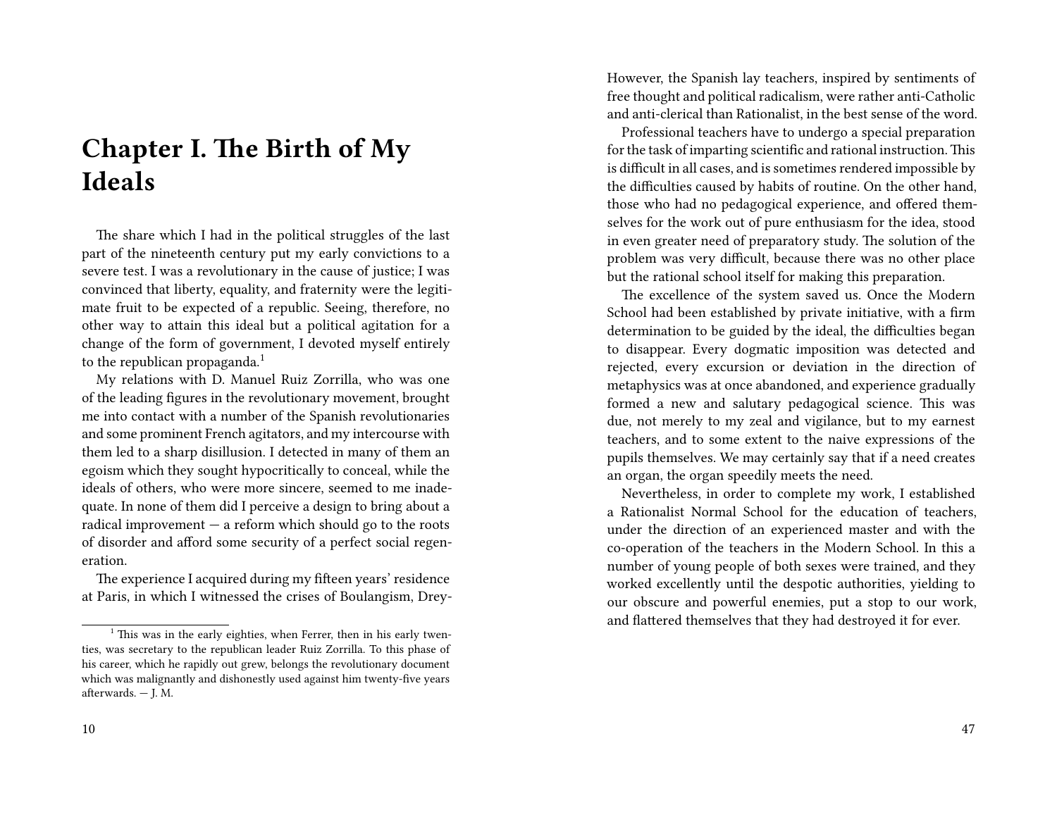# Chapter I. The Birth of My Ideals

The share which I had in the political struggles of the last part of the nineteenth century put my early convictions to a severe test. I was a revolutionary in the cause of justice; I was convinced that liberty, equality, and fraternity were the legitimate fruit to be expected of a republic. Seeing, therefore, no other way to attain this ideal but a political agitation for a change of the form of government, I devoted myself entirely to the republican propaganda.[1]

My relations with D. Manuel Ruiz Zorrilla, who was one of the leading figures in the revolutionary movement, brought me into contact with a number of the Spanish revolutionaries and some prominent French agitators, and my intercourse with them led to a sharp disillusion. I detected in many of them an egoism which they sought hypocritically to conceal, while the ideals of others, who were more sincere, seemed to me inadequate. In none of them did I perceive a design to bring about a radical improvement — a reform which should go to the roots of disorder and afford some security of a perfect social regeneration.

The experience I acquired during my fifteen years' residence at Paris, in which I witnessed the crises of Boulangism, Drey-

[1] This was in the early eighties, when Ferrer, then in his early twenties, was secretary to the republican leader Ruiz Zorrilla. To this phase of his career, which he rapidly out grew, belongs the revolutionary document which was malignantly and dishonestly used against him twenty-five years afterwards. — J. M.

However, the Spanish lay teachers, inspired by sentiments of free thought and political radicalism, were rather anti-Catholic and anti-clerical than Rationalist, in the best sense of the word.

Professional teachers have to undergo a special preparation for the task of imparting scientific and rational instruction. This is difficult in all cases, and is sometimes rendered impossible by the difficulties caused by habits of routine. On the other hand, those who had no pedagogical experience, and offered themselves for the work out of pure enthusiasm for the idea, stood in even greater need of preparatory study. The solution of the problem was very difficult, because there was no other place but the rational school itself for making this preparation.

The excellence of the system saved us. Once the Modern School had been established by private initiative, with a firm determination to be guided by the ideal, the difficulties began to disappear. Every dogmatic imposition was detected and rejected, every excursion or deviation in the direction of metaphysics was at once abandoned, and experience gradually formed a new and salutary pedagogical science. This was due, not merely to my zeal and vigilance, but to my earnest teachers, and to some extent to the naive expressions of the pupils themselves. We may certainly say that if a need creates an organ, the organ speedily meets the need.

Nevertheless, in order to complete my work, I established a Rationalist Normal School for the education of teachers, under the direction of an experienced master and with the co-operation of the teachers in the Modern School. In this a number of young people of both sexes were trained, and they worked excellently until the despotic authorities, yielding to our obscure and powerful enemies, put a stop to our work, and flattered themselves that they had destroyed it for ever.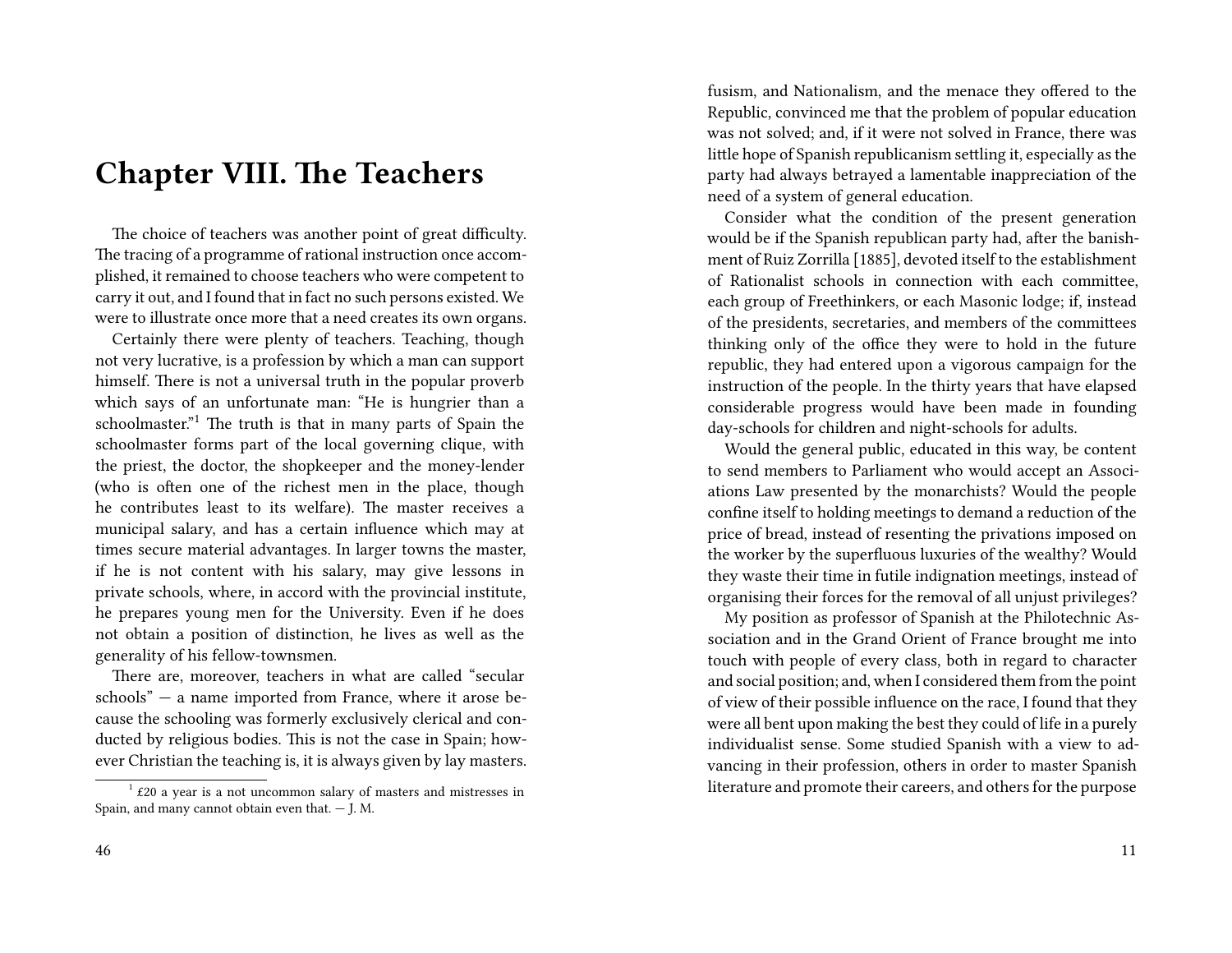# Chapter VIII. The Teachers

The choice of teachers was another point of great difficulty. The tracing of a programme of rational instruction once accomplished, it remained to choose teachers who were competent to carry it out, and I found that in fact no such persons existed. We were to illustrate once more that a need creates its own organs.

Certainly there were plenty of teachers. Teaching, though not very lucrative, is a profession by which a man can support himself. There is not a universal truth in the popular proverb which says of an unfortunate man: "He is hungrier than a schoolmaster."[1] The truth is that in many parts of Spain the schoolmaster forms part of the local governing clique, with the priest, the doctor, the shopkeeper and the money-lender (who is often one of the richest men in the place, though he contributes least to its welfare). The master receives a municipal salary, and has a certain influence which may at times secure material advantages. In larger towns the master, if he is not content with his salary, may give lessons in private schools, where, in accord with the provincial institute, he prepares young men for the University. Even if he does not obtain a position of distinction, he lives as well as the generality of his fellow-townsmen.

There are, moreover, teachers in what are called "secular schools" — a name imported from France, where it arose because the schooling was formerly exclusively clerical and conducted by religious bodies. This is not the case in Spain; however Christian the teaching is, it is always given by lay masters.

[1] £20 a year is a not uncommon salary of masters and mistresses in Spain, and many cannot obtain even that. — J. M.

fusism, and Nationalism, and the menace they offered to the Republic, convinced me that the problem of popular education was not solved; and, if it were not solved in France, there was little hope of Spanish republicanism settling it, especially as the party had always betrayed a lamentable inappreciation of the need of a system of general education.

Consider what the condition of the present generation would be if the Spanish republican party had, after the banishment of Ruiz Zorrilla [1885], devoted itself to the establishment of Rationalist schools in connection with each committee, each group of Freethinkers, or each Masonic lodge; if, instead of the presidents, secretaries, and members of the committees thinking only of the office they were to hold in the future republic, they had entered upon a vigorous campaign for the instruction of the people. In the thirty years that have elapsed considerable progress would have been made in founding day-schools for children and night-schools for adults.

Would the general public, educated in this way, be content to send members to Parliament who would accept an Associations Law presented by the monarchists? Would the people confine itself to holding meetings to demand a reduction of the price of bread, instead of resenting the privations imposed on the worker by the superfluous luxuries of the wealthy? Would they waste their time in futile indignation meetings, instead of organising their forces for the removal of all unjust privileges?

My position as professor of Spanish at the Philotechnic Association and in the Grand Orient of France brought me into touch with people of every class, both in regard to character and social position; and, when I considered them from the point of view of their possible influence on the race, I found that they were all bent upon making the best they could of life in a purely individualist sense. Some studied Spanish with a view to advancing in their profession, others in order to master Spanish literature and promote their careers, and others for the purpose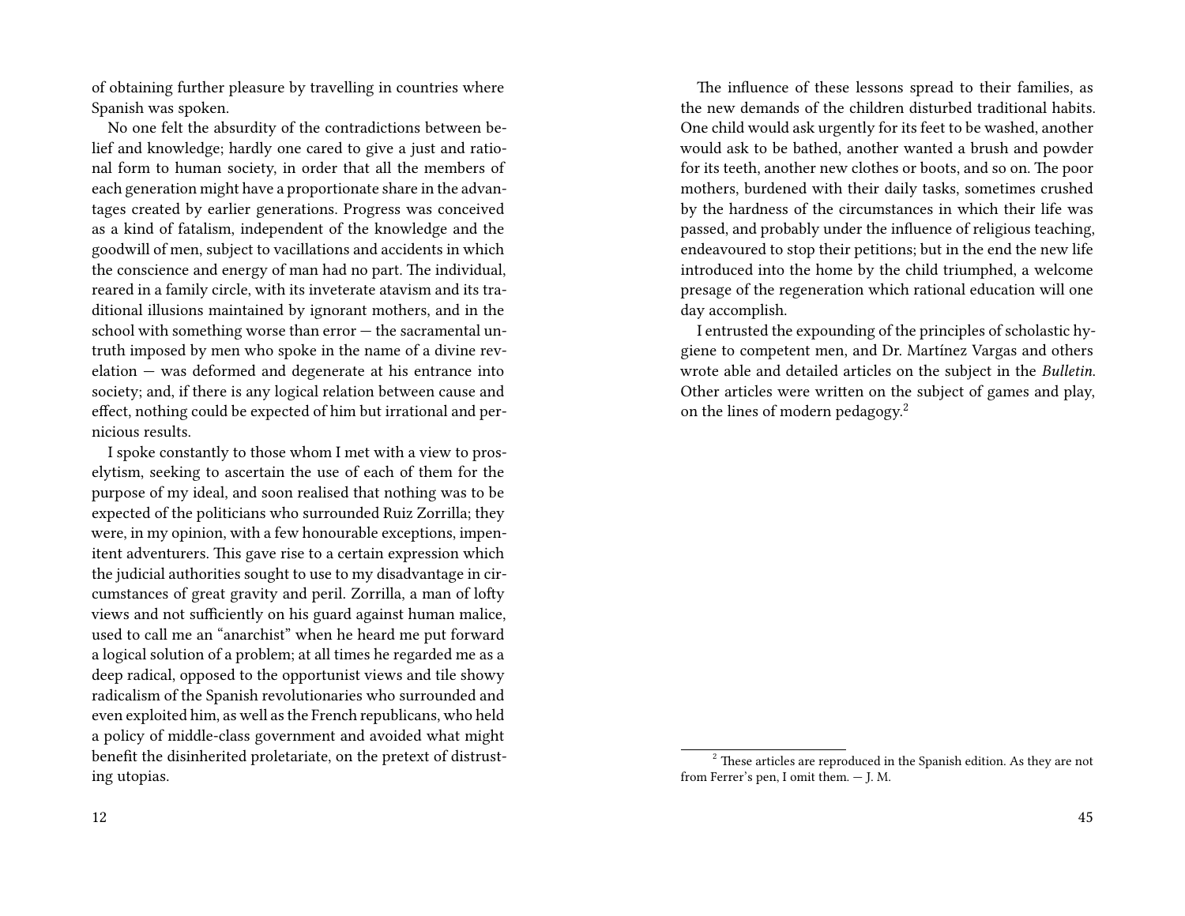of obtaining further pleasure by travelling in countries where Spanish was spoken.

No one felt the absurdity of the contradictions between belief and knowledge; hardly one cared to give a just and rational form to human society, in order that all the members of each generation might have a proportionate share in the advantages created by earlier generations. Progress was conceived as a kind of fatalism, independent of the knowledge and the goodwill of men, subject to vacillations and accidents in which the conscience and energy of man had no part. The individual, reared in a family circle, with its inveterate atavism and its traditional illusions maintained by ignorant mothers, and in the school with something worse than error — the sacramental untruth imposed by men who spoke in the name of a divine revelation — was deformed and degenerate at his entrance into society; and, if there is any logical relation between cause and effect, nothing could be expected of him but irrational and pernicious results.

I spoke constantly to those whom I met with a view to proselytism, seeking to ascertain the use of each of them for the purpose of my ideal, and soon realised that nothing was to be expected of the politicians who surrounded Ruiz Zorrilla; they were, in my opinion, with a few honourable exceptions, impenitent adventurers. This gave rise to a certain expression which the judicial authorities sought to use to my disadvantage in circumstances of great gravity and peril. Zorrilla, a man of lofty views and not sufficiently on his guard against human malice, used to call me an "anarchist" when he heard me put forward a logical solution of a problem; at all times he regarded me as a deep radical, opposed to the opportunist views and tile showy radicalism of the Spanish revolutionaries who surrounded and even exploited him, as well as the French republicans, who held a policy of middle-class government and avoided what might benefit the disinherited proletariat, on the pretext of distrusting utopias.

The influence of these lessons spread to their families, as the new demands of the children disturbed traditional habits. One child would ask urgently for its feet to be washed, another would ask to be bathed, another wanted a brush and powder for its teeth, another new clothes or boots, and so on. The poor mothers, burdened with their daily tasks, sometimes crushed by the hardness of the circumstances in which their life was passed, and probably under the influence of religious teaching, endeavoured to stop their petitions; but in the end the new life introduced into the home by the child triumphed, a welcome presage of the regeneration which rational education will one day accomplish.

I entrusted the expounding of the principles of scholastic hygiene to competent men, and Dr. Martínez Vargas and others wrote able and detailed articles on the subject in the *Bulletin*. Other articles were written on the subject of games and play, on the lines of modern pedagogy.[2]

[2] These articles are reproduced in the Spanish edition. As they are not from Ferrer's pen, I omit them. — J. M.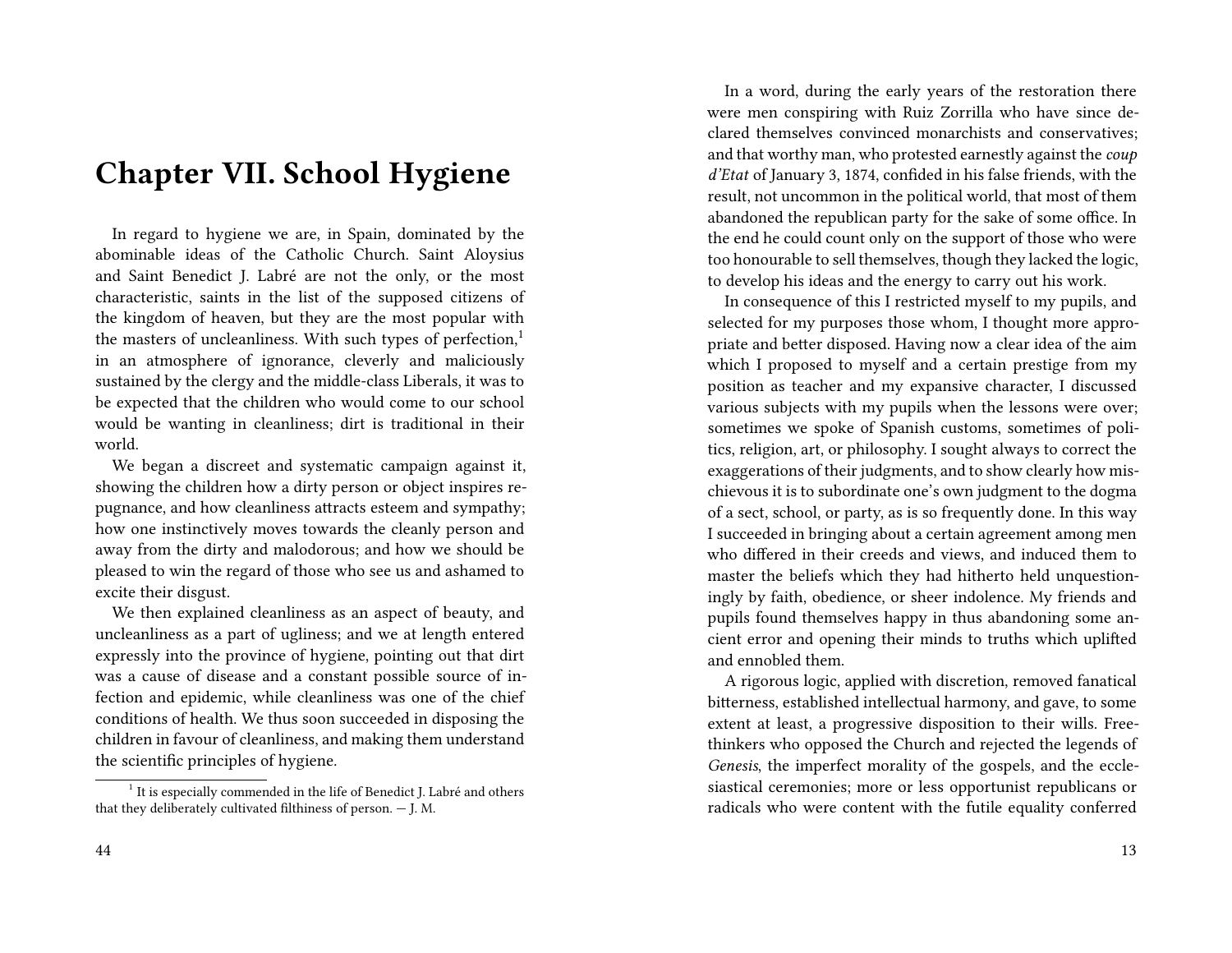# Chapter VII. School Hygiene

In regard to hygiene we are, in Spain, dominated by the abominable ideas of the Catholic Church. Saint Aloysius and Saint Benedict J. Labré are not the only, or the most characteristic, saints in the list of the supposed citizens of the kingdom of heaven, but they are the most popular with the masters of uncleanliness. With such types of perfection,[1] in an atmosphere of ignorance, cleverly and maliciously sustained by the clergy and the middle-class Liberals, it was to be expected that the children who would come to our school would be wanting in cleanliness; dirt is traditional in their world.

We began a discreet and systematic campaign against it, showing the children how a dirty person or object inspires repugnance, and how cleanliness attracts esteem and sympathy; how one instinctively moves towards the cleanly person and away from the dirty and malodorous; and how we should be pleased to win the regard of those who see us and ashamed to excite their disgust.

We then explained cleanliness as an aspect of beauty, and uncleanliness as a part of ugliness; and we at length entered expressly into the province of hygiene, pointing out that dirt was a cause of disease and a constant possible source of infection and epidemic, while cleanliness was one of the chief conditions of health. We thus soon succeeded in disposing the children in favour of cleanliness, and making them understand the scientific principles of hygiene.

[1] It is especially commended in the life of Benedict J. Labré and others that they deliberately cultivated filthiness of person. — J. M.

In a word, during the early years of the restoration there were men conspiring with Ruiz Zorrilla who have since declared themselves convinced monarchists and conservatives; and that worthy man, who protested earnestly against the *coup d'Etat* of January 3, 1874, confided in his false friends, with the result, not uncommon in the political world, that most of them abandoned the republican party for the sake of some office. In the end he could count only on the support of those who were too honourable to sell themselves, though they lacked the logic, to develop his ideas and the energy to carry out his work.

In consequence of this I restricted myself to my pupils, and selected for my purposes those whom, I thought more appropriate and better disposed. Having now a clear idea of the aim which I proposed to myself and a certain prestige from my position as teacher and my expansive character, I discussed various subjects with my pupils when the lessons were over; sometimes we spoke of Spanish customs, sometimes of politics, religion, art, or philosophy. I sought always to correct the exaggerations of their judgments, and to show clearly how mischievous it is to subordinate one's own judgment to the dogma of a sect, school, or party, as is so frequently done. In this way I succeeded in bringing about a certain agreement among men who differed in their creeds and views, and induced them to master the beliefs which they had hitherto held unquestioningly by faith, obedience, or sheer indolence. My friends and pupils found themselves happy in thus abandoning some ancient error and opening their minds to truths which uplifted and ennobled them.

A rigorous logic, applied with discretion, removed fanatical bitterness, established intellectual harmony, and gave, to some extent at least, a progressive disposition to their wills. Freethinkers who opposed the Church and rejected the legends of *Genesis*, the imperfect morality of the gospels, and the ecclesiastical ceremonies; more or less opportunist republicans or radicals who were content with the futile equality conferred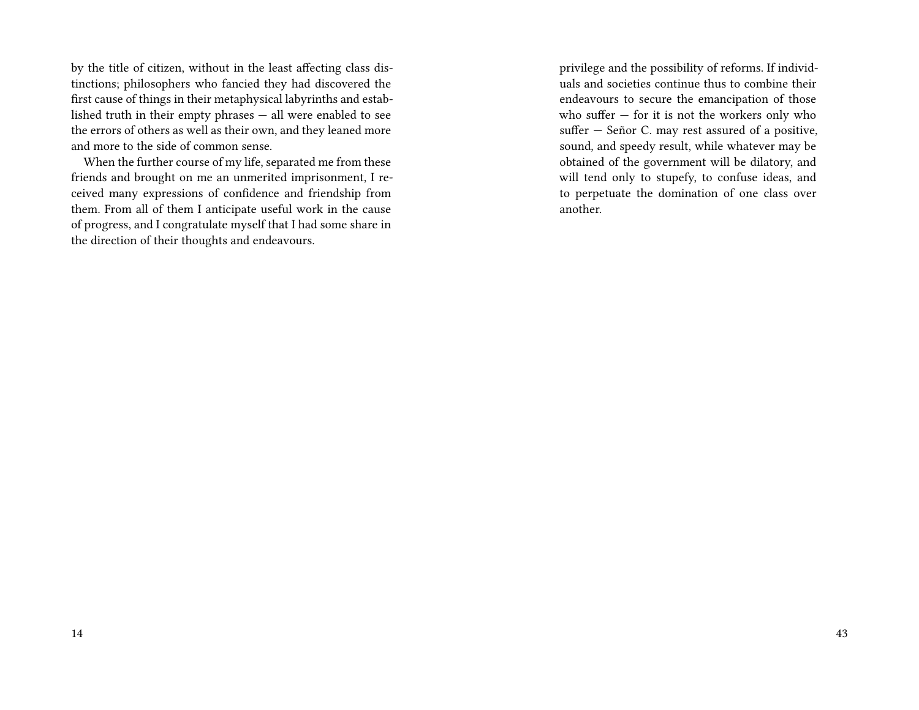by the title of citizen, without in the least affecting class distinctions; philosophers who fancied they had discovered the first cause of things in their metaphysical labyrinths and established truth in their empty phrases — all were enabled to see the errors of others as well as their own, and they leaned more and more to the side of common sense.

When the further course of my life, separated me from these friends and brought on me an unmerited imprisonment, I received many expressions of confidence and friendship from them. From all of them I anticipate useful work in the cause of progress, and I congratulate myself that I had some share in the direction of their thoughts and endeavours.

privilege and the possibility of reforms. If individuals and societies continue thus to combine their endeavours to secure the emancipation of those who suffer — for it is not the workers only who suffer — Señor C. may rest assured of a positive, sound, and speedy result, while whatever may be obtained of the government will be dilatory, and will tend only to stupefy, to confuse ideas, and to perpetuate the domination of one class over another.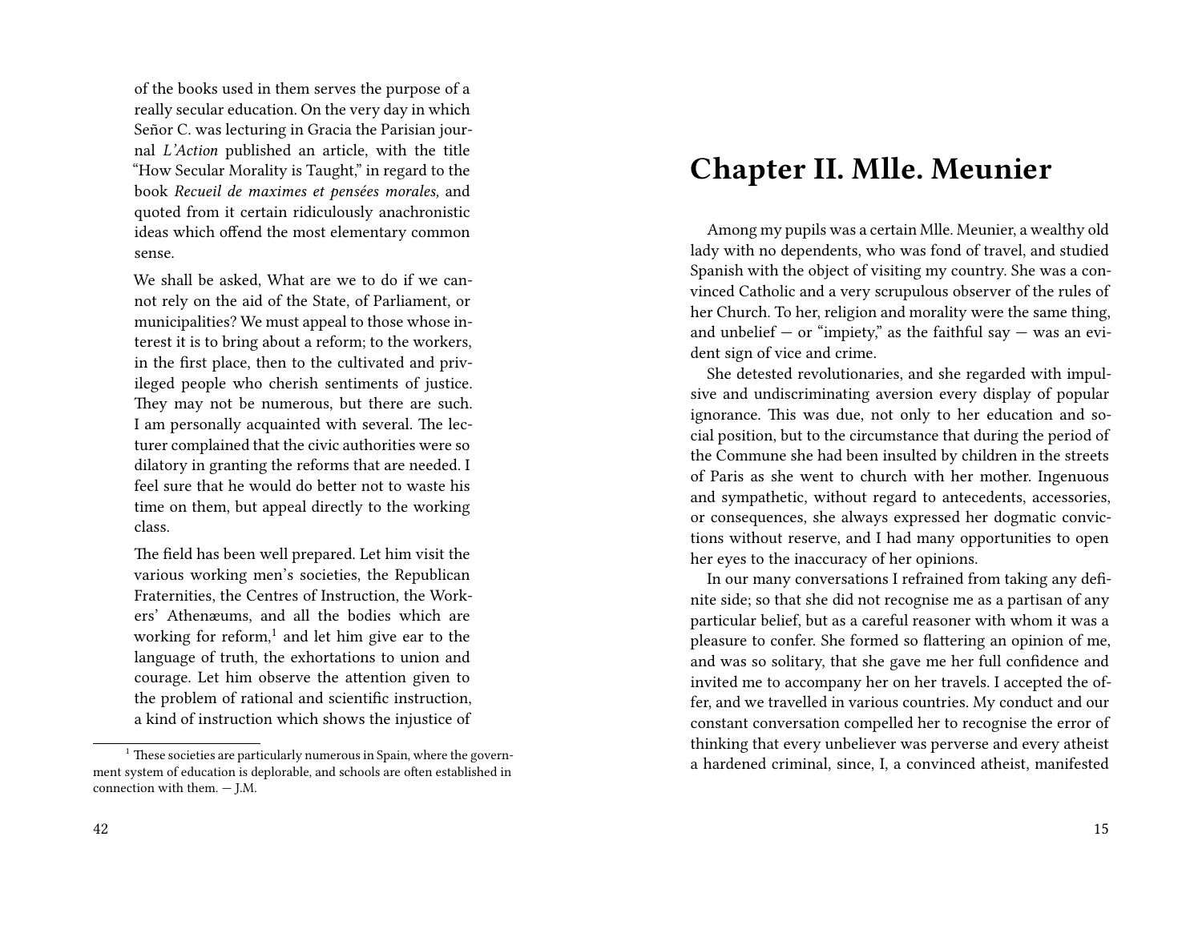of the books used in them serves the purpose of a really secular education. On the very day in which Señor C. was lecturing in Gracia the Parisian journal *L'Action* published an article, with the title "How Secular Morality is Taught," in regard to the book *Recueil de maximes et pensées morales,* and quoted from it certain ridiculously anachronistic ideas which offend the most elementary common sense.

We shall be asked, What are we to do if we cannot rely on the aid of the State, of Parliament, or municipalities? We must appeal to those whose interest it is to bring about a reform; to the workers, in the first place, then to the cultivated and privileged people who cherish sentiments of justice. They may not be numerous, but there are such. I am personally acquainted with several. The lecturer complained that the civic authorities were so dilatory in granting the reforms that are needed. I feel sure that he would do better not to waste his time on them, but appeal directly to the working class.

The field has been well prepared. Let him visit the various working men's societies, the Republican Fraternities, the Centres of Instruction, the Workers' Athenæums, and all the bodies which are working for reform,[1] and let him give ear to the language of truth, the exhortations to union and courage. Let him observe the attention given to the problem of rational and scientific instruction, a kind of instruction which shows the injustice of

[1] These societies are particularly numerous in Spain, where the government system of education is deplorable, and schools are often established in connection with them. — J.M.

# Chapter II. Mlle. Meunier

Among my pupils was a certain Mlle. Meunier, a wealthy old lady with no dependents, who was fond of travel, and studied Spanish with the object of visiting my country. She was a convinced Catholic and a very scrupulous observer of the rules of her Church. To her, religion and morality were the same thing, and unbelief — or "impiety," as the faithful say — was an evident sign of vice and crime.

She detested revolutionaries, and she regarded with impulsive and undiscriminating aversion every display of popular ignorance. This was due, not only to her education and social position, but to the circumstance that during the period of the Commune she had been insulted by children in the streets of Paris as she went to church with her mother. Ingenuous and sympathetic, without regard to antecedents, accessories, or consequences, she always expressed her dogmatic convictions without reserve, and I had many opportunities to open her eyes to the inaccuracy of her opinions.

In our many conversations I refrained from taking any definite side; so that she did not recognise me as a partisan of any particular belief, but as a careful reasoner with whom it was a pleasure to confer. She formed so flattering an opinion of me, and was so solitary, that she gave me her full confidence and invited me to accompany her on her travels. I accepted the offer, and we travelled in various countries. My conduct and our constant conversation compelled her to recognise the error of thinking that every unbeliever was perverse and every atheist a hardened criminal, since, I, a convinced atheist, manifested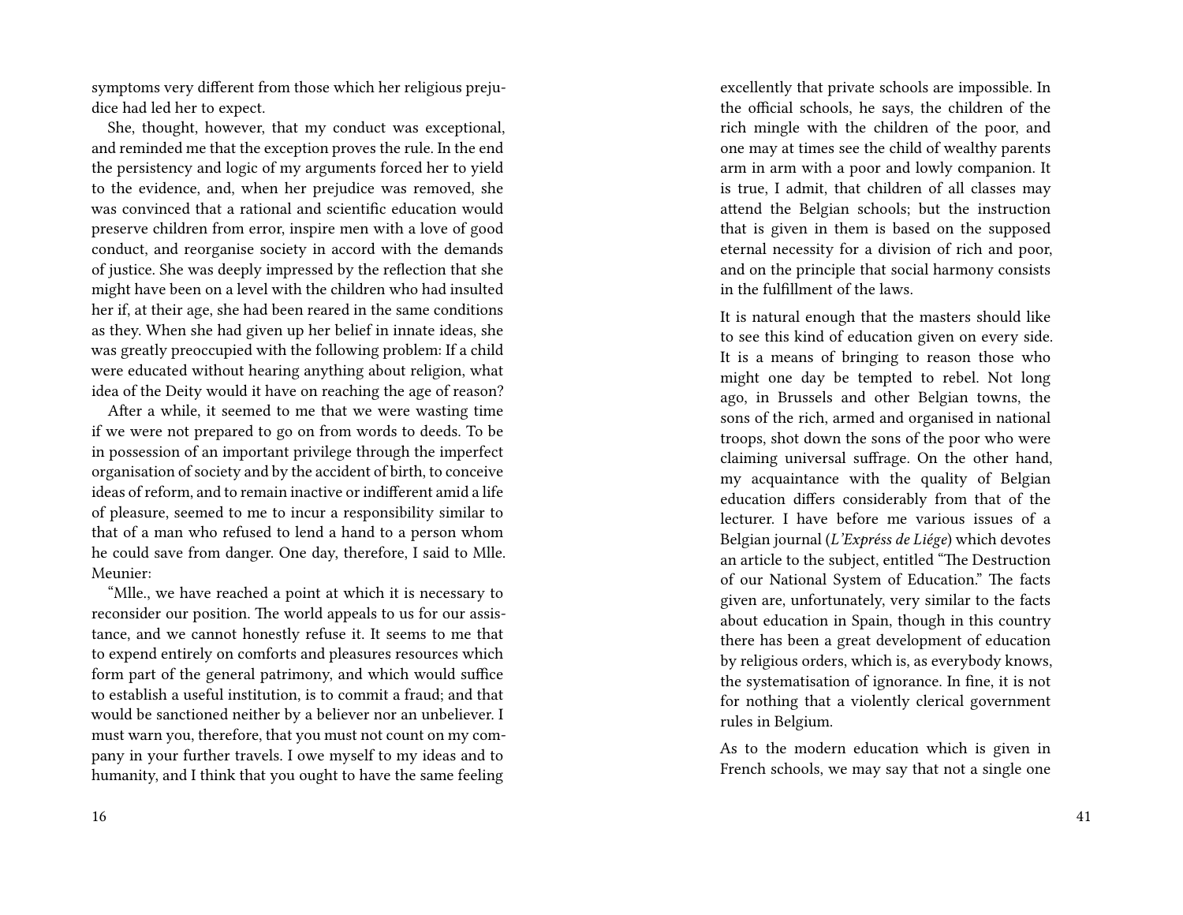symptoms very different from those which her religious prejudice had led her to expect.

She, thought, however, that my conduct was exceptional, and reminded me that the exception proves the rule. In the end the persistency and logic of my arguments forced her to yield to the evidence, and, when her prejudice was removed, she was convinced that a rational and scientific education would preserve children from error, inspire men with a love of good conduct, and reorganise society in accord with the demands of justice. She was deeply impressed by the reflection that she might have been on a level with the children who had insulted her if, at their age, she had been reared in the same conditions as they. When she had given up her belief in innate ideas, she was greatly preoccupied with the following problem: If a child were educated without hearing anything about religion, what idea of the Deity would it have on reaching the age of reason?

After a while, it seemed to me that we were wasting time if we were not prepared to go on from words to deeds. To be in possession of an important privilege through the imperfect organisation of society and by the accident of birth, to conceive ideas of reform, and to remain inactive or indifferent amid a life of pleasure, seemed to me to incur a responsibility similar to that of a man who refused to lend a hand to a person whom he could save from danger. One day, therefore, I said to Mlle. Meunier:

"Mlle., we have reached a point at which it is necessary to reconsider our position. The world appeals to us for our assistance, and we cannot honestly refuse it. It seems to me that to expend entirely on comforts and pleasures resources which form part of the general patrimony, and which would suffice to establish a useful institution, is to commit a fraud; and that would be sanctioned neither by a believer nor an unbeliever. I must warn you, therefore, that you must not count on my company in your further travels. I owe myself to my ideas and to humanity, and I think that you ought to have the same feeling

excellently that private schools are impossible. In the official schools, he says, the children of the rich mingle with the children of the poor, and one may at times see the child of wealthy parents arm in arm with a poor and lowly companion. It is true, I admit, that children of all classes may attend the Belgian schools; but the instruction that is given in them is based on the supposed eternal necessity for a division of rich and poor, and on the principle that social harmony consists in the fulfillment of the laws.

It is natural enough that the masters should like to see this kind of education given on every side. It is a means of bringing to reason those who might one day be tempted to rebel. Not long ago, in Brussels and other Belgian towns, the sons of the rich, armed and organised in national troops, shot down the sons of the poor who were claiming universal suffrage. On the other hand, my acquaintance with the quality of Belgian education differs considerably from that of the lecturer. I have before me various issues of a Belgian journal (*L'Expréss de Liége*) which devotes an article to the subject, entitled "The Destruction of our National System of Education." The facts given are, unfortunately, very similar to the facts about education in Spain, though in this country there has been a great development of education by religious orders, which is, as everybody knows, the systematisation of ignorance. In fine, it is not for nothing that a violently clerical government rules in Belgium.

As to the modern education which is given in French schools, we may say that not a single one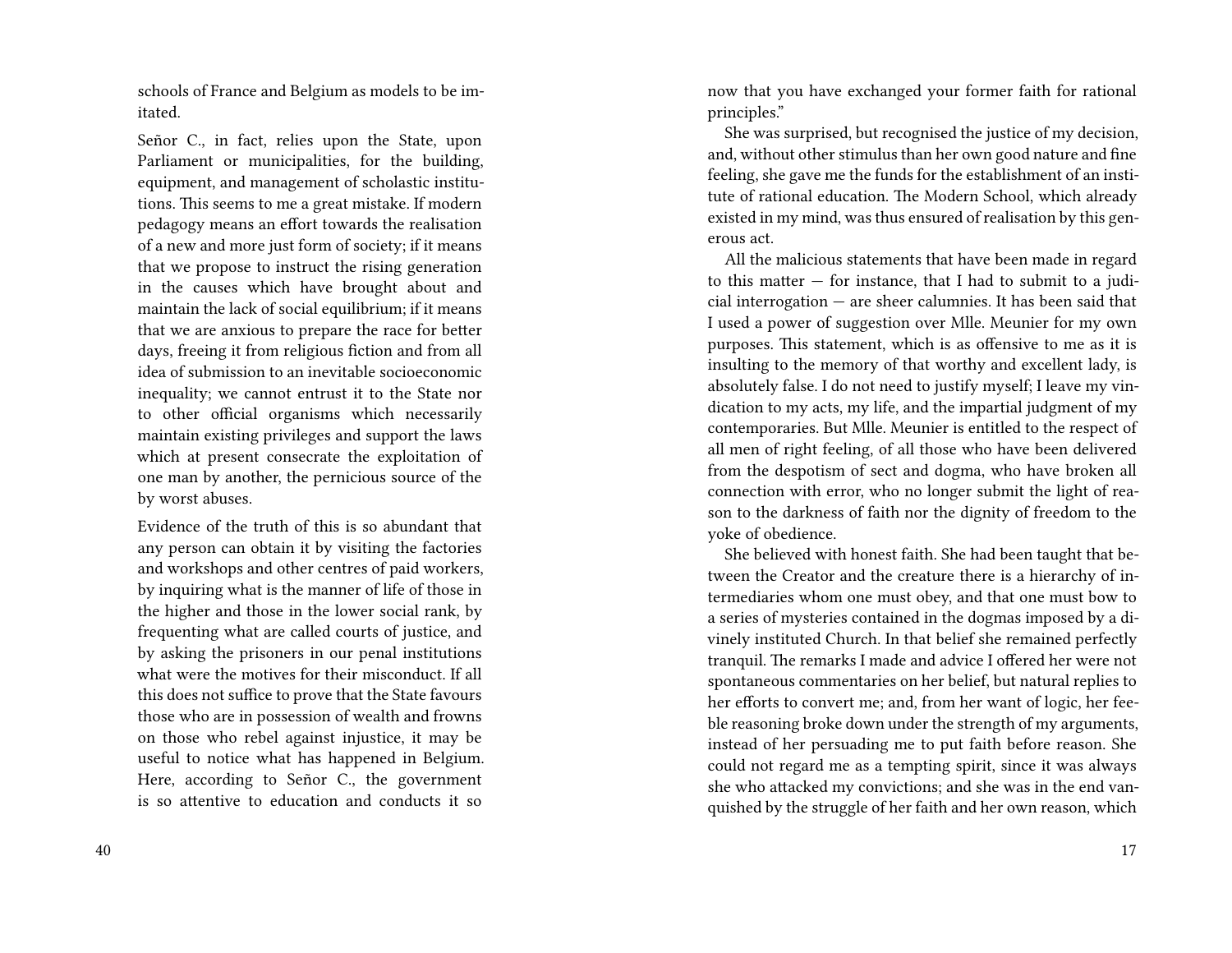schools of France and Belgium as models to be imitated.

Señor C., in fact, relies upon the State, upon Parliament or municipalities, for the building, equipment, and management of scholastic institutions. This seems to me a great mistake. If modern pedagogy means an effort towards the realisation of a new and more just form of society; if it means that we propose to instruct the rising generation in the causes which have brought about and maintain the lack of social equilibrium; if it means that we are anxious to prepare the race for better days, freeing it from religious fiction and from all idea of submission to an inevitable socioeconomic inequality; we cannot entrust it to the State nor to other official organisms which necessarily maintain existing privileges and support the laws which at present consecrate the exploitation of one man by another, the pernicious source of the by worst abuses.

Evidence of the truth of this is so abundant that any person can obtain it by visiting the factories and workshops and other centres of paid workers, by inquiring what is the manner of life of those in the higher and those in the lower social rank, by frequenting what are called courts of justice, and by asking the prisoners in our penal institutions what were the motives for their misconduct. If all this does not suffice to prove that the State favours those who are in possession of wealth and frowns on those who rebel against injustice, it may be useful to notice what has happened in Belgium. Here, according to Señor C., the government is so attentive to education and conducts it so

now that you have exchanged your former faith for rational principles."

She was surprised, but recognised the justice of my decision, and, without other stimulus than her own good nature and fine feeling, she gave me the funds for the establishment of an institute of rational education. The Modern School, which already existed in my mind, was thus ensured of realisation by this generous act.

All the malicious statements that have been made in regard to this matter — for instance, that I had to submit to a judicial interrogation — are sheer calumnies. It has been said that I used a power of suggestion over Mlle. Meunier for my own purposes. This statement, which is as offensive to me as it is insulting to the memory of that worthy and excellent lady, is absolutely false. I do not need to justify myself; I leave my vindication to my acts, my life, and the impartial judgment of my contemporaries. But Mlle. Meunier is entitled to the respect of all men of right feeling, of all those who have been delivered from the despotism of sect and dogma, who have broken all connection with error, who no longer submit the light of reason to the darkness of faith nor the dignity of freedom to the yoke of obedience.

She believed with honest faith. She had been taught that between the Creator and the creature there is a hierarchy of intermediaries whom one must obey, and that one must bow to a series of mysteries contained in the dogmas imposed by a divinely instituted Church. In that belief she remained perfectly tranquil. The remarks I made and advice I offered her were not spontaneous commentaries on her belief, but natural replies to her efforts to convert me; and, from her want of logic, her feeble reasoning broke down under the strength of my arguments, instead of her persuading me to put faith before reason. She could not regard me as a tempting spirit, since it was always she who attacked my convictions; and she was in the end vanquished by the struggle of her faith and her own reason, which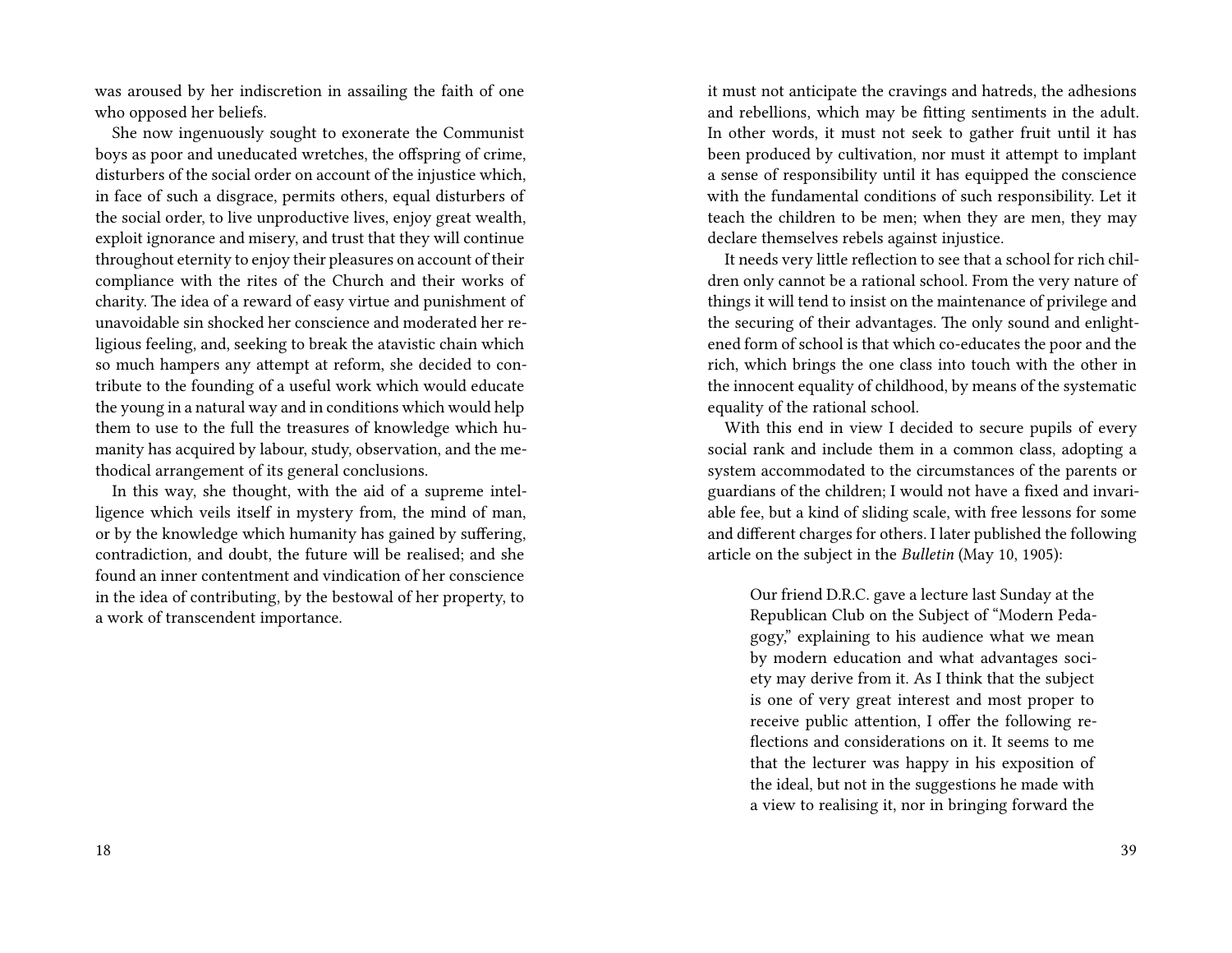was aroused by her indiscretion in assailing the faith of one who opposed her beliefs.

She now ingenuously sought to exonerate the Communist boys as poor and uneducated wretches, the offspring of crime, disturbers of the social order on account of the injustice which, in face of such a disgrace, permits others, equal disturbers of the social order, to live unproductive lives, enjoy great wealth, exploit ignorance and misery, and trust that they will continue throughout eternity to enjoy their pleasures on account of their compliance with the rites of the Church and their works of charity. The idea of a reward of easy virtue and punishment of unavoidable sin shocked her conscience and moderated her religious feeling, and, seeking to break the atavistic chain which so much hampers any attempt at reform, she decided to contribute to the founding of a useful work which would educate the young in a natural way and in conditions which would help them to use to the full the treasures of knowledge which humanity has acquired by labour, study, observation, and the methodical arrangement of its general conclusions.

In this way, she thought, with the aid of a supreme intelligence which veils itself in mystery from, the mind of man, or by the knowledge which humanity has gained by suffering, contradiction, and doubt, the future will be realised; and she found an inner contentment and vindication of her conscience in the idea of contributing, by the bestowal of her property, to a work of transcendent importance.

it must not anticipate the cravings and hatreds, the adhesions and rebellions, which may be fitting sentiments in the adult. In other words, it must not seek to gather fruit until it has been produced by cultivation, nor must it attempt to implant a sense of responsibility until it has equipped the conscience with the fundamental conditions of such responsibility. Let it teach the children to be men; when they are men, they may declare themselves rebels against injustice.

It needs very little reflection to see that a school for rich children only cannot be a rational school. From the very nature of things it will tend to insist on the maintenance of privilege and the securing of their advantages. The only sound and enlightened form of school is that which co-educates the poor and the rich, which brings the one class into touch with the other in the innocent equality of childhood, by means of the systematic equality of the rational school.

With this end in view I decided to secure pupils of every social rank and include them in a common class, adopting a system accommodated to the circumstances of the parents or guardians of the children; I would not have a fixed and invariable fee, but a kind of sliding scale, with free lessons for some and different charges for others. I later published the following article on the subject in the *Bulletin* (May 10, 1905):

> Our friend D.R.C. gave a lecture last Sunday at the Republican Club on the Subject of “Modern Pedagogy,” explaining to his audience what we mean by modern education and what advantages society may derive from it. As I think that the subject is one of very great interest and most proper to receive public attention, I offer the following reflections and considerations on it. It seems to me that the lecturer was happy in his exposition of the ideal, but not in the suggestions he made with a view to realising it, nor in bringing forward the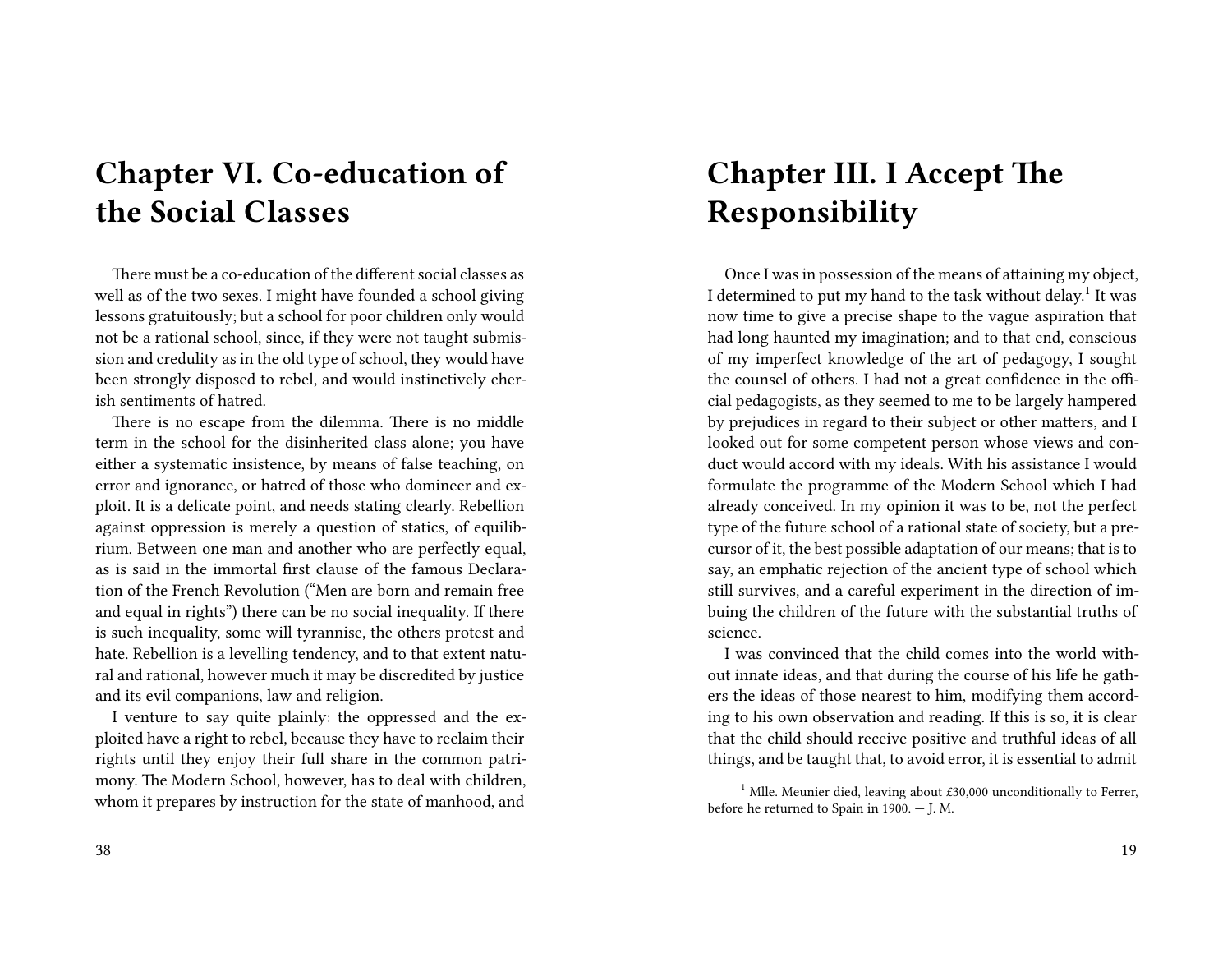# Chapter VI. Co-education of the Social Classes

There must be a co-education of the different social classes as well as of the two sexes. I might have founded a school giving lessons gratuitously; but a school for poor children only would not be a rational school, since, if they were not taught submission and credulity as in the old type of school, they would have been strongly disposed to rebel, and would instinctively cherish sentiments of hatred.

There is no escape from the dilemma. There is no middle term in the school for the disinherited class alone; you have either a systematic insistence, by means of false teaching, on error and ignorance, or hatred of those who domineer and exploit. It is a delicate point, and needs stating clearly. Rebellion against oppression is merely a question of statics, of equilibrium. Between one man and another who are perfectly equal, as is said in the immortal first clause of the famous Declaration of the French Revolution ("Men are born and remain free and equal in rights") there can be no social inequality. If there is such inequality, some will tyrannise, the others protest and hate. Rebellion is a levelling tendency, and to that extent natural and rational, however much it may be discredited by justice and its evil companions, law and religion.

I venture to say quite plainly: the oppressed and the exploited have a right to rebel, because they have to reclaim their rights until they enjoy their full share in the common patrimony. The Modern School, however, has to deal with children, whom it prepares by instruction for the state of manhood, and

# Chapter III. I Accept The Responsibility

Once I was in possession of the means of attaining my object, I determined to put my hand to the task without delay.[1] It was now time to give a precise shape to the vague aspiration that had long haunted my imagination; and to that end, conscious of my imperfect knowledge of the art of pedagogy, I sought the counsel of others. I had not a great confidence in the official pedagogists, as they seemed to me to be largely hampered by prejudices in regard to their subject or other matters, and I looked out for some competent person whose views and conduct would accord with my ideals. With his assistance I would formulate the programme of the Modern School which I had already conceived. In my opinion it was to be, not the perfect type of the future school of a rational state of society, but a precursor of it, the best possible adaptation of our means; that is to say, an emphatic rejection of the ancient type of school which still survives, and a careful experiment in the direction of imbuing the children of the future with the substantial truths of science.

I was convinced that the child comes into the world without innate ideas, and that during the course of his life he gathers the ideas of those nearest to him, modifying them according to his own observation and reading. If this is so, it is clear that the child should receive positive and truthful ideas of all things, and be taught that, to avoid error, it is essential to admit

[1] Mlle. Meunier died, leaving about £30,000 unconditionally to Ferrer, before he returned to Spain in 1900. — J. M.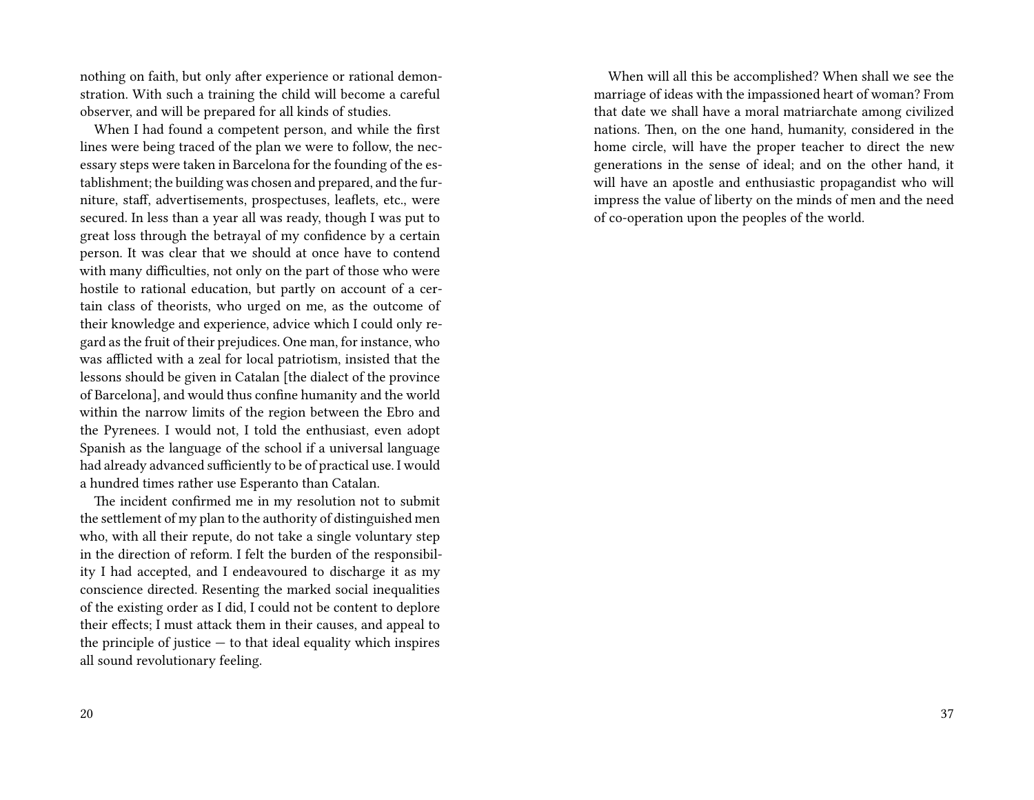nothing on faith, but only after experience or rational demonstration. With such a training the child will become a careful observer, and will be prepared for all kinds of studies.

When I had found a competent person, and while the first lines were being traced of the plan we were to follow, the necessary steps were taken in Barcelona for the founding of the establishment; the building was chosen and prepared, and the furniture, staff, advertisements, prospectuses, leaflets, etc., were secured. In less than a year all was ready, though I was put to great loss through the betrayal of my confidence by a certain person. It was clear that we should at once have to contend with many difficulties, not only on the part of those who were hostile to rational education, but partly on account of a certain class of theorists, who urged on me, as the outcome of their knowledge and experience, advice which I could only regard as the fruit of their prejudices. One man, for instance, who was afflicted with a zeal for local patriotism, insisted that the lessons should be given in Catalan [the dialect of the province of Barcelona], and would thus confine humanity and the world within the narrow limits of the region between the Ebro and the Pyrenees. I would not, I told the enthusiast, even adopt Spanish as the language of the school if a universal language had already advanced sufficiently to be of practical use. I would a hundred times rather use Esperanto than Catalan.

The incident confirmed me in my resolution not to submit the settlement of my plan to the authority of distinguished men who, with all their repute, do not take a single voluntary step in the direction of reform. I felt the burden of the responsibility I had accepted, and I endeavoured to discharge it as my conscience directed. Resenting the marked social inequalities of the existing order as I did, I could not be content to deplore their effects; I must attack them in their causes, and appeal to the principle of justice — to that ideal equality which inspires all sound revolutionary feeling.

When will all this be accomplished? When shall we see the marriage of ideas with the impassioned heart of woman? From that date we shall have a moral matriarchate among civilized nations. Then, on the one hand, humanity, considered in the home circle, will have the proper teacher to direct the new generations in the sense of ideal; and on the other hand, it will have an apostle and enthusiastic propagandist who will impress the value of liberty on the minds of men and the need of co-operation upon the peoples of the world.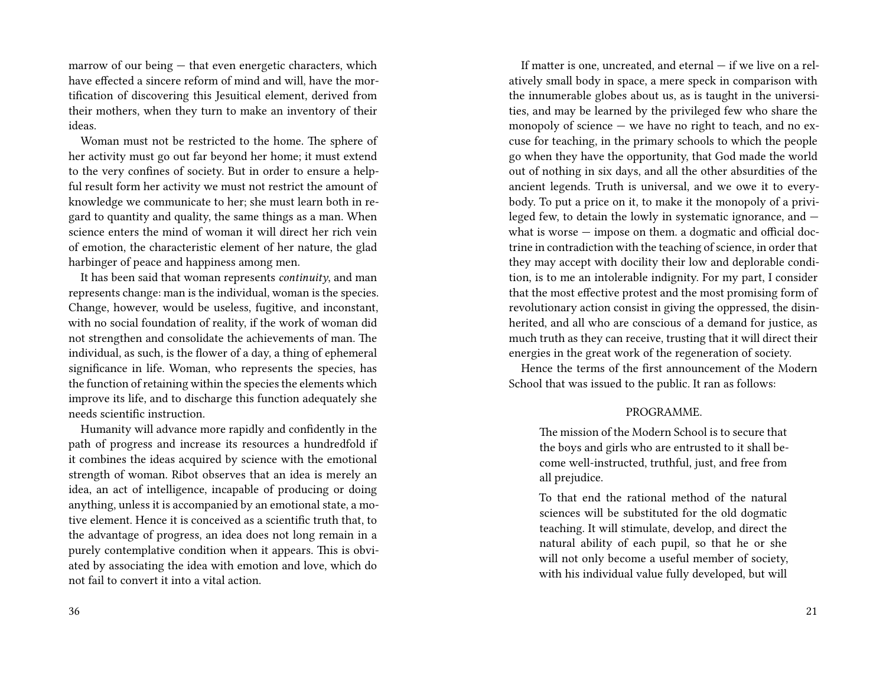marrow of our being — that even energetic characters, which have effected a sincere reform of mind and will, have the mortification of discovering this Jesuitical element, derived from their mothers, when they turn to make an inventory of their ideas.

Woman must not be restricted to the home. The sphere of her activity must go out far beyond her home; it must extend to the very confines of society. But in order to ensure a helpful result form her activity we must not restrict the amount of knowledge we communicate to her; she must learn both in regard to quantity and quality, the same things as a man. When science enters the mind of woman it will direct her rich vein of emotion, the characteristic element of her nature, the glad harbinger of peace and happiness among men.

It has been said that woman represents *continuity*, and man represents change: man is the individual, woman is the species. Change, however, would be useless, fugitive, and inconstant, with no social foundation of reality, if the work of woman did not strengthen and consolidate the achievements of man. The individual, as such, is the flower of a day, a thing of ephemeral significance in life. Woman, who represents the species, has the function of retaining within the species the elements which improve its life, and to discharge this function adequately she needs scientific instruction.

Humanity will advance more rapidly and confidently in the path of progress and increase its resources a hundredfold if it combines the ideas acquired by science with the emotional strength of woman. Ribot observes that an idea is merely an idea, an act of intelligence, incapable of producing or doing anything, unless it is accompanied by an emotional state, a motive element. Hence it is conceived as a scientific truth that, to the advantage of progress, an idea does not long remain in a purely contemplative condition when it appears. This is obviated by associating the idea with emotion and love, which do not fail to convert it into a vital action.

If matter is one, uncreated, and eternal — if we live on a relatively small body in space, a mere speck in comparison with the innumerable globes about us, as is taught in the universities, and may be learned by the privileged few who share the monopoly of science — we have no right to teach, and no excuse for teaching, in the primary schools to which the people go when they have the opportunity, that God made the world out of nothing in six days, and all the other absurdities of the ancient legends. Truth is universal, and we owe it to everybody. To put a price on it, to make it the monopoly of a privileged few, to detain the lowly in systematic ignorance, and — what is worse — impose on them. a dogmatic and official doctrine in contradiction with the teaching of science, in order that they may accept with docility their low and deplorable condition, is to me an intolerable indignity. For my part, I consider that the most effective protest and the most promising form of revolutionary action consist in giving the oppressed, the disinherited, and all who are conscious of a demand for justice, as much truth as they can receive, trusting that it will direct their energies in the great work of the regeneration of society.

Hence the terms of the first announcement of the Modern School that was issued to the public. It ran as follows:

PROGRAMME.

> The mission of the Modern School is to secure that the boys and girls who are entrusted to it shall become well-instructed, truthful, just, and free from all prejudice.
>
> To that end the rational method of the natural sciences will be substituted for the old dogmatic teaching. It will stimulate, develop, and direct the natural ability of each pupil, so that he or she will not only become a useful member of society, with his individual value fully developed, but will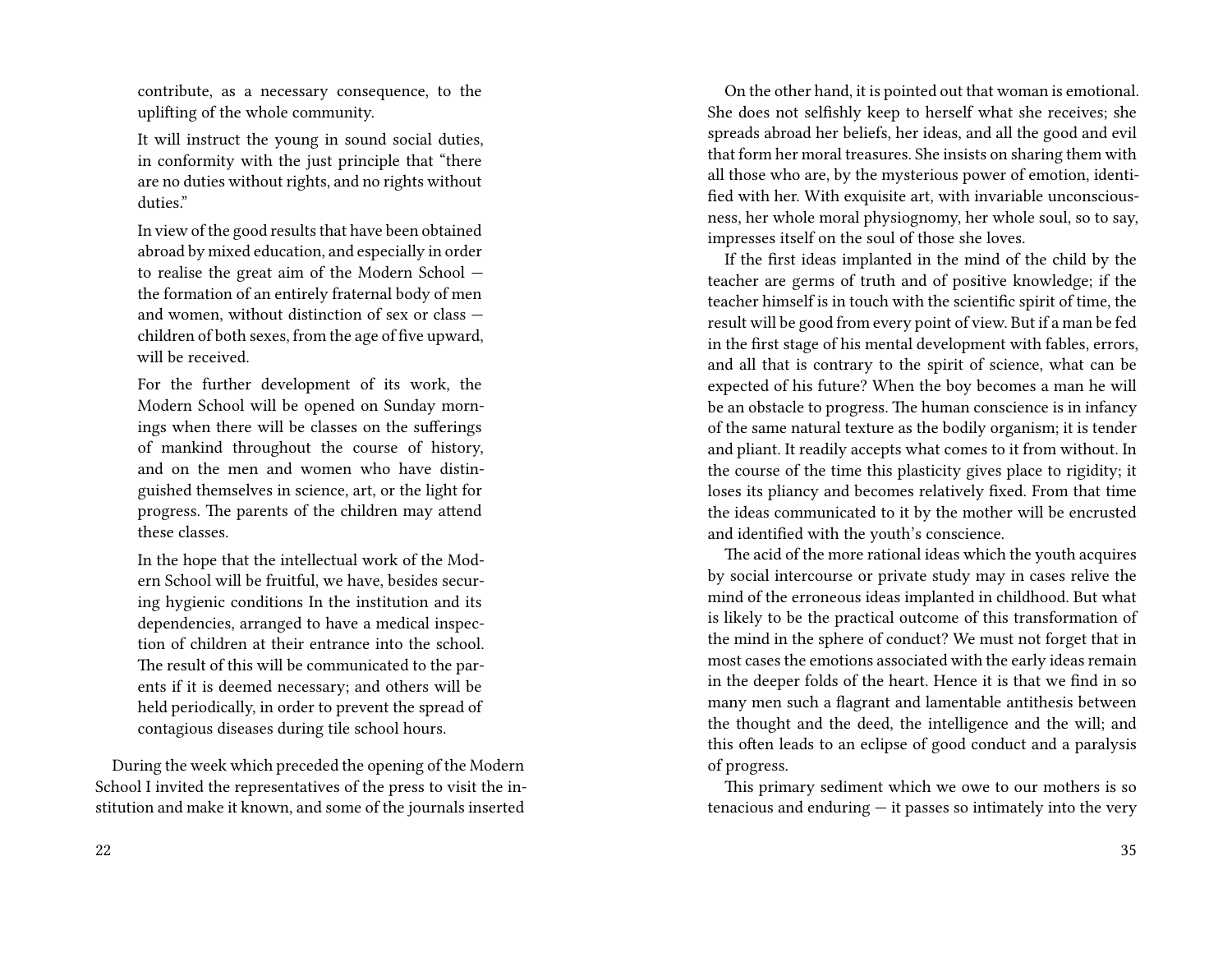contribute, as a necessary consequence, to the uplifting of the whole community.

> It will instruct the young in sound social duties, in conformity with the just principle that "there are no duties without rights, and no rights without duties."
>
> In view of the good results that have been obtained abroad by mixed education, and especially in order to realise the great aim of the Modern School — the formation of an entirely fraternal body of men and women, without distinction of sex or class — children of both sexes, from the age of five upward, will be received.
>
> For the further development of its work, the Modern School will be opened on Sunday mornings when there will be classes on the sufferings of mankind throughout the course of history, and on the men and women who have distinguished themselves in science, art, or the light for progress. The parents of the children may attend these classes.
>
> In the hope that the intellectual work of the Modern School will be fruitful, we have, besides securing hygienic conditions In the institution and its dependencies, arranged to have a medical inspection of children at their entrance into the school. The result of this will be communicated to the parents if it is deemed necessary; and others will be held periodically, in order to prevent the spread of contagious diseases during tile school hours.

During the week which preceded the opening of the Modern School I invited the representatives of the press to visit the institution and make it known, and some of the journals inserted

On the other hand, it is pointed out that woman is emotional. She does not selfishly keep to herself what she receives; she spreads abroad her beliefs, her ideas, and all the good and evil that form her moral treasures. She insists on sharing them with all those who are, by the mysterious power of emotion, identified with her. With exquisite art, with invariable unconsciousness, her whole moral physiognomy, her whole soul, so to say, impresses itself on the soul of those she loves.

If the first ideas implanted in the mind of the child by the teacher are germs of truth and of positive knowledge; if the teacher himself is in touch with the scientific spirit of time, the result will be good from every point of view. But if a man be fed in the first stage of his mental development with fables, errors, and all that is contrary to the spirit of science, what can be expected of his future? When the boy becomes a man he will be an obstacle to progress. The human conscience is in infancy of the same natural texture as the bodily organism; it is tender and pliant. It readily accepts what comes to it from without. In the course of the time this plasticity gives place to rigidity; it loses its pliancy and becomes relatively fixed. From that time the ideas communicated to it by the mother will be encrusted and identified with the youth's conscience.

The acid of the more rational ideas which the youth acquires by social intercourse or private study may in cases relive the mind of the erroneous ideas implanted in childhood. But what is likely to be the practical outcome of this transformation of the mind in the sphere of conduct? We must not forget that in most cases the emotions associated with the early ideas remain in the deeper folds of the heart. Hence it is that we find in so many men such a flagrant and lamentable antithesis between the thought and the deed, the intelligence and the will; and this often leads to an eclipse of good conduct and a paralysis of progress.

This primary sediment which we owe to our mothers is so tenacious and enduring — it passes so intimately into the very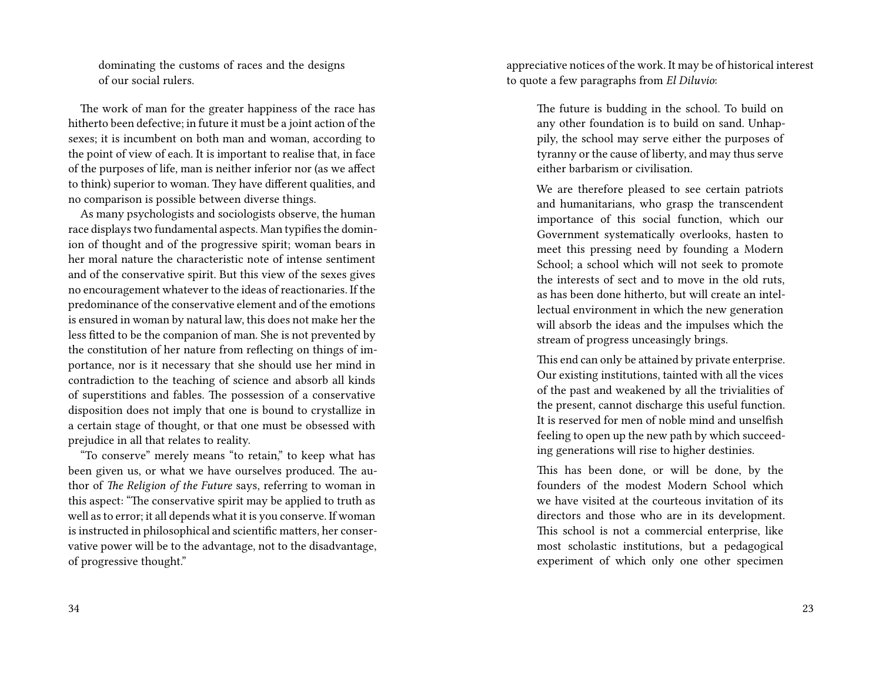dominating the customs of races and the designs of our social rulers.

The work of man for the greater happiness of the race has hitherto been defective; in future it must be a joint action of the sexes; it is incumbent on both man and woman, according to the point of view of each. It is important to realise that, in face of the purposes of life, man is neither inferior nor (as we affect to think) superior to woman. They have different qualities, and no comparison is possible between diverse things.

As many psychologists and sociologists observe, the human race displays two fundamental aspects. Man typifies the dominion of thought and of the progressive spirit; woman bears in her moral nature the characteristic note of intense sentiment and of the conservative spirit. But this view of the sexes gives no encouragement whatever to the ideas of reactionaries. If the predominance of the conservative element and of the emotions is ensured in woman by natural law, this does not make her the less fitted to be the companion of man. She is not prevented by the constitution of her nature from reflecting on things of importance, nor is it necessary that she should use her mind in contradiction to the teaching of science and absorb all kinds of superstitions and fables. The possession of a conservative disposition does not imply that one is bound to crystallize in a certain stage of thought, or that one must be obsessed with prejudice in all that relates to reality.

"To conserve" merely means "to retain," to keep what has been given us, or what we have ourselves produced. The author of *The Religion of the Future* says, referring to woman in this aspect: "The conservative spirit may be applied to truth as well as to error; it all depends what it is you conserve. If woman is instructed in philosophical and scientific matters, her conservative power will be to the advantage, not to the disadvantage, of progressive thought."

appreciative notices of the work. It may be of historical interest to quote a few paragraphs from *El Diluvio*:

> The future is budding in the school. To build on any other foundation is to build on sand. Unhappily, the school may serve either the purposes of tyranny or the cause of liberty, and may thus serve either barbarism or civilisation.
>
> We are therefore pleased to see certain patriots and humanitarians, who grasp the transcendent importance of this social function, which our Government systematically overlooks, hasten to meet this pressing need by founding a Modern School; a school which will not seek to promote the interests of sect and to move in the old ruts, as has been done hitherto, but will create an intellectual environment in which the new generation will absorb the ideas and the impulses which the stream of progress unceasingly brings.
>
> This end can only be attained by private enterprise. Our existing institutions, tainted with all the vices of the past and weakened by all the trivialities of the present, cannot discharge this useful function. It is reserved for men of noble mind and unselfish feeling to open up the new path by which succeeding generations will rise to higher destinies.
>
> This has been done, or will be done, by the founders of the modest Modern School which we have visited at the courteous invitation of its directors and those who are in its development. This school is not a commercial enterprise, like most scholastic institutions, but a pedagogical experiment of which only one other specimen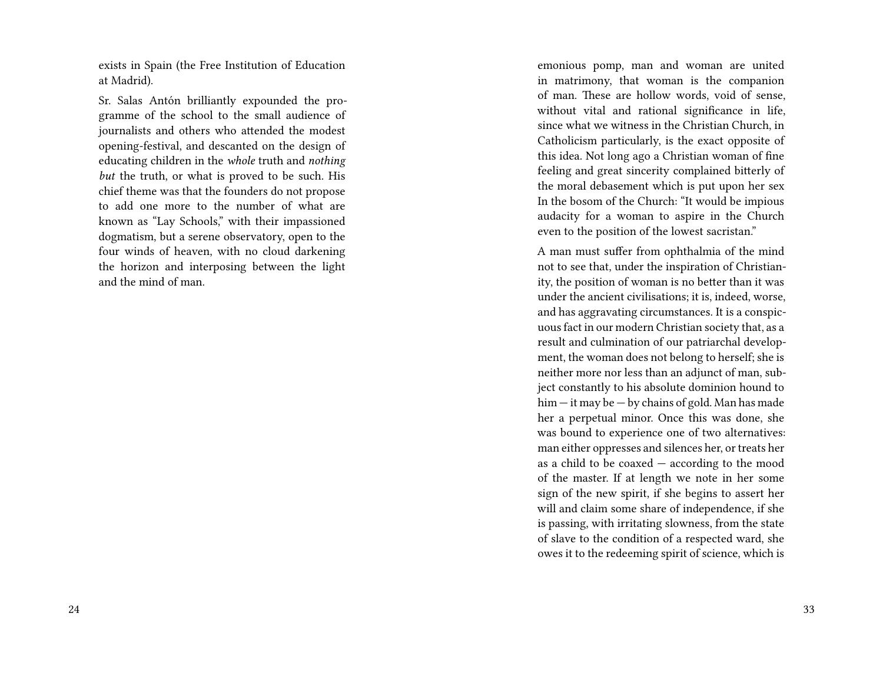exists in Spain (the Free Institution of Education at Madrid).

Sr. Salas Antón brilliantly expounded the programme of the school to the small audience of journalists and others who attended the modest opening-festival, and descanted on the design of educating children in the *whole* truth and *nothing but* the truth, or what is proved to be such. His chief theme was that the founders do not propose to add one more to the number of what are known as "Lay Schools," with their impassioned dogmatism, but a serene observatory, open to the four winds of heaven, with no cloud darkening the horizon and interposing between the light and the mind of man.

emonious pomp, man and woman are united in matrimony, that woman is the companion of man. These are hollow words, void of sense, without vital and rational significance in life, since what we witness in the Christian Church, in Catholicism particularly, is the exact opposite of this idea. Not long ago a Christian woman of fine feeling and great sincerity complained bitterly of the moral debasement which is put upon her sex In the bosom of the Church: "It would be impious audacity for a woman to aspire in the Church even to the position of the lowest sacristan."

A man must suffer from ophthalmia of the mind not to see that, under the inspiration of Christianity, the position of woman is no better than it was under the ancient civilisations; it is, indeed, worse, and has aggravating circumstances. It is a conspicuous fact in our modern Christian society that, as a result and culmination of our patriarchal development, the woman does not belong to herself; she is neither more nor less than an adjunct of man, subject constantly to his absolute dominion hound to him — it may be — by chains of gold. Man has made her a perpetual minor. Once this was done, she was bound to experience one of two alternatives: man either oppresses and silences her, or treats her as a child to be coaxed — according to the mood of the master. If at length we note in her some sign of the new spirit, if she begins to assert her will and claim some share of independence, if she is passing, with irritating slowness, from the state of slave to the condition of a respected ward, she owes it to the redeeming spirit of science, which is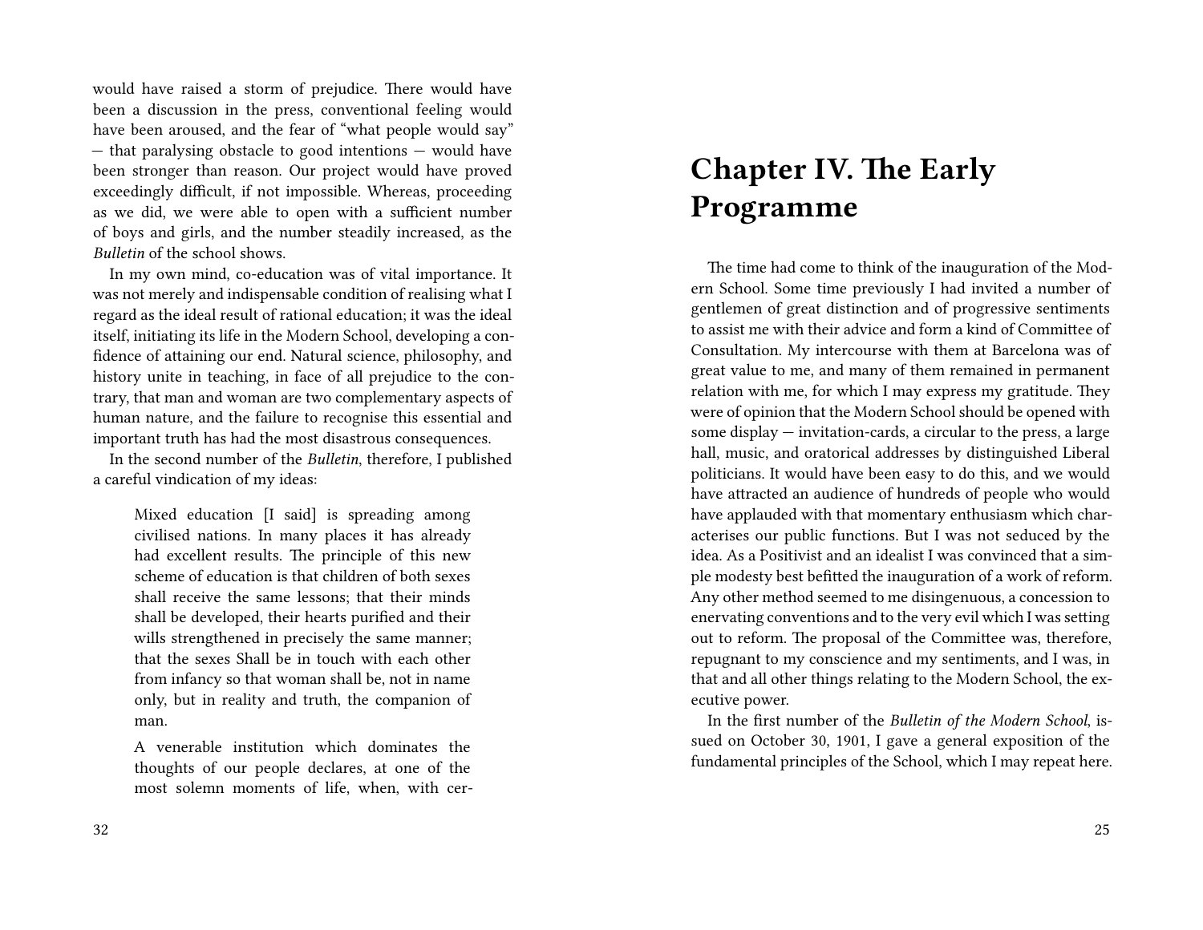would have raised a storm of prejudice. There would have been a discussion in the press, conventional feeling would have been aroused, and the fear of "what people would say" — that paralysing obstacle to good intentions — would have been stronger than reason. Our project would have proved exceedingly difficult, if not impossible. Whereas, proceeding as we did, we were able to open with a sufficient number of boys and girls, and the number steadily increased, as the *Bulletin* of the school shows.

In my own mind, co-education was of vital importance. It was not merely and indispensable condition of realising what I regard as the ideal result of rational education; it was the ideal itself, initiating its life in the Modern School, developing a confidence of attaining our end. Natural science, philosophy, and history unite in teaching, in face of all prejudice to the contrary, that man and woman are two complementary aspects of human nature, and the failure to recognise this essential and important truth has had the most disastrous consequences.

In the second number of the *Bulletin*, therefore, I published a careful vindication of my ideas:

> Mixed education [I said] is spreading among civilised nations. In many places it has already had excellent results. The principle of this new scheme of education is that children of both sexes shall receive the same lessons; that their minds shall be developed, their hearts purified and their wills strengthened in precisely the same manner; that the sexes Shall be in touch with each other from infancy so that woman shall be, not in name only, but in reality and truth, the companion of man.
>
> A venerable institution which dominates the thoughts of our people declares, at one of the most solemn moments of life, when, with cer-

# Chapter IV. The Early Programme

The time had come to think of the inauguration of the Modern School. Some time previously I had invited a number of gentlemen of great distinction and of progressive sentiments to assist me with their advice and form a kind of Committee of Consultation. My intercourse with them at Barcelona was of great value to me, and many of them remained in permanent relation with me, for which I may express my gratitude. They were of opinion that the Modern School should be opened with some display — invitation-cards, a circular to the press, a large hall, music, and oratorical addresses by distinguished Liberal politicians. It would have been easy to do this, and we would have attracted an audience of hundreds of people who would have applauded with that momentary enthusiasm which characterises our public functions. But I was not seduced by the idea. As a Positivist and an idealist I was convinced that a simple modesty best befitted the inauguration of a work of reform. Any other method seemed to me disingenuous, a concession to enervating conventions and to the very evil which I was setting out to reform. The proposal of the Committee was, therefore, repugnant to my conscience and my sentiments, and I was, in that and all other things relating to the Modern School, the executive power.

In the first number of the *Bulletin of the Modern School*, issued on October 30, 1901, I gave a general exposition of the fundamental principles of the School, which I may repeat here.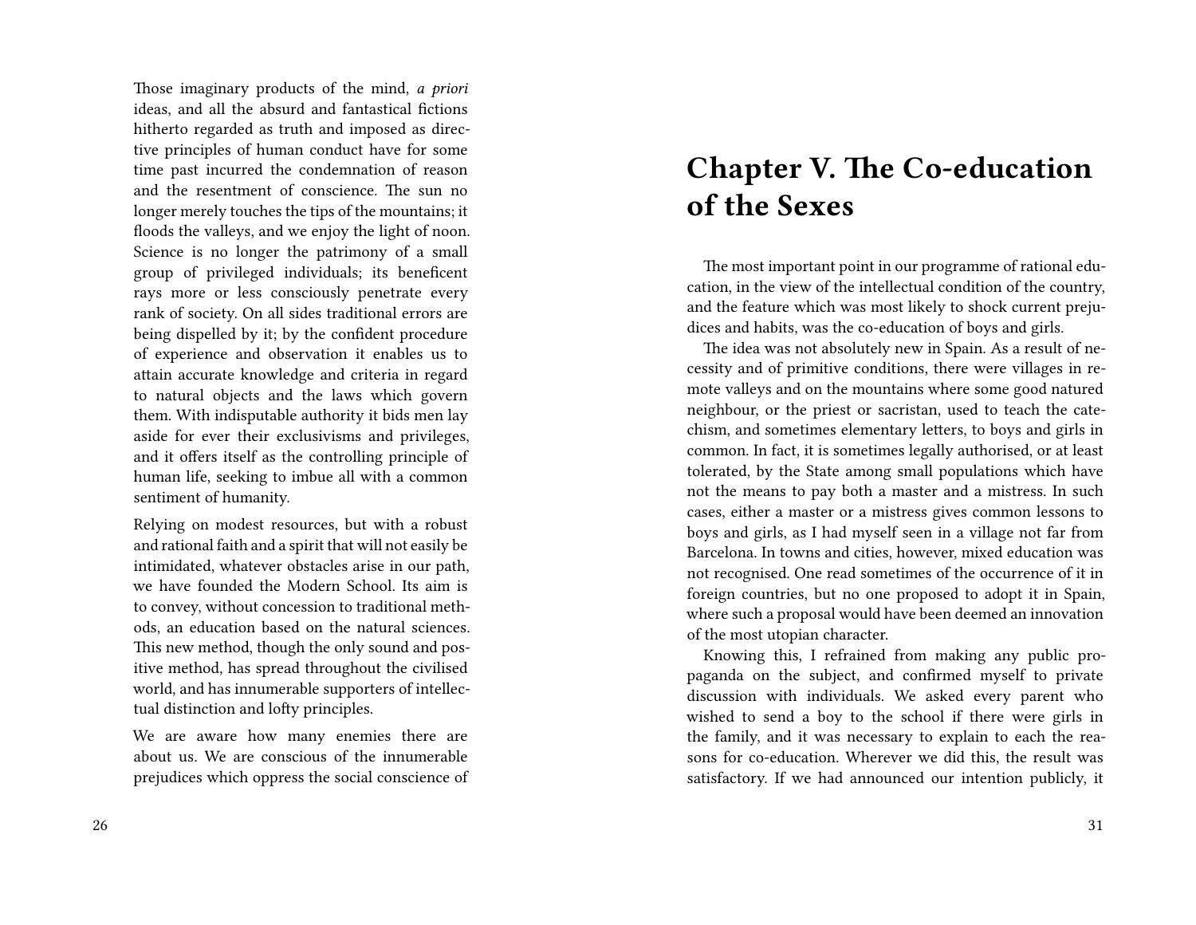Those imaginary products of the mind, *a priori* ideas, and all the absurd and fantastical fictions hitherto regarded as truth and imposed as directive principles of human conduct have for some time past incurred the condemnation of reason and the resentment of conscience. The sun no longer merely touches the tips of the mountains; it floods the valleys, and we enjoy the light of noon. Science is no longer the patrimony of a small group of privileged individuals; its beneficent rays more or less consciously penetrate every rank of society. On all sides traditional errors are being dispelled by it; by the confident procedure of experience and observation it enables us to attain accurate knowledge and criteria in regard to natural objects and the laws which govern them. With indisputable authority it bids men lay aside for ever their exclusivisms and privileges, and it offers itself as the controlling principle of human life, seeking to imbue all with a common sentiment of humanity.

Relying on modest resources, but with a robust and rational faith and a spirit that will not easily be intimidated, whatever obstacles arise in our path, we have founded the Modern School. Its aim is to convey, without concession to traditional methods, an education based on the natural sciences. This new method, though the only sound and positive method, has spread throughout the civilised world, and has innumerable supporters of intellectual distinction and lofty principles.

We are aware how many enemies there are about us. We are conscious of the innumerable prejudices which oppress the social conscience of

# Chapter V. The Co-education of the Sexes

The most important point in our programme of rational education, in the view of the intellectual condition of the country, and the feature which was most likely to shock current prejudices and habits, was the co-education of boys and girls.

The idea was not absolutely new in Spain. As a result of necessity and of primitive conditions, there were villages in remote valleys and on the mountains where some good natured neighbour, or the priest or sacristan, used to teach the catechism, and sometimes elementary letters, to boys and girls in common. In fact, it is sometimes legally authorised, or at least tolerated, by the State among small populations which have not the means to pay both a master and a mistress. In such cases, either a master or a mistress gives common lessons to boys and girls, as I had myself seen in a village not far from Barcelona. In towns and cities, however, mixed education was not recognised. One read sometimes of the occurrence of it in foreign countries, but no one proposed to adopt it in Spain, where such a proposal would have been deemed an innovation of the most utopian character.

Knowing this, I refrained from making any public propaganda on the subject, and confirmed myself to private discussion with individuals. We asked every parent who wished to send a boy to the school if there were girls in the family, and it was necessary to explain to each the reasons for co-education. Wherever we did this, the result was satisfactory. If we had announced our intention publicly, it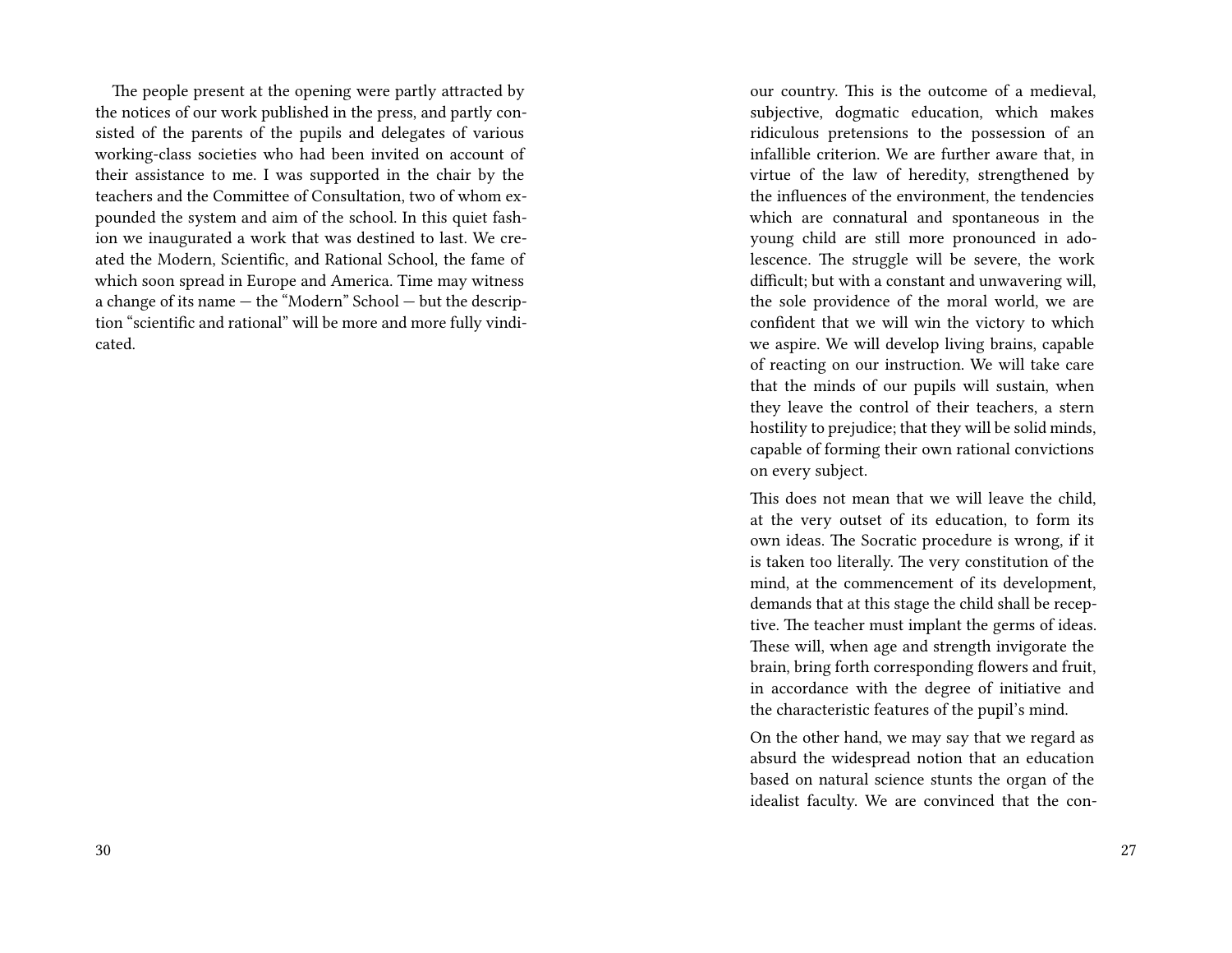The people present at the opening were partly attracted by the notices of our work published in the press, and partly consisted of the parents of the pupils and delegates of various working-class societies who had been invited on account of their assistance to me. I was supported in the chair by the teachers and the Committee of Consultation, two of whom expounded the system and aim of the school. In this quiet fashion we inaugurated a work that was destined to last. We created the Modern, Scientific, and Rational School, the fame of which soon spread in Europe and America. Time may witness a change of its name — the "Modern" School — but the description "scientific and rational" will be more and more fully vindicated.

our country. This is the outcome of a medieval, subjective, dogmatic education, which makes ridiculous pretensions to the possession of an infallible criterion. We are further aware that, in virtue of the law of heredity, strengthened by the influences of the environment, the tendencies which are connatural and spontaneous in the young child are still more pronounced in adolescence. The struggle will be severe, the work difficult; but with a constant and unwavering will, the sole providence of the moral world, we are confident that we will win the victory to which we aspire. We will develop living brains, capable of reacting on our instruction. We will take care that the minds of our pupils will sustain, when they leave the control of their teachers, a stern hostility to prejudice; that they will be solid minds, capable of forming their own rational convictions on every subject.

This does not mean that we will leave the child, at the very outset of its education, to form its own ideas. The Socratic procedure is wrong, if it is taken too literally. The very constitution of the mind, at the commencement of its development, demands that at this stage the child shall be receptive. The teacher must implant the germs of ideas. These will, when age and strength invigorate the brain, bring forth corresponding flowers and fruit, in accordance with the degree of initiative and the characteristic features of the pupil's mind.

On the other hand, we may say that we regard as absurd the widespread notion that an education based on natural science stunts the organ of the idealist faculty. We are convinced that the con-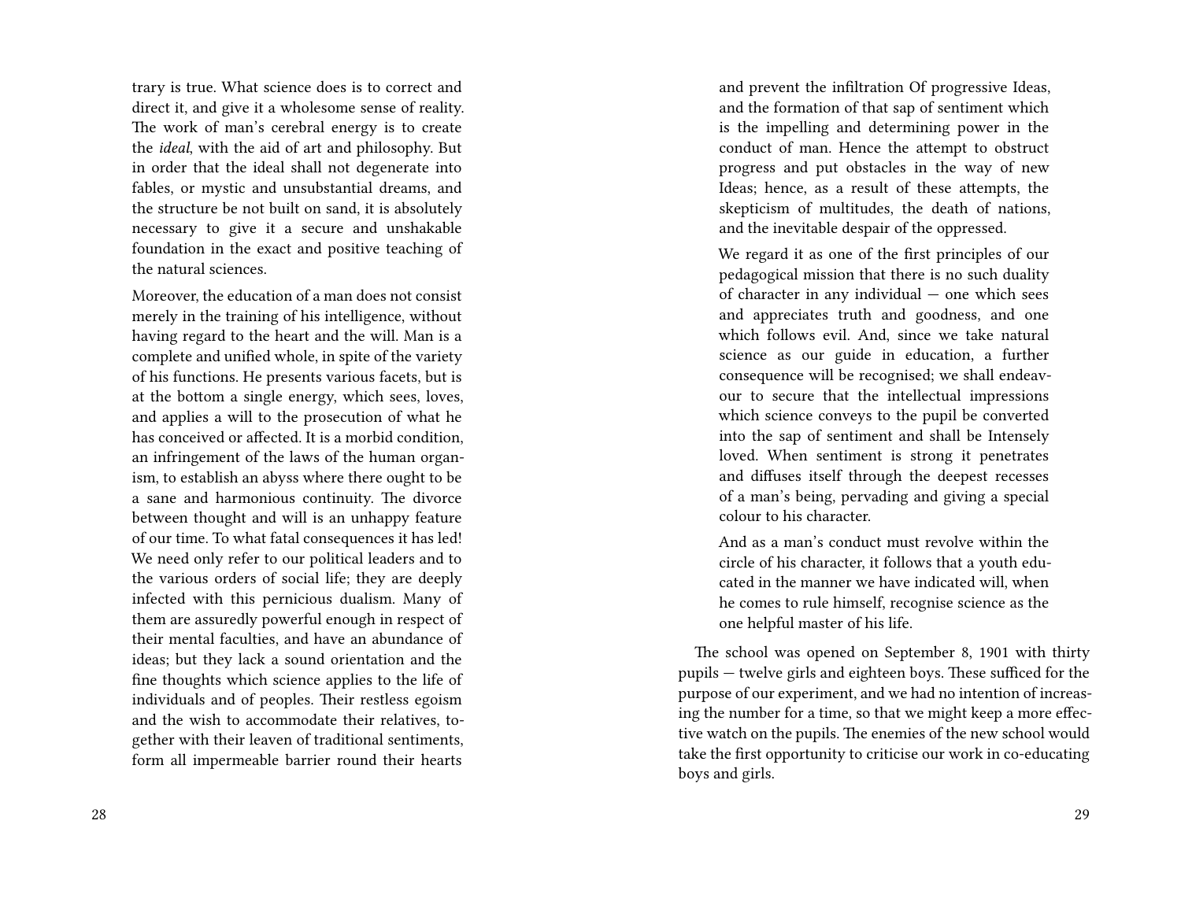trary is true. What science does is to correct and direct it, and give it a wholesome sense of reality. The work of man's cerebral energy is to create the *ideal*, with the aid of art and philosophy. But in order that the ideal shall not degenerate into fables, or mystic and unsubstantial dreams, and the structure be not built on sand, it is absolutely necessary to give it a secure and unshakable foundation in the exact and positive teaching of the natural sciences.

Moreover, the education of a man does not consist merely in the training of his intelligence, without having regard to the heart and the will. Man is a complete and unified whole, in spite of the variety of his functions. He presents various facets, but is at the bottom a single energy, which sees, loves, and applies a will to the prosecution of what he has conceived or affected. It is a morbid condition, an infringement of the laws of the human organism, to establish an abyss where there ought to be a sane and harmonious continuity. The divorce between thought and will is an unhappy feature of our time. To what fatal consequences it has led! We need only refer to our political leaders and to the various orders of social life; they are deeply infected with this pernicious dualism. Many of them are assuredly powerful enough in respect of their mental faculties, and have an abundance of ideas; but they lack a sound orientation and the fine thoughts which science applies to the life of individuals and of peoples. Their restless egoism and the wish to accommodate their relatives, together with their leaven of traditional sentiments, form all impermeable barrier round their hearts and prevent the infiltration Of progressive Ideas, and the formation of that sap of sentiment which is the impelling and determining power in the conduct of man. Hence the attempt to obstruct progress and put obstacles in the way of new Ideas; hence, as a result of these attempts, the skepticism of multitudes, the death of nations, and the inevitable despair of the oppressed.

We regard it as one of the first principles of our pedagogical mission that there is no such duality of character in any individual — one which sees and appreciates truth and goodness, and one which follows evil. And, since we take natural science as our guide in education, a further consequence will be recognised; we shall endeavour to secure that the intellectual impressions which science conveys to the pupil be converted into the sap of sentiment and shall be Intensely loved. When sentiment is strong it penetrates and diffuses itself through the deepest recesses of a man's being, pervading and giving a special colour to his character.

And as a man's conduct must revolve within the circle of his character, it follows that a youth educated in the manner we have indicated will, when he comes to rule himself, recognise science as the one helpful master of his life.

The school was opened on September 8, 1901 with thirty pupils — twelve girls and eighteen boys. These sufficed for the purpose of our experiment, and we had no intention of increasing the number for a time, so that we might keep a more effective watch on the pupils. The enemies of the new school would take the first opportunity to criticise our work in co-educating boys and girls.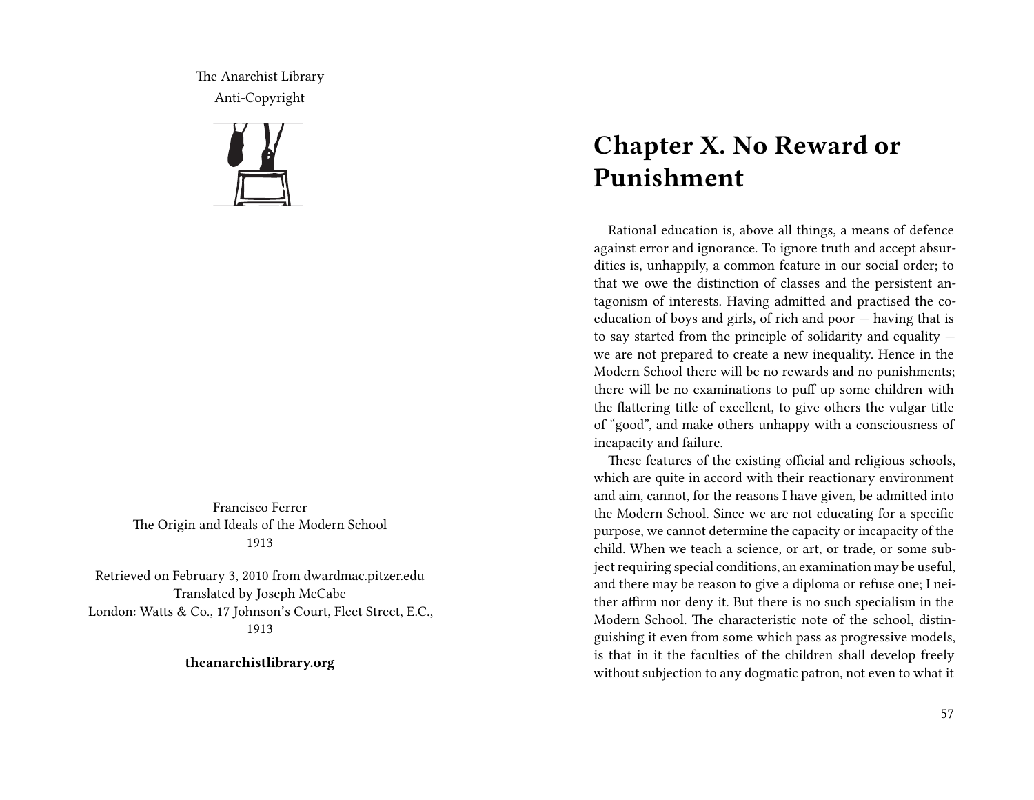The Anarchist Library
Anti-Copyright

Francisco Ferrer
The Origin and Ideals of the Modern School
1913

Retrieved on February 3, 2010 from dwardmac.pitzer.edu
Translated by Joseph McCabe
London: Watts & Co., 17 Johnson's Court, Fleet Street, E.C., 1913

**theanarchistlibrary.org**

# Chapter X. No Reward or Punishment

Rational education is, above all things, a means of defence against error and ignorance. To ignore truth and accept absurdities is, unhappily, a common feature in our social order; to that we owe the distinction of classes and the persistent antagonism of interests. Having admitted and practised the co-education of boys and girls, of rich and poor — having that is to say started from the principle of solidarity and equality — we are not prepared to create a new inequality. Hence in the Modern School there will be no rewards and no punishments; there will be no examinations to puff up some children with the flattering title of excellent, to give others the vulgar title of "good", and make others unhappy with a consciousness of incapacity and failure.

These features of the existing official and religious schools, which are quite in accord with their reactionary environment and aim, cannot, for the reasons I have given, be admitted into the Modern School. Since we are not educating for a specific purpose, we cannot determine the capacity or incapacity of the child. When we teach a science, or art, or trade, or some subject requiring special conditions, an examination may be useful, and there may be reason to give a diploma or refuse one; I neither affirm nor deny it. But there is no such specialism in the Modern School. The characteristic note of the school, distinguishing it even from some which pass as progressive models, is that in it the faculties of the children shall develop freely without subjection to any dogmatic patron, not even to what it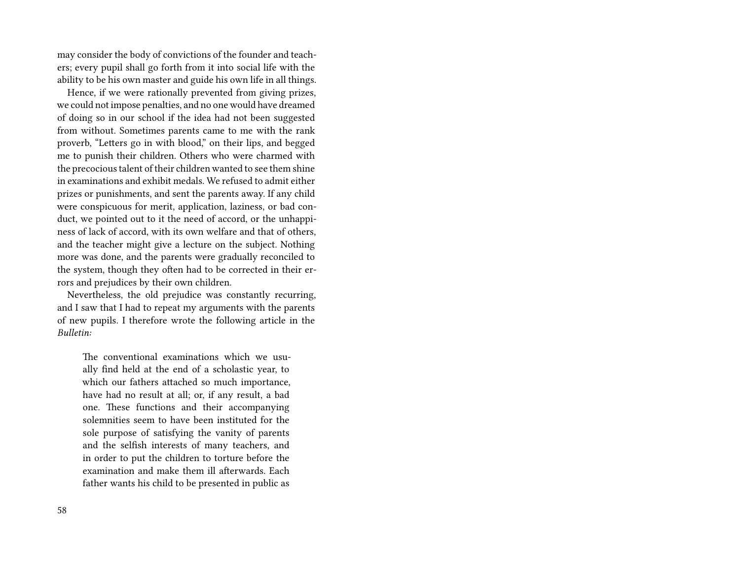may consider the body of convictions of the founder and teachers; every pupil shall go forth from it into social life with the ability to be his own master and guide his own life in all things.

Hence, if we were rationally prevented from giving prizes, we could not impose penalties, and no one would have dreamed of doing so in our school if the idea had not been suggested from without. Sometimes parents came to me with the rank proverb, "Letters go in with blood," on their lips, and begged me to punish their children. Others who were charmed with the precocious talent of their children wanted to see them shine in examinations and exhibit medals. We refused to admit either prizes or punishments, and sent the parents away. If any child were conspicuous for merit, application, laziness, or bad conduct, we pointed out to it the need of accord, or the unhappiness of lack of accord, with its own welfare and that of others, and the teacher might give a lecture on the subject. Nothing more was done, and the parents were gradually reconciled to the system, though they often had to be corrected in their errors and prejudices by their own children.

Nevertheless, the old prejudice was constantly recurring, and I saw that I had to repeat my arguments with the parents of new pupils. I therefore wrote the following article in the *Bulletin:*

> The conventional examinations which we usually find held at the end of a scholastic year, to which our fathers attached so much importance, have had no result at all; or, if any result, a bad one. These functions and their accompanying solemnities seem to have been instituted for the sole purpose of satisfying the vanity of parents and the selfish interests of many teachers, and in order to put the children to torture before the examination and make them ill afterwards. Each father wants his child to be presented in public as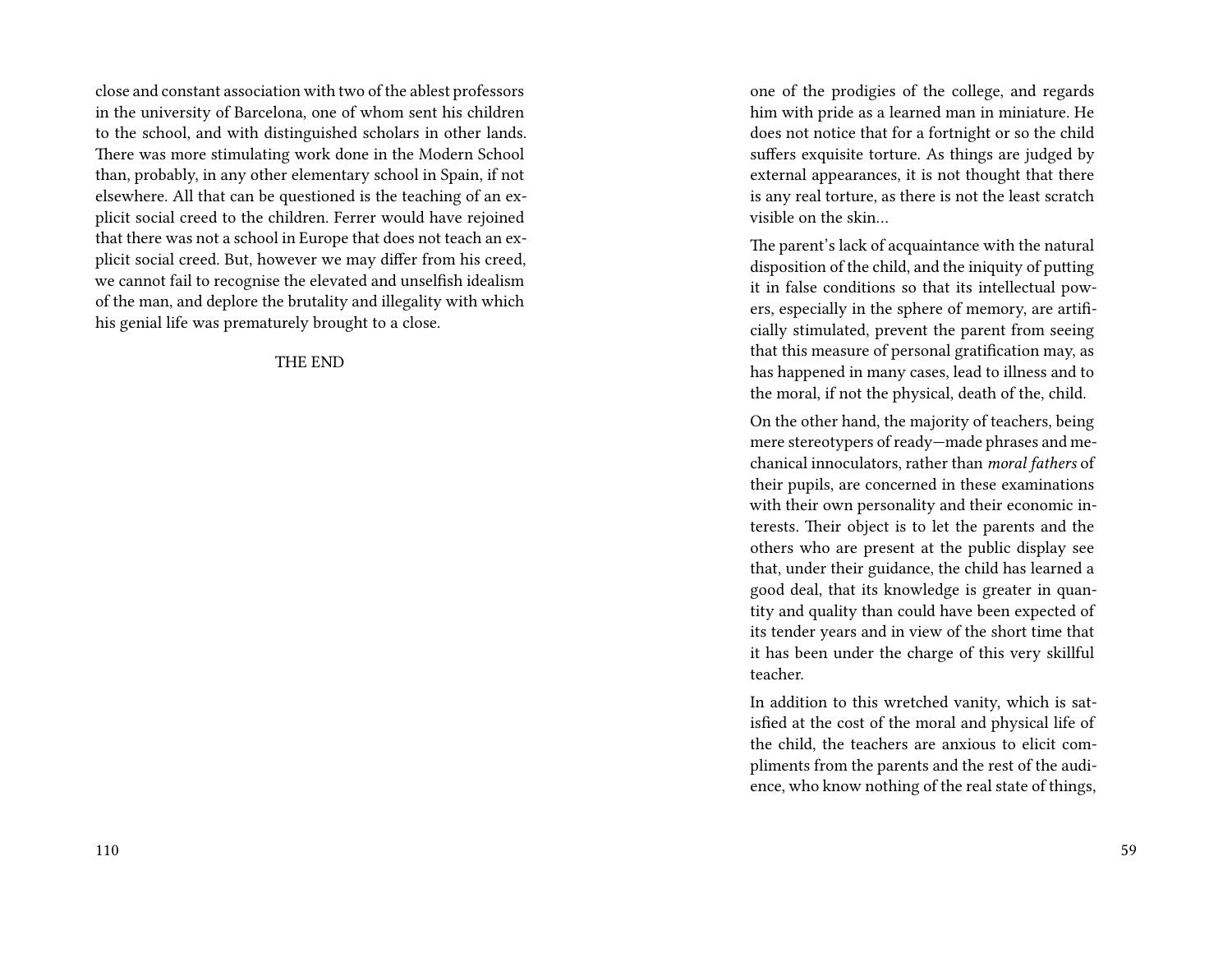close and constant association with two of the ablest professors in the university of Barcelona, one of whom sent his children to the school, and with distinguished scholars in other lands. There was more stimulating work done in the Modern School than, probably, in any other elementary school in Spain, if not elsewhere. All that can be questioned is the teaching of an explicit social creed to the children. Ferrer would have rejoined that there was not a school in Europe that does not teach an explicit social creed. But, however we may differ from his creed, we cannot fail to recognise the elevated and unselfish idealism of the man, and deplore the brutality and illegality with which his genial life was prematurely brought to a close.

THE END

one of the prodigies of the college, and regards him with pride as a learned man in miniature. He does not notice that for a fortnight or so the child suffers exquisite torture. As things are judged by external appearances, it is not thought that there is any real torture, as there is not the least scratch visible on the skin…

The parent's lack of acquaintance with the natural disposition of the child, and the iniquity of putting it in false conditions so that its intellectual powers, especially in the sphere of memory, are artificially stimulated, prevent the parent from seeing that this measure of personal gratification may, as has happened in many cases, lead to illness and to the moral, if not the physical, death of the, child.

On the other hand, the majority of teachers, being mere stereotypers of ready—made phrases and mechanical innoculators, rather than *moral fathers* of their pupils, are concerned in these examinations with their own personality and their economic interests. Their object is to let the parents and the others who are present at the public display see that, under their guidance, the child has learned a good deal, that its knowledge is greater in quantity and quality than could have been expected of its tender years and in view of the short time that it has been under the charge of this very skillful teacher.

In addition to this wretched vanity, which is satisfied at the cost of the moral and physical life of the child, the teachers are anxious to elicit compliments from the parents and the rest of the audience, who know nothing of the real state of things,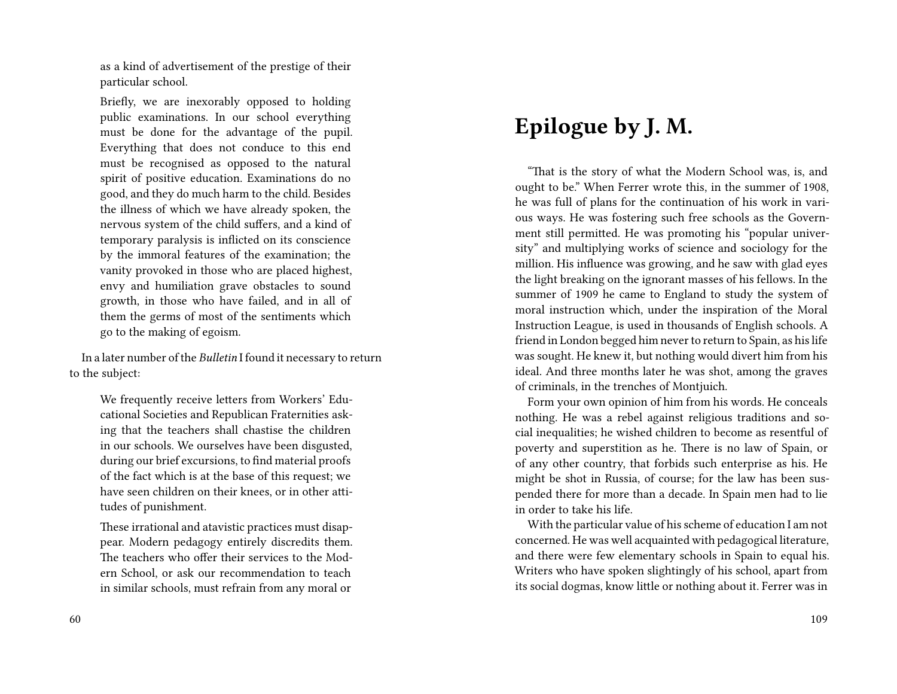as a kind of advertisement of the prestige of their particular school.

> Briefly, we are inexorably opposed to holding public examinations. In our school everything must be done for the advantage of the pupil. Everything that does not conduce to this end must be recognised as opposed to the natural spirit of positive education. Examinations do no good, and they do much harm to the child. Besides the illness of which we have already spoken, the nervous system of the child suffers, and a kind of temporary paralysis is inflicted on its conscience by the immoral features of the examination; the vanity provoked in those who are placed highest, envy and humiliation grave obstacles to sound growth, in those who have failed, and in all of them the germs of most of the sentiments which go to the making of egoism.

In a later number of the *Bulletin* I found it necessary to return to the subject:

> We frequently receive letters from Workers' Educational Societies and Republican Fraternities asking that the teachers shall chastise the children in our schools. We ourselves have been disgusted, during our brief excursions, to find material proofs of the fact which is at the base of this request; we have seen children on their knees, or in other attitudes of punishment.
>
> These irrational and atavistic practices must disappear. Modern pedagogy entirely discredits them. The teachers who offer their services to the Modern School, or ask our recommendation to teach in similar schools, must refrain from any moral or

# Epilogue by J. M.

"That is the story of what the Modern School was, is, and ought to be." When Ferrer wrote this, in the summer of 1908, he was full of plans for the continuation of his work in various ways. He was fostering such free schools as the Government still permitted. He was promoting his "popular university" and multiplying works of science and sociology for the million. His influence was growing, and he saw with glad eyes the light breaking on the ignorant masses of his fellows. In the summer of 1909 he came to England to study the system of moral instruction which, under the inspiration of the Moral Instruction League, is used in thousands of English schools. A friend in London begged him never to return to Spain, as his life was sought. He knew it, but nothing would divert him from his ideal. And three months later he was shot, among the graves of criminals, in the trenches of Montjuich.

Form your own opinion of him from his words. He conceals nothing. He was a rebel against religious traditions and social inequalities; he wished children to become as resentful of poverty and superstition as he. There is no law of Spain, or of any other country, that forbids such enterprise as his. He might be shot in Russia, of course; for the law has been suspended there for more than a decade. In Spain men had to lie in order to take his life.

With the particular value of his scheme of education I am not concerned. He was well acquainted with pedagogical literature, and there were few elementary schools in Spain to equal his. Writers who have spoken slightingly of his school, apart from its social dogmas, know little or nothing about it. Ferrer was in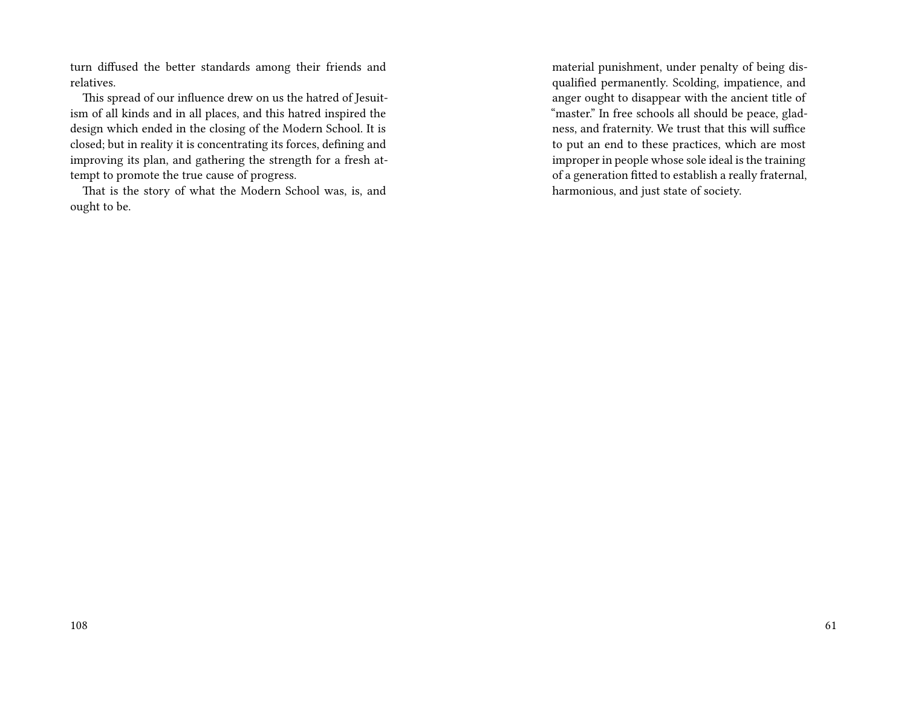turn diffused the better standards among their friends and relatives.

This spread of our influence drew on us the hatred of Jesuitism of all kinds and in all places, and this hatred inspired the design which ended in the closing of the Modern School. It is closed; but in reality it is concentrating its forces, defining and improving its plan, and gathering the strength for a fresh attempt to promote the true cause of progress.

That is the story of what the Modern School was, is, and ought to be.

material punishment, under penalty of being disqualified permanently. Scolding, impatience, and anger ought to disappear with the ancient title of "master." In free schools all should be peace, gladness, and fraternity. We trust that this will suffice to put an end to these practices, which are most improper in people whose sole ideal is the training of a generation fitted to establish a really fraternal, harmonious, and just state of society.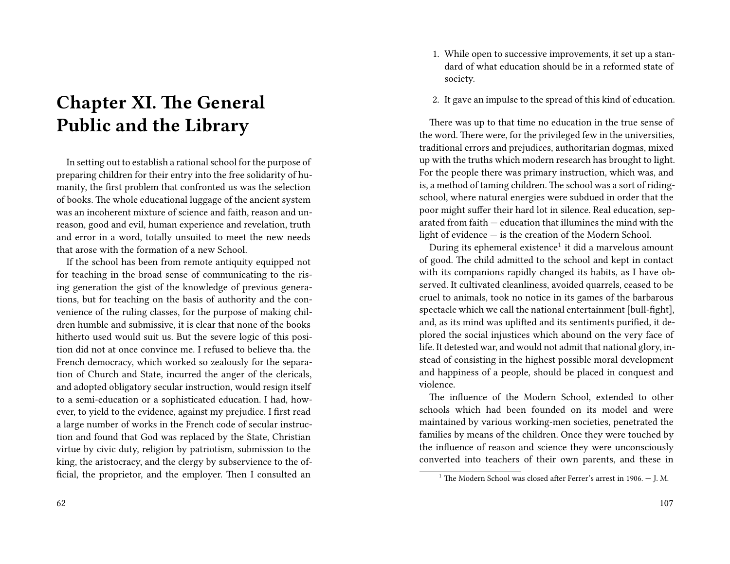# Chapter XI. The General Public and the Library

In setting out to establish a rational school for the purpose of preparing children for their entry into the free solidarity of humanity, the first problem that confronted us was the selection of books. The whole educational luggage of the ancient system was an incoherent mixture of science and faith, reason and unreason, good and evil, human experience and revelation, truth and error in a word, totally unsuited to meet the new needs that arose with the formation of a new School.

If the school has been from remote antiquity equipped not for teaching in the broad sense of communicating to the rising generation the gist of the knowledge of previous generations, but for teaching on the basis of authority and the convenience of the ruling classes, for the purpose of making children humble and submissive, it is clear that none of the books hitherto used would suit us. But the severe logic of this position did not at once convince me. I refused to believe tha. the French democracy, which worked so zealously for the separation of Church and State, incurred the anger of the clericals, and adopted obligatory secular instruction, would resign itself to a semi-education or a sophisticated education. I had, however, to yield to the evidence, against my prejudice. I first read a large number of works in the French code of secular instruction and found that God was replaced by the State, Christian virtue by civic duty, religion by patriotism, submission to the king, the aristocracy, and the clergy by subservience to the official, the proprietor, and the employer. Then I consulted an

1. While open to successive improvements, it set up a standard of what education should be in a reformed state of society.

2. It gave an impulse to the spread of this kind of education.

There was up to that time no education in the true sense of the word. There were, for the privileged few in the universities, traditional errors and prejudices, authoritarian dogmas, mixed up with the truths which modern research has brought to light. For the people there was primary instruction, which was, and is, a method of taming children. The school was a sort of riding-school, where natural energies were subdued in order that the poor might suffer their hard lot in silence. Real education, separated from faith — education that illumines the mind with the light of evidence — is the creation of the Modern School.

During its ephemeral existence[1] it did a marvelous amount of good. The child admitted to the school and kept in contact with its companions rapidly changed its habits, as I have observed. It cultivated cleanliness, avoided quarrels, ceased to be cruel to animals, took no notice in its games of the barbarous spectacle which we call the national entertainment [bull-fight], and, as its mind was uplifted and its sentiments purified, it deplored the social injustices which abound on the very face of life. It detested war, and would not admit that national glory, instead of consisting in the highest possible moral development and happiness of a people, should be placed in conquest and violence.

The influence of the Modern School, extended to other schools which had been founded on its model and were maintained by various working-men societies, penetrated the families by means of the children. Once they were touched by the influence of reason and science they were unconsciously converted into teachers of their own parents, and these in

[1] The Modern School was closed after Ferrer's arrest in 1906. — J. M.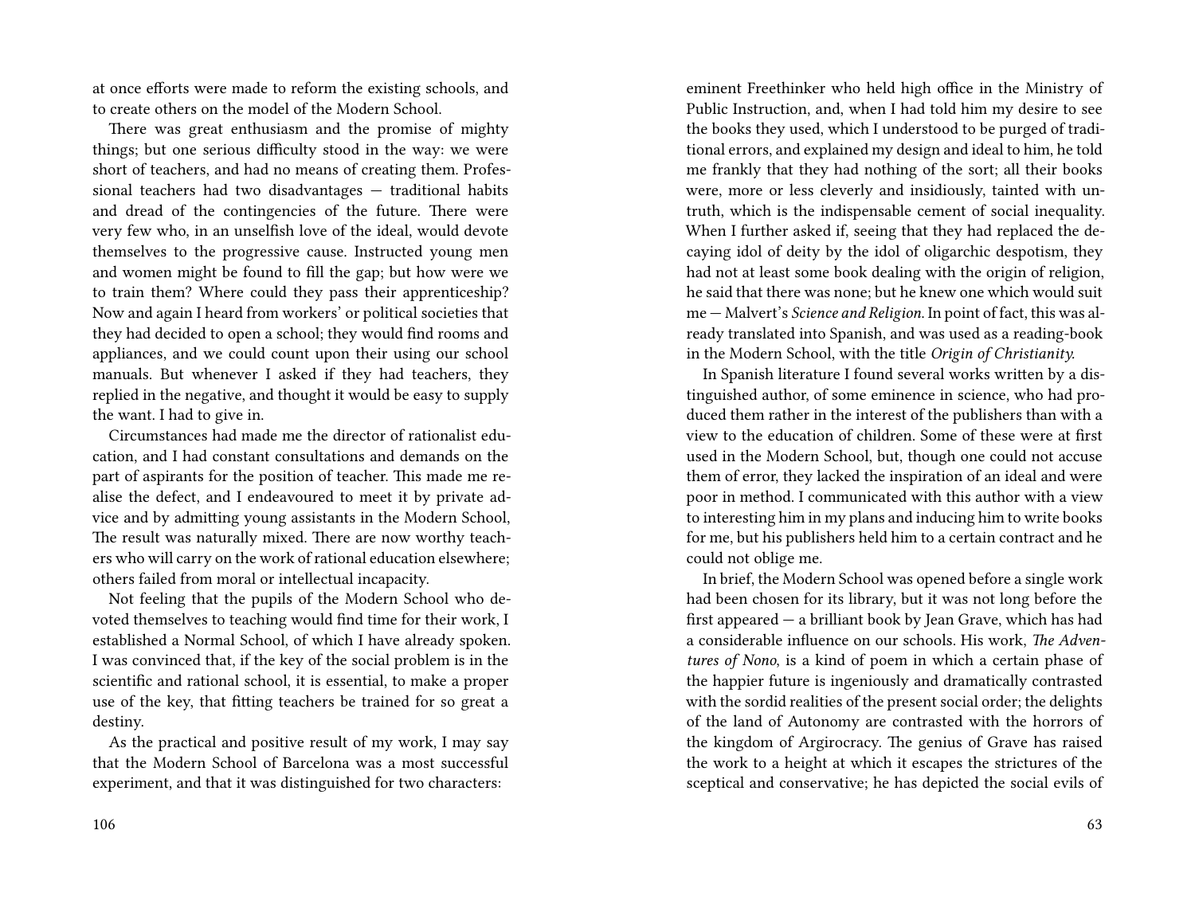at once efforts were made to reform the existing schools, and to create others on the model of the Modern School.

There was great enthusiasm and the promise of mighty things; but one serious difficulty stood in the way: we were short of teachers, and had no means of creating them. Professional teachers had two disadvantages — traditional habits and dread of the contingencies of the future. There were very few who, in an unselfish love of the ideal, would devote themselves to the progressive cause. Instructed young men and women might be found to fill the gap; but how were we to train them? Where could they pass their apprenticeship? Now and again I heard from workers' or political societies that they had decided to open a school; they would find rooms and appliances, and we could count upon their using our school manuals. But whenever I asked if they had teachers, they replied in the negative, and thought it would be easy to supply the want. I had to give in.

Circumstances had made me the director of rationalist education, and I had constant consultations and demands on the part of aspirants for the position of teacher. This made me realise the defect, and I endeavoured to meet it by private advice and by admitting young assistants in the Modern School, The result was naturally mixed. There are now worthy teachers who will carry on the work of rational education elsewhere; others failed from moral or intellectual incapacity.

Not feeling that the pupils of the Modern School who devoted themselves to teaching would find time for their work, I established a Normal School, of which I have already spoken. I was convinced that, if the key of the social problem is in the scientific and rational school, it is essential, to make a proper use of the key, that fitting teachers be trained for so great a destiny.

As the practical and positive result of my work, I may say that the Modern School of Barcelona was a most successful experiment, and that it was distinguished for two characters:

eminent Freethinker who held high office in the Ministry of Public Instruction, and, when I had told him my desire to see the books they used, which I understood to be purged of traditional errors, and explained my design and ideal to him, he told me frankly that they had nothing of the sort; all their books were, more or less cleverly and insidiously, tainted with untruth, which is the indispensable cement of social inequality. When I further asked if, seeing that they had replaced the decaying idol of deity by the idol of oligarchic despotism, they had not at least some book dealing with the origin of religion, he said that there was none; but he knew one which would suit me — Malvert's *Science and Religion*. In point of fact, this was already translated into Spanish, and was used as a reading-book in the Modern School, with the title *Origin of Christianity*.

In Spanish literature I found several works written by a distinguished author, of some eminence in science, who had produced them rather in the interest of the publishers than with a view to the education of children. Some of these were at first used in the Modern School, but, though one could not accuse them of error, they lacked the inspiration of an ideal and were poor in method. I communicated with this author with a view to interesting him in my plans and inducing him to write books for me, but his publishers held him to a certain contract and he could not oblige me.

In brief, the Modern School was opened before a single work had been chosen for its library, but it was not long before the first appeared — a brilliant book by Jean Grave, which has had a considerable influence on our schools. His work, *The Adventures of Nono*, is a kind of poem in which a certain phase of the happier future is ingeniously and dramatically contrasted with the sordid realities of the present social order; the delights of the land of Autonomy are contrasted with the horrors of the kingdom of Argirocracy. The genius of Grave has raised the work to a height at which it escapes the strictures of the sceptical and conservative; he has depicted the social evils of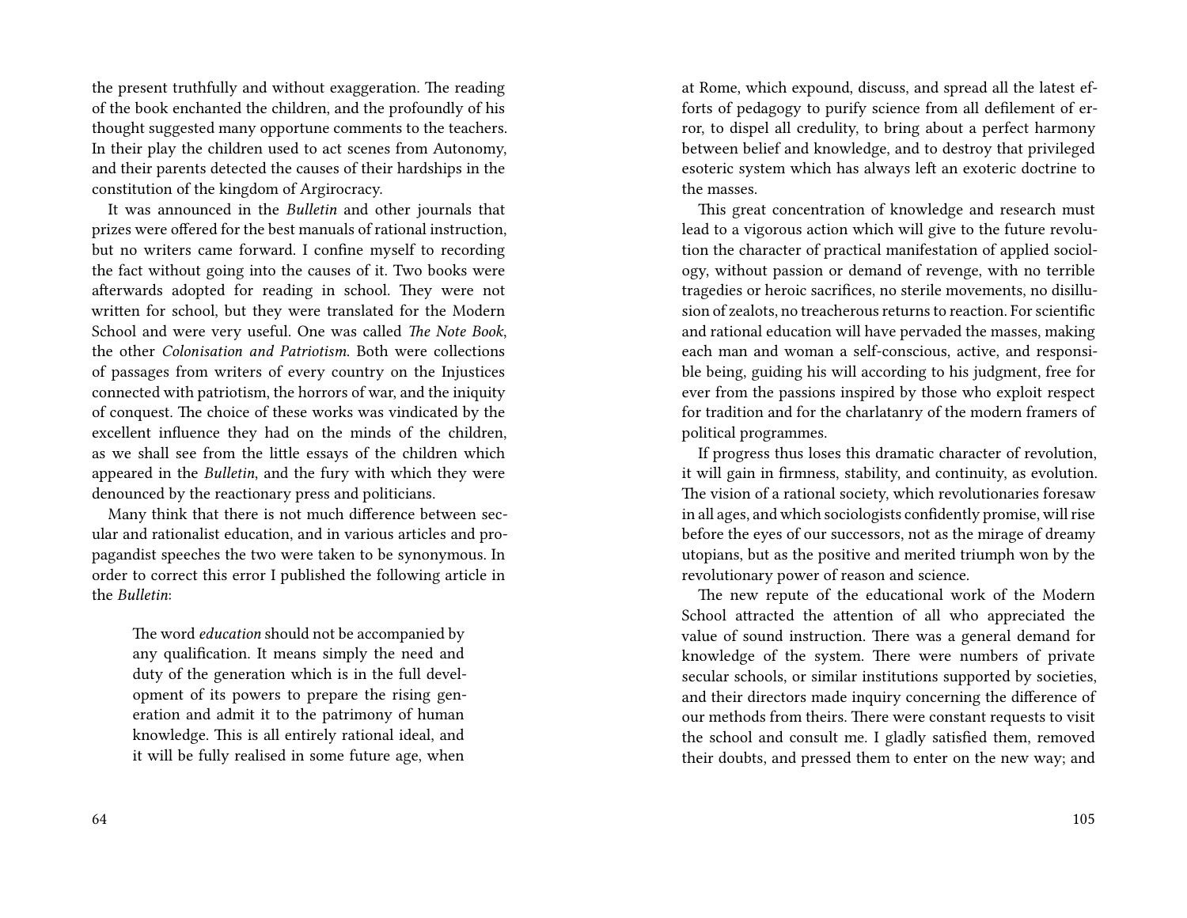the present truthfully and without exaggeration. The reading of the book enchanted the children, and the profoundly of his thought suggested many opportune comments to the teachers. In their play the children used to act scenes from Autonomy, and their parents detected the causes of their hardships in the constitution of the kingdom of Argirocracy.

It was announced in the *Bulletin* and other journals that prizes were offered for the best manuals of rational instruction, but no writers came forward. I confine myself to recording the fact without going into the causes of it. Two books were afterwards adopted for reading in school. They were not written for school, but they were translated for the Modern School and were very useful. One was called *The Note Book*, the other *Colonisation and Patriotism*. Both were collections of passages from writers of every country on the Injustices connected with patriotism, the horrors of war, and the iniquity of conquest. The choice of these works was vindicated by the excellent influence they had on the minds of the children, as we shall see from the little essays of the children which appeared in the *Bulletin*, and the fury with which they were denounced by the reactionary press and politicians.

Many think that there is not much difference between secular and rationalist education, and in various articles and propagandist speeches the two were taken to be synonymous. In order to correct this error I published the following article in the *Bulletin*:

> The word *education* should not be accompanied by any qualification. It means simply the need and duty of the generation which is in the full development of its powers to prepare the rising generation and admit it to the patrimony of human knowledge. This is all entirely rational ideal, and it will be fully realised in some future age, when

at Rome, which expound, discuss, and spread all the latest efforts of pedagogy to purify science from all defilement of error, to dispel all credulity, to bring about a perfect harmony between belief and knowledge, and to destroy that privileged esoteric system which has always left an exoteric doctrine to the masses.

This great concentration of knowledge and research must lead to a vigorous action which will give to the future revolution the character of practical manifestation of applied sociology, without passion or demand of revenge, with no terrible tragedies or heroic sacrifices, no sterile movements, no disillusion of zealots, no treacherous returns to reaction. For scientific and rational education will have pervaded the masses, making each man and woman a self-conscious, active, and responsible being, guiding his will according to his judgment, free for ever from the passions inspired by those who exploit respect for tradition and for the charlatanry of the modern framers of political programmes.

If progress thus loses this dramatic character of revolution, it will gain in firmness, stability, and continuity, as evolution. The vision of a rational society, which revolutionaries foresaw in all ages, and which sociologists confidently promise, will rise before the eyes of our successors, not as the mirage of dreamy utopians, but as the positive and merited triumph won by the revolutionary power of reason and science.

The new repute of the educational work of the Modern School attracted the attention of all who appreciated the value of sound instruction. There was a general demand for knowledge of the system. There were numbers of private secular schools, or similar institutions supported by societies, and their directors made inquiry concerning the difference of our methods from theirs. There were constant requests to visit the school and consult me. I gladly satisfied them, removed their doubts, and pressed them to enter on the new way; and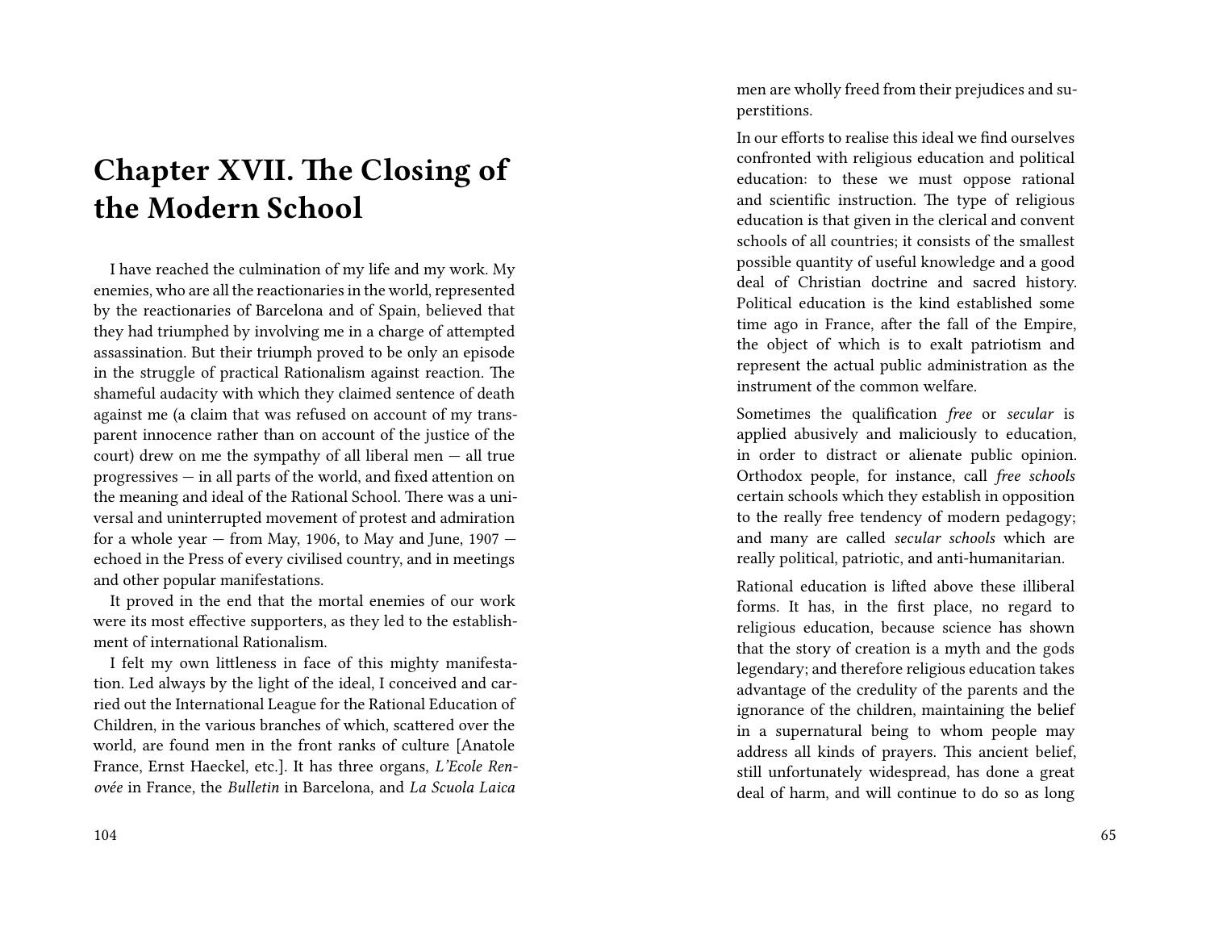# Chapter XVII. The Closing of the Modern School

I have reached the culmination of my life and my work. My enemies, who are all the reactionaries in the world, represented by the reactionaries of Barcelona and of Spain, believed that they had triumphed by involving me in a charge of attempted assassination. But their triumph proved to be only an episode in the struggle of practical Rationalism against reaction. The shameful audacity with which they claimed sentence of death against me (a claim that was refused on account of my transparent innocence rather than on account of the justice of the court) drew on me the sympathy of all liberal men — all true progressives — in all parts of the world, and fixed attention on the meaning and ideal of the Rational School. There was a universal and uninterrupted movement of protest and admiration for a whole year — from May, 1906, to May and June, 1907 — echoed in the Press of every civilised country, and in meetings and other popular manifestations.

It proved in the end that the mortal enemies of our work were its most effective supporters, as they led to the establishment of international Rationalism.

I felt my own littleness in face of this mighty manifestation. Led always by the light of the ideal, I conceived and carried out the International League for the Rational Education of Children, in the various branches of which, scattered over the world, are found men in the front ranks of culture [Anatole France, Ernst Haeckel, etc.]. It has three organs, *L'Ecole Renovée* in France, the *Bulletin* in Barcelona, and *La Scuola Laica*

men are wholly freed from their prejudices and superstitions.

In our efforts to realise this ideal we find ourselves confronted with religious education and political education: to these we must oppose rational and scientific instruction. The type of religious education is that given in the clerical and convent schools of all countries; it consists of the smallest possible quantity of useful knowledge and a good deal of Christian doctrine and sacred history. Political education is the kind established some time ago in France, after the fall of the Empire, the object of which is to exalt patriotism and represent the actual public administration as the instrument of the common welfare.

Sometimes the qualification *free* or *secular* is applied abusively and maliciously to education, in order to distract or alienate public opinion. Orthodox people, for instance, call *free schools* certain schools which they establish in opposition to the really free tendency of modern pedagogy; and many are called *secular schools* which are really political, patriotic, and anti-humanitarian.

Rational education is lifted above these illiberal forms. It has, in the first place, no regard to religious education, because science has shown that the story of creation is a myth and the gods legendary; and therefore religious education takes advantage of the credulity of the parents and the ignorance of the children, maintaining the belief in a supernatural being to whom people may address all kinds of prayers. This ancient belief, still unfortunately widespread, has done a great deal of harm, and will continue to do so as long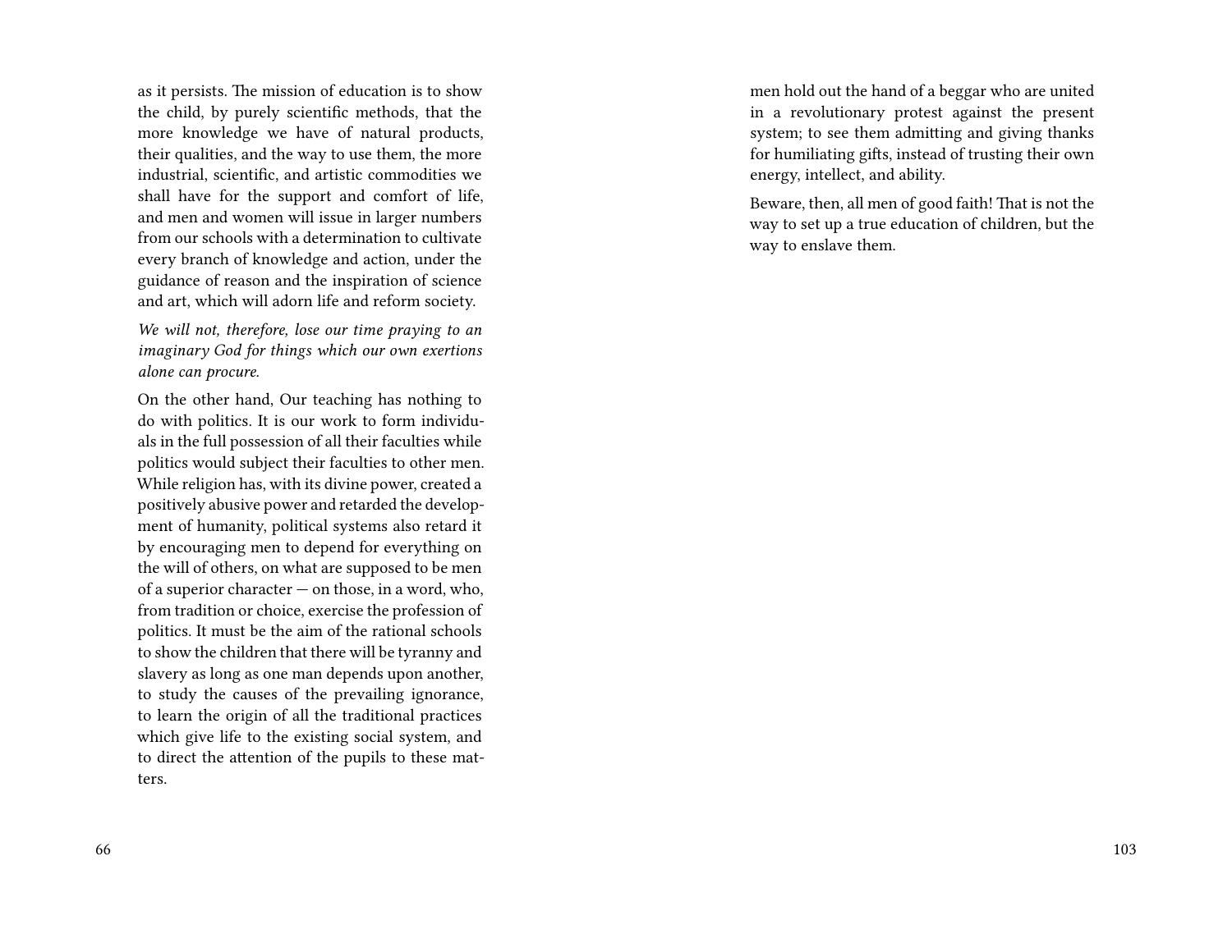as it persists. The mission of education is to show the child, by purely scientific methods, that the more knowledge we have of natural products, their qualities, and the way to use them, the more industrial, scientific, and artistic commodities we shall have for the support and comfort of life, and men and women will issue in larger numbers from our schools with a determination to cultivate every branch of knowledge and action, under the guidance of reason and the inspiration of science and art, which will adorn life and reform society.

*We will not, therefore, lose our time praying to an imaginary God for things which our own exertions alone can procure.*

On the other hand, Our teaching has nothing to do with politics. It is our work to form individuals in the full possession of all their faculties while politics would subject their faculties to other men. While religion has, with its divine power, created a positively abusive power and retarded the development of humanity, political systems also retard it by encouraging men to depend for everything on the will of others, on what are supposed to be men of a superior character — on those, in a word, who, from tradition or choice, exercise the profession of politics. It must be the aim of the rational schools to show the children that there will be tyranny and slavery as long as one man depends upon another, to study the causes of the prevailing ignorance, to learn the origin of all the traditional practices which give life to the existing social system, and to direct the attention of the pupils to these matters.

men hold out the hand of a beggar who are united in a revolutionary protest against the present system; to see them admitting and giving thanks for humiliating gifts, instead of trusting their own energy, intellect, and ability.

Beware, then, all men of good faith! That is not the way to set up a true education of children, but the way to enslave them.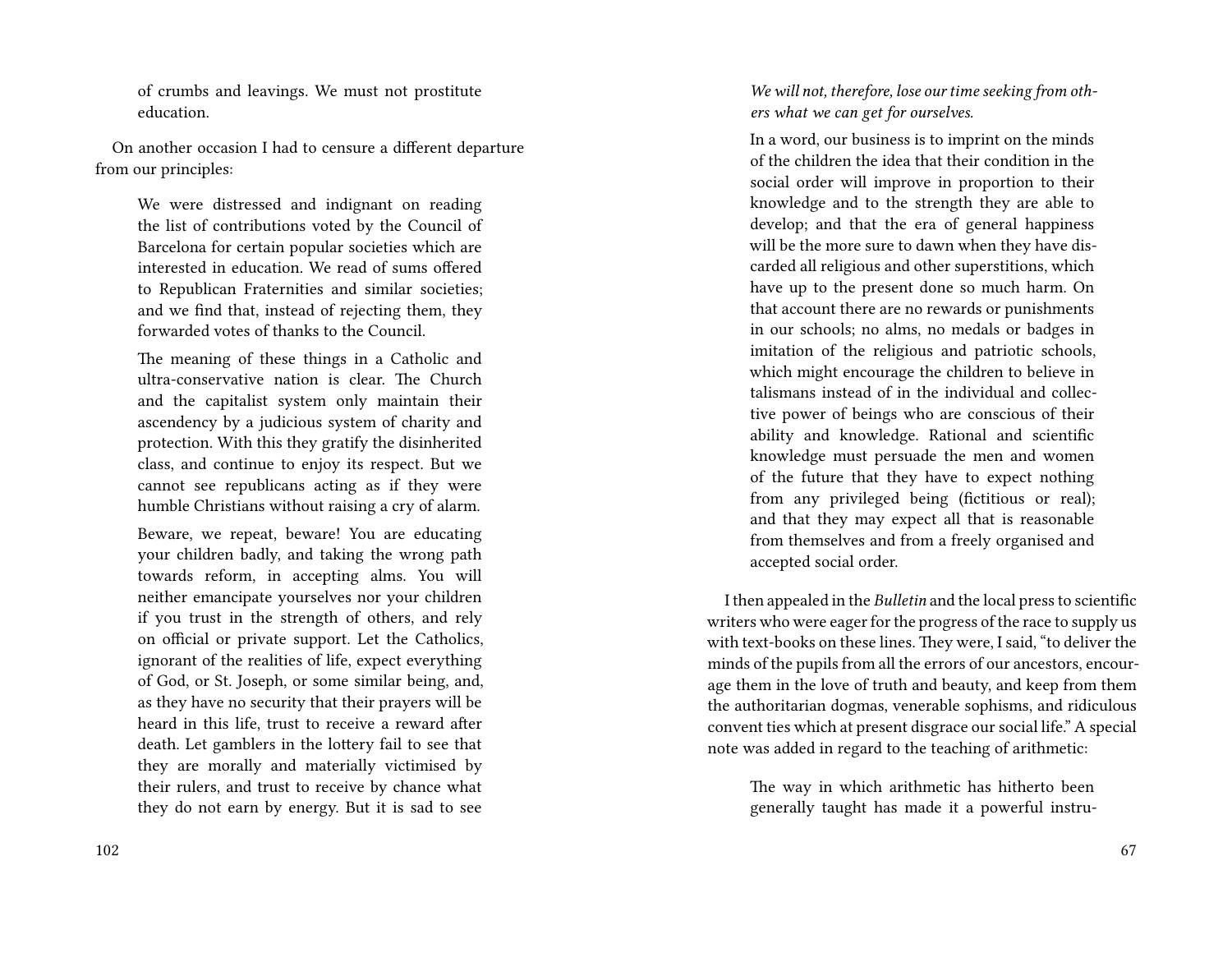of crumbs and leavings. We must not prostitute education.

On another occasion I had to censure a different departure from our principles:

> We were distressed and indignant on reading the list of contributions voted by the Council of Barcelona for certain popular societies which are interested in education. We read of sums offered to Republican Fraternities and similar societies; and we find that, instead of rejecting them, they forwarded votes of thanks to the Council.
>
> The meaning of these things in a Catholic and ultra-conservative nation is clear. The Church and the capitalist system only maintain their ascendency by a judicious system of charity and protection. With this they gratify the disinherited class, and continue to enjoy its respect. But we cannot see republicans acting as if they were humble Christians without raising a cry of alarm.
>
> Beware, we repeat, beware! You are educating your children badly, and taking the wrong path towards reform, in accepting alms. You will neither emancipate yourselves nor your children if you trust in the strength of others, and rely on official or private support. Let the Catholics, ignorant of the realities of life, expect everything of God, or St. Joseph, or some similar being, and, as they have no security that their prayers will be heard in this life, trust to receive a reward after death. Let gamblers in the lottery fail to see that they are morally and materially victimised by their rulers, and trust to receive by chance what they do not earn by energy. But it is sad to see

> *We will not, therefore, lose our time seeking from others what we can get for ourselves.*
>
> In a word, our business is to imprint on the minds of the children the idea that their condition in the social order will improve in proportion to their knowledge and to the strength they are able to develop; and that the era of general happiness will be the more sure to dawn when they have discarded all religious and other superstitions, which have up to the present done so much harm. On that account there are no rewards or punishments in our schools; no alms, no medals or badges in imitation of the religious and patriotic schools, which might encourage the children to believe in talismans instead of in the individual and collective power of beings who are conscious of their ability and knowledge. Rational and scientific knowledge must persuade the men and women of the future that they have to expect nothing from any privileged being (fictitious or real); and that they may expect all that is reasonable from themselves and from a freely organised and accepted social order.

I then appealed in the *Bulletin* and the local press to scientific writers who were eager for the progress of the race to supply us with text-books on these lines. They were, I said, "to deliver the minds of the pupils from all the errors of our ancestors, encourage them in the love of truth and beauty, and keep from them the authoritarian dogmas, venerable sophisms, and ridiculous convent ties which at present disgrace our social life." A special note was added in regard to the teaching of arithmetic:

> The way in which arithmetic has hitherto been generally taught has made it a powerful instru-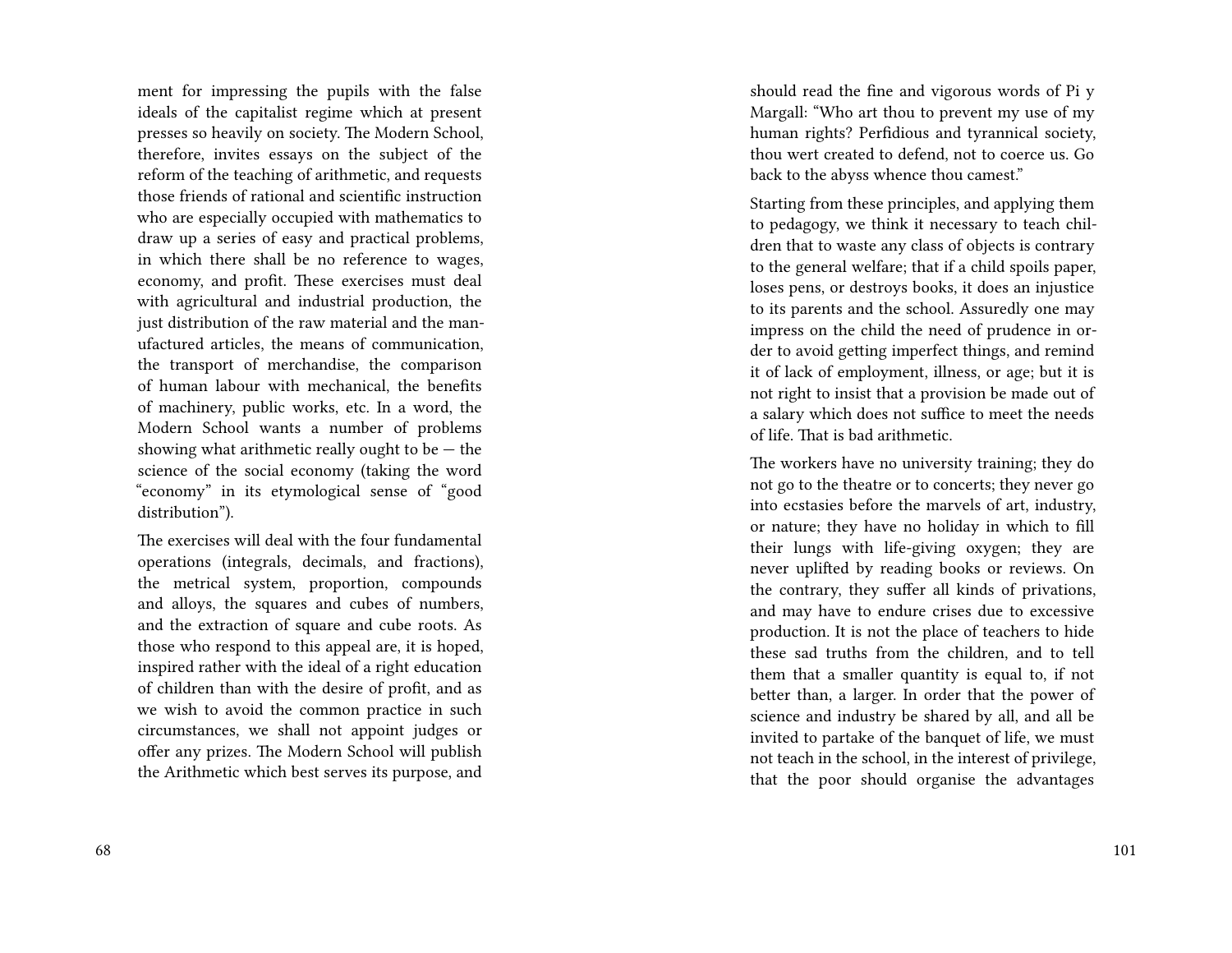ment for impressing the pupils with the false ideals of the capitalist regime which at present presses so heavily on society. The Modern School, therefore, invites essays on the subject of the reform of the teaching of arithmetic, and requests those friends of rational and scientific instruction who are especially occupied with mathematics to draw up a series of easy and practical problems, in which there shall be no reference to wages, economy, and profit. These exercises must deal with agricultural and industrial production, the just distribution of the raw material and the manufactured articles, the means of communication, the transport of merchandise, the comparison of human labour with mechanical, the benefits of machinery, public works, etc. In a word, the Modern School wants a number of problems showing what arithmetic really ought to be — the science of the social economy (taking the word "economy" in its etymological sense of "good distribution").

The exercises will deal with the four fundamental operations (integrals, decimals, and fractions), the metrical system, proportion, compounds and alloys, the squares and cubes of numbers, and the extraction of square and cube roots. As those who respond to this appeal are, it is hoped, inspired rather with the ideal of a right education of children than with the desire of profit, and as we wish to avoid the common practice in such circumstances, we shall not appoint judges or offer any prizes. The Modern School will publish the Arithmetic which best serves its purpose, and

should read the fine and vigorous words of Pi y Margall: "Who art thou to prevent my use of my human rights? Perfidious and tyrannical society, thou wert created to defend, not to coerce us. Go back to the abyss whence thou camest."

Starting from these principles, and applying them to pedagogy, we think it necessary to teach children that to waste any class of objects is contrary to the general welfare; that if a child spoils paper, loses pens, or destroys books, it does an injustice to its parents and the school. Assuredly one may impress on the child the need of prudence in order to avoid getting imperfect things, and remind it of lack of employment, illness, or age; but it is not right to insist that a provision be made out of a salary which does not suffice to meet the needs of life. That is bad arithmetic.

The workers have no university training; they do not go to the theatre or to concerts; they never go into ecstasies before the marvels of art, industry, or nature; they have no holiday in which to fill their lungs with life-giving oxygen; they are never uplifted by reading books or reviews. On the contrary, they suffer all kinds of privations, and may have to endure crises due to excessive production. It is not the place of teachers to hide these sad truths from the children, and to tell them that a smaller quantity is equal to, if not better than, a larger. In order that the power of science and industry be shared by all, and all be invited to partake of the banquet of life, we must not teach in the school, in the interest of privilege, that the poor should organise the advantages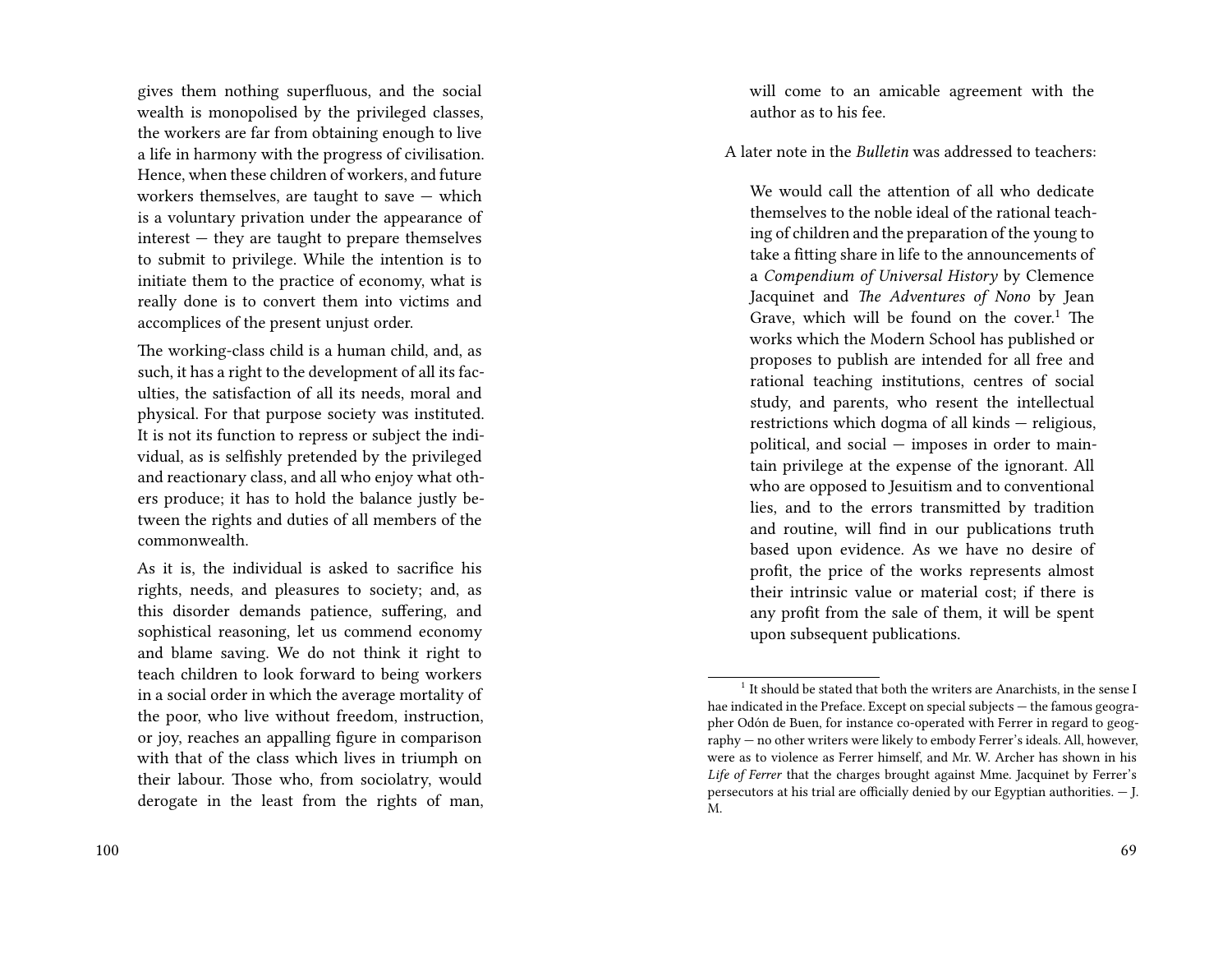gives them nothing superfluous, and the social wealth is monopolised by the privileged classes, the workers are far from obtaining enough to live a life in harmony with the progress of civilisation. Hence, when these children of workers, and future workers themselves, are taught to save — which is a voluntary privation under the appearance of interest — they are taught to prepare themselves to submit to privilege. While the intention is to initiate them to the practice of economy, what is really done is to convert them into victims and accomplices of the present unjust order.

The working-class child is a human child, and, as such, it has a right to the development of all its faculties, the satisfaction of all its needs, moral and physical. For that purpose society was instituted. It is not its function to repress or subject the individual, as is selfishly pretended by the privileged and reactionary class, and all who enjoy what others produce; it has to hold the balance justly between the rights and duties of all members of the commonwealth.

As it is, the individual is asked to sacrifice his rights, needs, and pleasures to society; and, as this disorder demands patience, suffering, and sophistical reasoning, let us commend economy and blame saving. We do not think it right to teach children to look forward to being workers in a social order in which the average mortality of the poor, who live without freedom, instruction, or joy, reaches an appalling figure in comparison with that of the class which lives in triumph on their labour. Those who, from sociolatry, would derogate in the least from the rights of man,

> will come to an amicable agreement with the author as to his fee.

A later note in the *Bulletin* was addressed to teachers:

> We would call the attention of all who dedicate themselves to the noble ideal of the rational teaching of children and the preparation of the young to take a fitting share in life to the announcements of a *Compendium of Universal History* by Clemence Jacquinet and *The Adventures of Nono* by Jean Grave, which will be found on the cover.[1] The works which the Modern School has published or proposes to publish are intended for all free and rational teaching institutions, centres of social study, and parents, who resent the intellectual restrictions which dogma of all kinds — religious, political, and social — imposes in order to maintain privilege at the expense of the ignorant. All who are opposed to Jesuitism and to conventional lies, and to the errors transmitted by tradition and routine, will find in our publications truth based upon evidence. As we have no desire of profit, the price of the works represents almost their intrinsic value or material cost; if there is any profit from the sale of them, it will be spent upon subsequent publications.

[1] It should be stated that both the writers are Anarchists, in the sense I hae indicated in the Preface. Except on special subjects — the famous geographer Odón de Buen, for instance co-operated with Ferrer in regard to geography — no other writers were likely to embody Ferrer's ideals. All, however, were as to violence as Ferrer himself, and Mr. W. Archer has shown in his *Life of Ferrer* that the charges brought against Mme. Jacquinet by Ferrer's persecutors at his trial are officially denied by our Egyptian authorities. — J. M.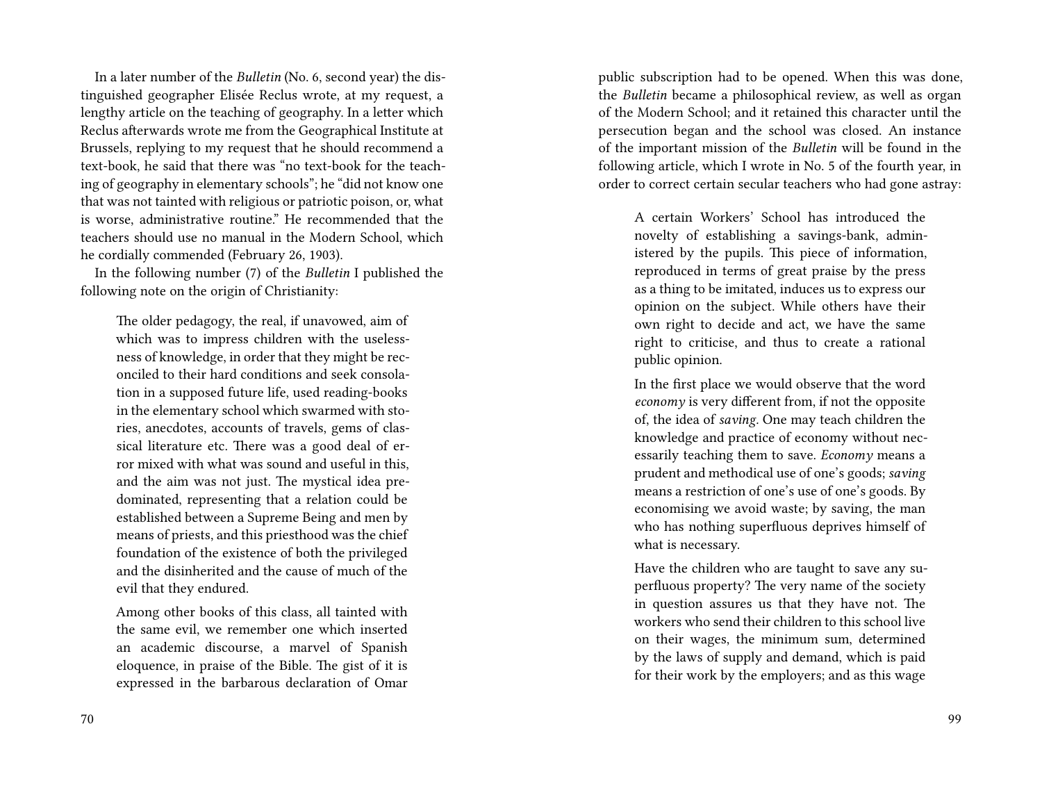In a later number of the *Bulletin* (No. 6, second year) the distinguished geographer Elisée Reclus wrote, at my request, a lengthy article on the teaching of geography. In a letter which Reclus afterwards wrote me from the Geographical Institute at Brussels, replying to my request that he should recommend a text-book, he said that there was "no text-book for the teaching of geography in elementary schools"; he "did not know one that was not tainted with religious or patriotic poison, or, what is worse, administrative routine." He recommended that the teachers should use no manual in the Modern School, which he cordially commended (February 26, 1903).

In the following number (7) of the *Bulletin* I published the following note on the origin of Christianity:

> The older pedagogy, the real, if unavowed, aim of which was to impress children with the uselessness of knowledge, in order that they might be reconciled to their hard conditions and seek consolation in a supposed future life, used reading-books in the elementary school which swarmed with stories, anecdotes, accounts of travels, gems of classical literature etc. There was a good deal of error mixed with what was sound and useful in this, and the aim was not just. The mystical idea predominated, representing that a relation could be established between a Supreme Being and men by means of priests, and this priesthood was the chief foundation of the existence of both the privileged and the disinherited and the cause of much of the evil that they endured.
>
> Among other books of this class, all tainted with the same evil, we remember one which inserted an academic discourse, a marvel of Spanish eloquence, in praise of the Bible. The gist of it is expressed in the barbarous declaration of Omar

public subscription had to be opened. When this was done, the *Bulletin* became a philosophical review, as well as organ of the Modern School; and it retained this character until the persecution began and the school was closed. An instance of the important mission of the *Bulletin* will be found in the following article, which I wrote in No. 5 of the fourth year, in order to correct certain secular teachers who had gone astray:

> A certain Workers' School has introduced the novelty of establishing a savings-bank, administered by the pupils. This piece of information, reproduced in terms of great praise by the press as a thing to be imitated, induces us to express our opinion on the subject. While others have their own right to decide and act, we have the same right to criticise, and thus to create a rational public opinion.
>
> In the first place we would observe that the word *economy* is very different from, if not the opposite of, the idea of *saving*. One may teach children the knowledge and practice of economy without necessarily teaching them to save. *Economy* means a prudent and methodical use of one's goods; *saving* means a restriction of one's use of one's goods. By economising we avoid waste; by saving, the man who has nothing superfluous deprives himself of what is necessary.
>
> Have the children who are taught to save any superfluous property? The very name of the society in question assures us that they have not. The workers who send their children to this school live on their wages, the minimum sum, determined by the laws of supply and demand, which is paid for their work by the employers; and as this wage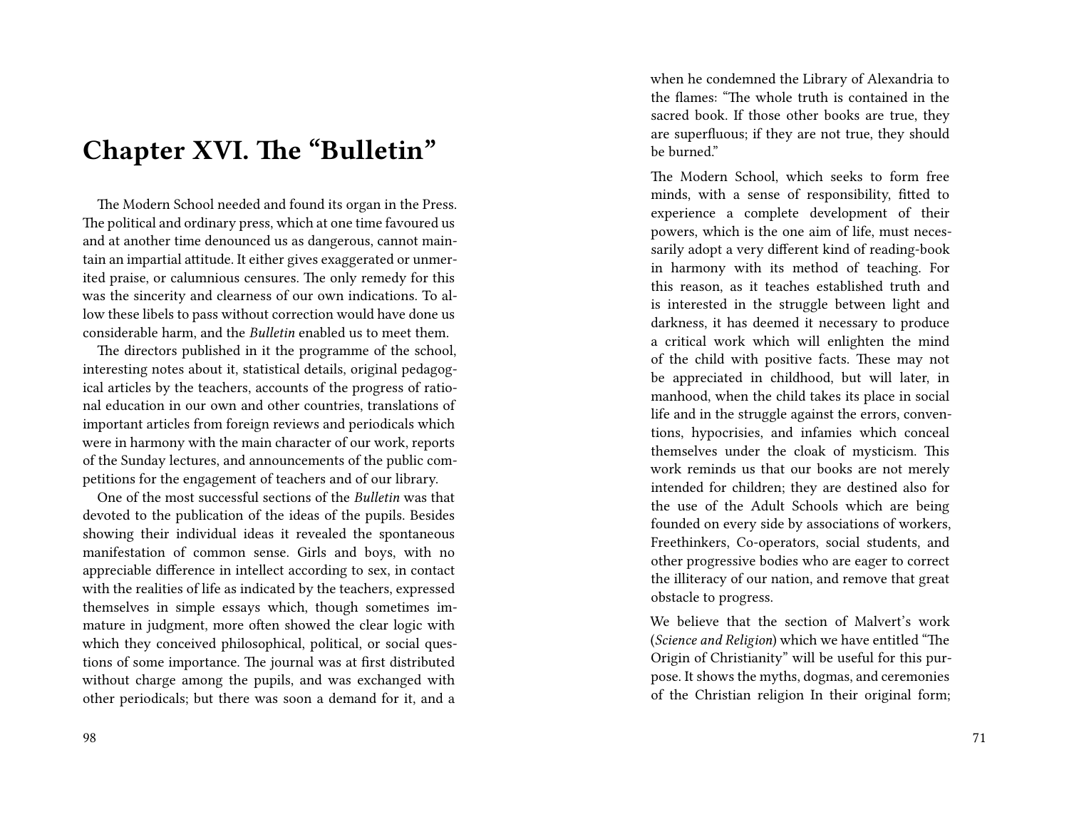# Chapter XVI. The "Bulletin"

The Modern School needed and found its organ in the Press. The political and ordinary press, which at one time favoured us and at another time denounced us as dangerous, cannot maintain an impartial attitude. It either gives exaggerated or unmerited praise, or calumnious censures. The only remedy for this was the sincerity and clearness of our own indications. To allow these libels to pass without correction would have done us considerable harm, and the *Bulletin* enabled us to meet them.

The directors published in it the programme of the school, interesting notes about it, statistical details, original pedagogical articles by the teachers, accounts of the progress of rational education in our own and other countries, translations of important articles from foreign reviews and periodicals which were in harmony with the main character of our work, reports of the Sunday lectures, and announcements of the public competitions for the engagement of teachers and of our library.

One of the most successful sections of the *Bulletin* was that devoted to the publication of the ideas of the pupils. Besides showing their individual ideas it revealed the spontaneous manifestation of common sense. Girls and boys, with no appreciable difference in intellect according to sex, in contact with the realities of life as indicated by the teachers, expressed themselves in simple essays which, though sometimes immature in judgment, more often showed the clear logic with which they conceived philosophical, political, or social questions of some importance. The journal was at first distributed without charge among the pupils, and was exchanged with other periodicals; but there was soon a demand for it, and a

when he condemned the Library of Alexandria to the flames: "The whole truth is contained in the sacred book. If those other books are true, they are superfluous; if they are not true, they should be burned."

The Modern School, which seeks to form free minds, with a sense of responsibility, fitted to experience a complete development of their powers, which is the one aim of life, must necessarily adopt a very different kind of reading-book in harmony with its method of teaching. For this reason, as it teaches established truth and is interested in the struggle between light and darkness, it has deemed it necessary to produce a critical work which will enlighten the mind of the child with positive facts. These may not be appreciated in childhood, but will later, in manhood, when the child takes its place in social life and in the struggle against the errors, conventions, hypocrisies, and infamies which conceal themselves under the cloak of mysticism. This work reminds us that our books are not merely intended for children; they are destined also for the use of the Adult Schools which are being founded on every side by associations of workers, Freethinkers, Co-operators, social students, and other progressive bodies who are eager to correct the illiteracy of our nation, and remove that great obstacle to progress.

We believe that the section of Malvert's work (*Science and Religion*) which we have entitled "The Origin of Christianity" will be useful for this purpose. It shows the myths, dogmas, and ceremonies of the Christian religion In their original form;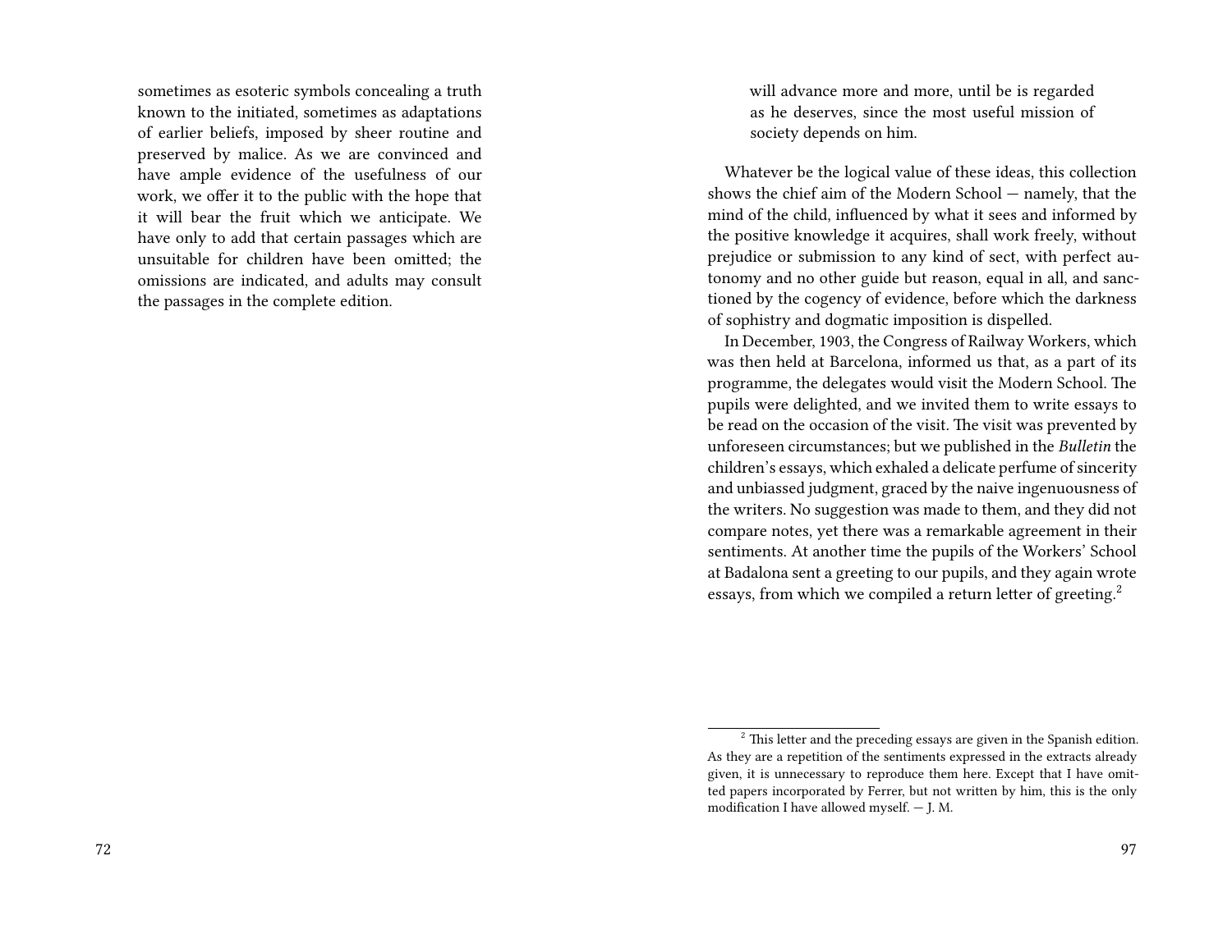sometimes as esoteric symbols concealing a truth known to the initiated, sometimes as adaptations of earlier beliefs, imposed by sheer routine and preserved by malice. As we are convinced and have ample evidence of the usefulness of our work, we offer it to the public with the hope that it will bear the fruit which we anticipate. We have only to add that certain passages which are unsuitable for children have been omitted; the omissions are indicated, and adults may consult the passages in the complete edition.

> will advance more and more, until be is regarded as he deserves, since the most useful mission of society depends on him.

Whatever be the logical value of these ideas, this collection shows the chief aim of the Modern School — namely, that the mind of the child, influenced by what it sees and informed by the positive knowledge it acquires, shall work freely, without prejudice or submission to any kind of sect, with perfect autonomy and no other guide but reason, equal in all, and sanctioned by the cogency of evidence, before which the darkness of sophistry and dogmatic imposition is dispelled.

In December, 1903, the Congress of Railway Workers, which was then held at Barcelona, informed us that, as a part of its programme, the delegates would visit the Modern School. The pupils were delighted, and we invited them to write essays to be read on the occasion of the visit. The visit was prevented by unforeseen circumstances; but we published in the *Bulletin* the children's essays, which exhaled a delicate perfume of sincerity and unbiassed judgment, graced by the naive ingenuousness of the writers. No suggestion was made to them, and they did not compare notes, yet there was a remarkable agreement in their sentiments. At another time the pupils of the Workers' School at Badalona sent a greeting to our pupils, and they again wrote essays, from which we compiled a return letter of greeting.[2]

[2] This letter and the preceding essays are given in the Spanish edition. As they are a repetition of the sentiments expressed in the extracts already given, it is unnecessary to reproduce them here. Except that I have omitted papers incorporated by Ferrer, but not written by him, this is the only modification I have allowed myself. — J. M.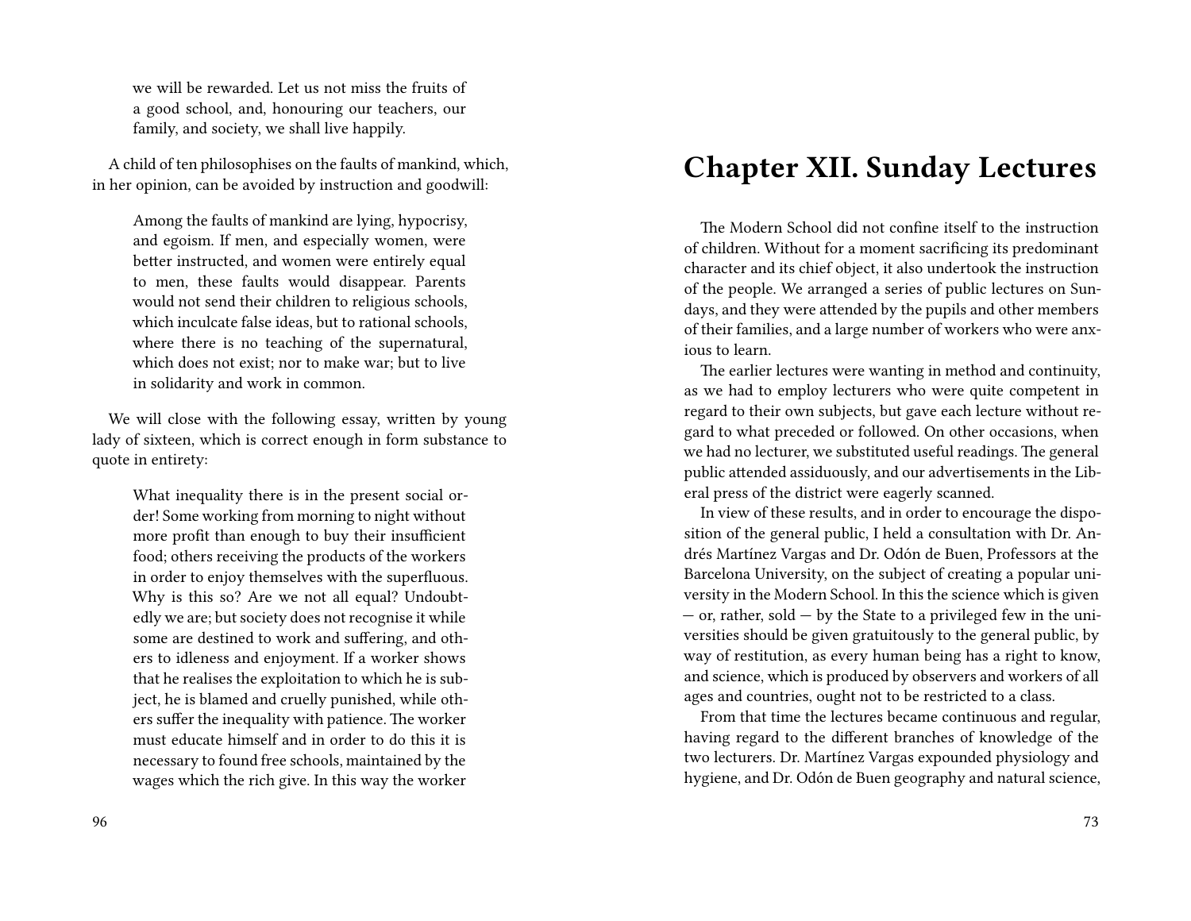we will be rewarded. Let us not miss the fruits of a good school, and, honouring our teachers, our family, and society, we shall live happily.

A child of ten philosophises on the faults of mankind, which, in her opinion, can be avoided by instruction and goodwill:

> Among the faults of mankind are lying, hypocrisy, and egoism. If men, and especially women, were better instructed, and women were entirely equal to men, these faults would disappear. Parents would not send their children to religious schools, which inculcate false ideas, but to rational schools, where there is no teaching of the supernatural, which does not exist; nor to make war; but to live in solidarity and work in common.

We will close with the following essay, written by young lady of sixteen, which is correct enough in form substance to quote in entirety:

> What inequality there is in the present social order! Some working from morning to night without more profit than enough to buy their insufficient food; others receiving the products of the workers in order to enjoy themselves with the superfluous. Why is this so? Are we not all equal? Undoubtedly we are; but society does not recognise it while some are destined to work and suffering, and others to idleness and enjoyment. If a worker shows that he realises the exploitation to which he is subject, he is blamed and cruelly punished, while others suffer the inequality with patience. The worker must educate himself and in order to do this it is necessary to found free schools, maintained by the wages which the rich give. In this way the worker

# Chapter XII. Sunday Lectures

The Modern School did not confine itself to the instruction of children. Without for a moment sacrificing its predominant character and its chief object, it also undertook the instruction of the people. We arranged a series of public lectures on Sundays, and they were attended by the pupils and other members of their families, and a large number of workers who were anxious to learn.

The earlier lectures were wanting in method and continuity, as we had to employ lecturers who were quite competent in regard to their own subjects, but gave each lecture without regard to what preceded or followed. On other occasions, when we had no lecturer, we substituted useful readings. The general public attended assiduously, and our advertisements in the Liberal press of the district were eagerly scanned.

In view of these results, and in order to encourage the disposition of the general public, I held a consultation with Dr. Andrés Martínez Vargas and Dr. Odón de Buen, Professors at the Barcelona University, on the subject of creating a popular university in the Modern School. In this the science which is given — or, rather, sold — by the State to a privileged few in the universities should be given gratuitously to the general public, by way of restitution, as every human being has a right to know, and science, which is produced by observers and workers of all ages and countries, ought not to be restricted to a class.

From that time the lectures became continuous and regular, having regard to the different branches of knowledge of the two lecturers. Dr. Martínez Vargas expounded physiology and hygiene, and Dr. Odón de Buen geography and natural science,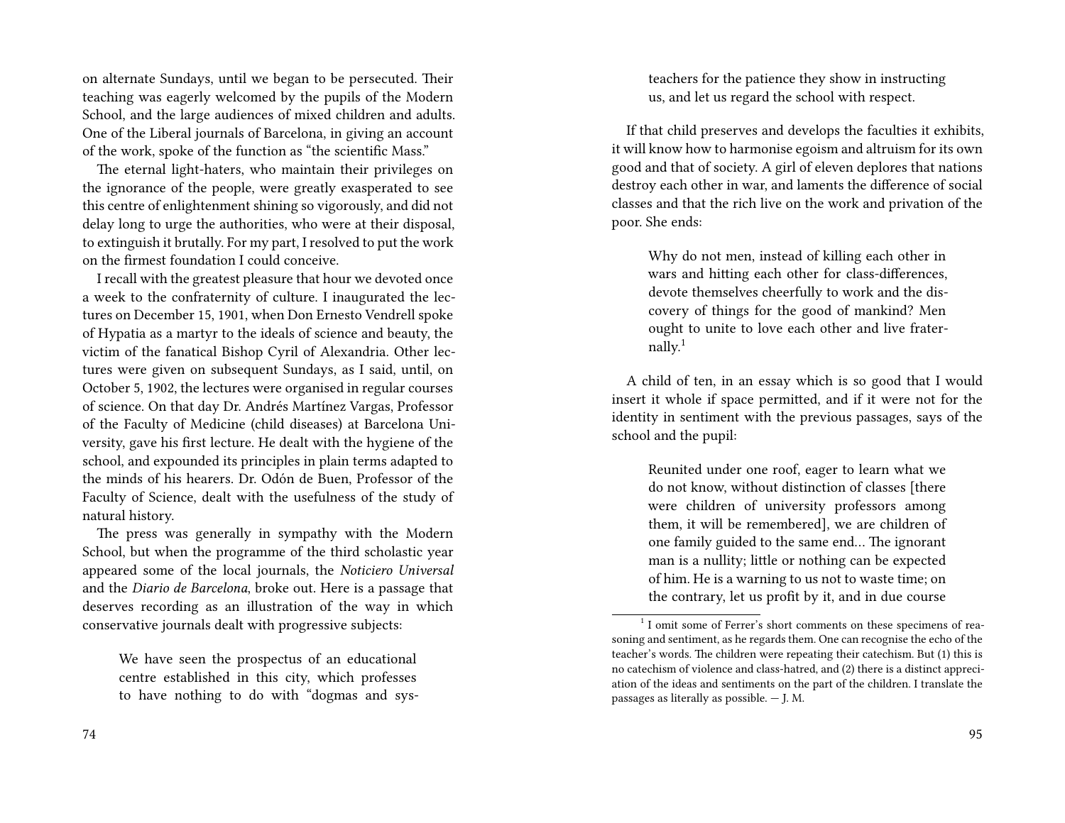on alternate Sundays, until we began to be persecuted. Their teaching was eagerly welcomed by the pupils of the Modern School, and the large audiences of mixed children and adults. One of the Liberal journals of Barcelona, in giving an account of the work, spoke of the function as "the scientific Mass."

The eternal light-haters, who maintain their privileges on the ignorance of the people, were greatly exasperated to see this centre of enlightenment shining so vigorously, and did not delay long to urge the authorities, who were at their disposal, to extinguish it brutally. For my part, I resolved to put the work on the firmest foundation I could conceive.

I recall with the greatest pleasure that hour we devoted once a week to the confraternity of culture. I inaugurated the lectures on December 15, 1901, when Don Ernesto Vendrell spoke of Hypatia as a martyr to the ideals of science and beauty, the victim of the fanatical Bishop Cyril of Alexandria. Other lectures were given on subsequent Sundays, as I said, until, on October 5, 1902, the lectures were organised in regular courses of science. On that day Dr. Andrés Martínez Vargas, Professor of the Faculty of Medicine (child diseases) at Barcelona University, gave his first lecture. He dealt with the hygiene of the school, and expounded its principles in plain terms adapted to the minds of his hearers. Dr. Odón de Buen, Professor of the Faculty of Science, dealt with the usefulness of the study of natural history.

The press was generally in sympathy with the Modern School, but when the programme of the third scholastic year appeared some of the local journals, the *Noticiero Universal* and the *Diario de Barcelona*, broke out. Here is a passage that deserves recording as an illustration of the way in which conservative journals dealt with progressive subjects:

> We have seen the prospectus of an educational centre established in this city, which professes to have nothing to do with "dogmas and sys-

> teachers for the patience they show in instructing us, and let us regard the school with respect.

If that child preserves and develops the faculties it exhibits, it will know how to harmonise egoism and altruism for its own good and that of society. A girl of eleven deplores that nations destroy each other in war, and laments the difference of social classes and that the rich live on the work and privation of the poor. She ends:

> Why do not men, instead of killing each other in wars and hitting each other for class-differences, devote themselves cheerfully to work and the discovery of things for the good of mankind? Men ought to unite to love each other and live fraternally.[1]

A child of ten, in an essay which is so good that I would insert it whole if space permitted, and if it were not for the identity in sentiment with the previous passages, says of the school and the pupil:

> Reunited under one roof, eager to learn what we do not know, without distinction of classes [there were children of university professors among them, it will be remembered], we are children of one family guided to the same end… The ignorant man is a nullity; little or nothing can be expected of him. He is a warning to us not to waste time; on the contrary, let us profit by it, and in due course

[1] I omit some of Ferrer's short comments on these specimens of reasoning and sentiment, as he regards them. One can recognise the echo of the teacher's words. The children were repeating their catechism. But (1) this is no catechism of violence and class-hatred, and (2) there is a distinct appreciation of the ideas and sentiments on the part of the children. I translate the passages as literally as possible. — J. M.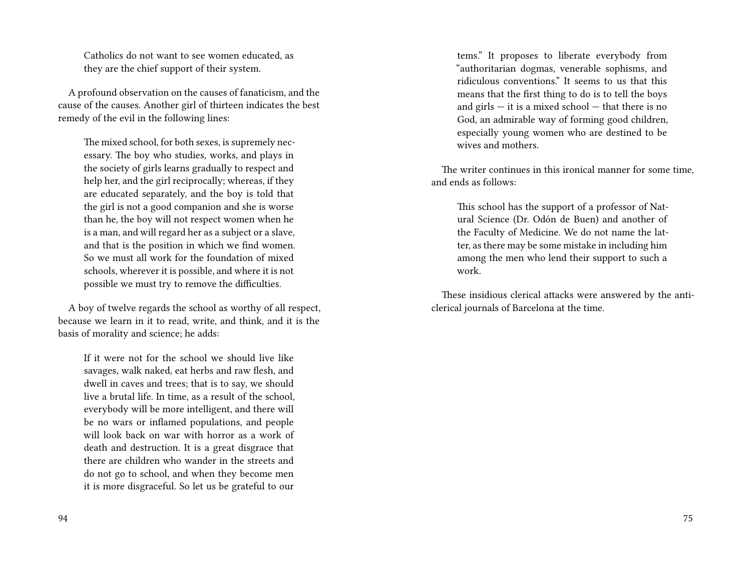> Catholics do not want to see women educated, as they are the chief support of their system.

A profound observation on the causes of fanaticism, and the cause of the causes. Another girl of thirteen indicates the best remedy of the evil in the following lines:

> The mixed school, for both sexes, is supremely necessary. The boy who studies, works, and plays in the society of girls learns gradually to respect and help her, and the girl reciprocally; whereas, if they are educated separately, and the boy is told that the girl is not a good companion and she is worse than he, the boy will not respect women when he is a man, and will regard her as a subject or a slave, and that is the position in which we find women. So we must all work for the foundation of mixed schools, wherever it is possible, and where it is not possible we must try to remove the difficulties.

A boy of twelve regards the school as worthy of all respect, because we learn in it to read, write, and think, and it is the basis of morality and science; he adds:

> If it were not for the school we should live like savages, walk naked, eat herbs and raw flesh, and dwell in caves and trees; that is to say, we should live a brutal life. In time, as a result of the school, everybody will be more intelligent, and there will be no wars or inflamed populations, and people will look back on war with horror as a work of death and destruction. It is a great disgrace that there are children who wander in the streets and do not go to school, and when they become men it is more disgraceful. So let us be grateful to our

> tems." It proposes to liberate everybody from "authoritarian dogmas, venerable sophisms, and ridiculous conventions." It seems to us that this means that the first thing to do is to tell the boys and girls — it is a mixed school — that there is no God, an admirable way of forming good children, especially young women who are destined to be wives and mothers.

The writer continues in this ironical manner for some time, and ends as follows:

> This school has the support of a professor of Natural Science (Dr. Odón de Buen) and another of the Faculty of Medicine. We do not name the latter, as there may be some mistake in including him among the men who lend their support to such a work.

These insidious clerical attacks were answered by the anticlerical journals of Barcelona at the time.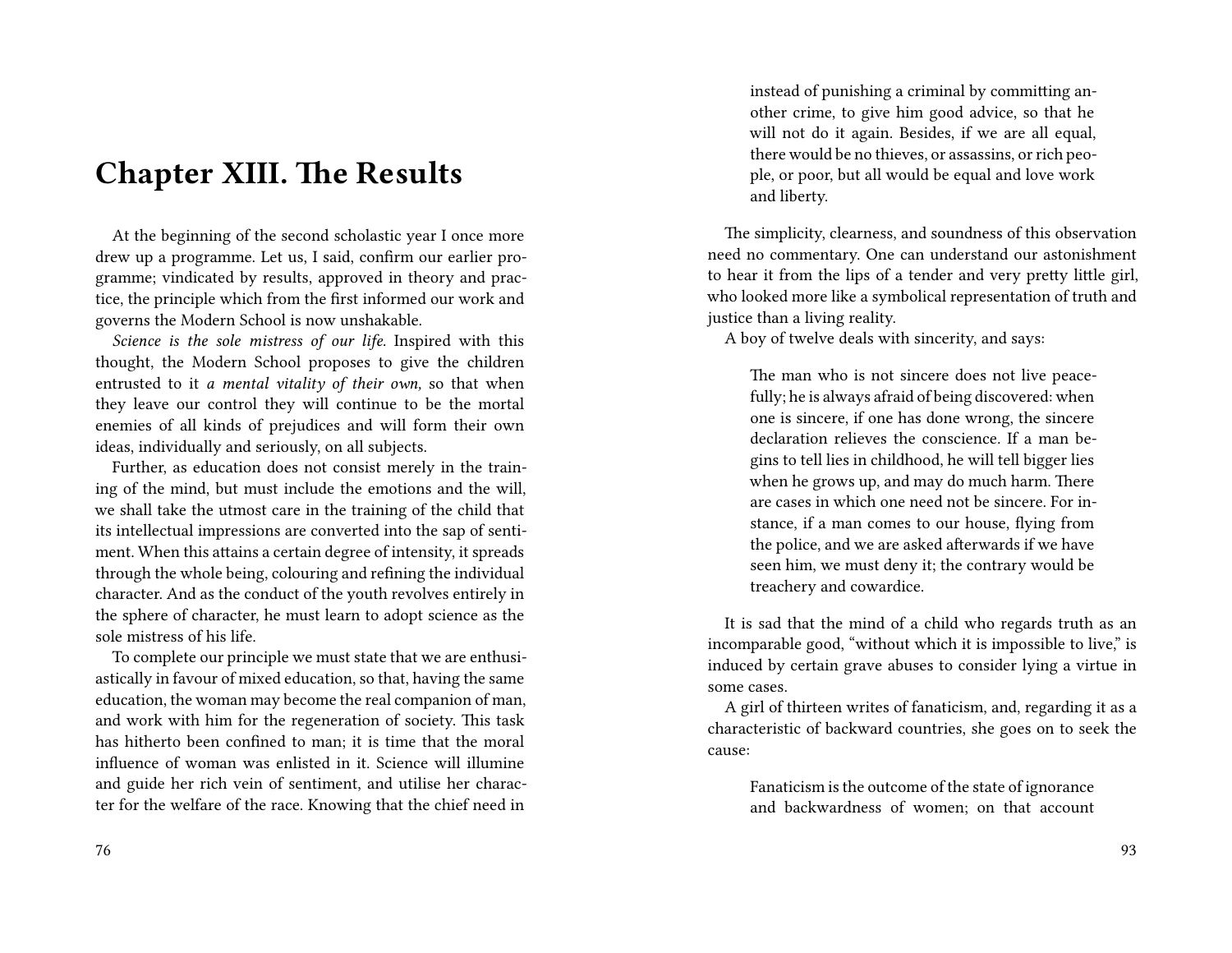# Chapter XIII. The Results

At the beginning of the second scholastic year I once more drew up a programme. Let us, I said, confirm our earlier programme; vindicated by results, approved in theory and practice, the principle which from the first informed our work and governs the Modern School is now unshakable.

*Science is the sole mistress of our life.* Inspired with this thought, the Modern School proposes to give the children entrusted to it *a mental vitality of their own,* so that when they leave our control they will continue to be the mortal enemies of all kinds of prejudices and will form their own ideas, individually and seriously, on all subjects.

Further, as education does not consist merely in the training of the mind, but must include the emotions and the will, we shall take the utmost care in the training of the child that its intellectual impressions are converted into the sap of sentiment. When this attains a certain degree of intensity, it spreads through the whole being, colouring and refining the individual character. And as the conduct of the youth revolves entirely in the sphere of character, he must learn to adopt science as the sole mistress of his life.

To complete our principle we must state that we are enthusiastically in favour of mixed education, so that, having the same education, the woman may become the real companion of man, and work with him for the regeneration of society. This task has hitherto been confined to man; it is time that the moral influence of woman was enlisted in it. Science will illumine and guide her rich vein of sentiment, and utilise her character for the welfare of the race. Knowing that the chief need in

> instead of punishing a criminal by committing another crime, to give him good advice, so that he will not do it again. Besides, if we are all equal, there would be no thieves, or assassins, or rich people, or poor, but all would be equal and love work and liberty.

The simplicity, clearness, and soundness of this observation need no commentary. One can understand our astonishment to hear it from the lips of a tender and very pretty little girl, who looked more like a symbolical representation of truth and justice than a living reality.

A boy of twelve deals with sincerity, and says:

> The man who is not sincere does not live peacefully; he is always afraid of being discovered: when one is sincere, if one has done wrong, the sincere declaration relieves the conscience. If a man begins to tell lies in childhood, he will tell bigger lies when he grows up, and may do much harm. There are cases in which one need not be sincere. For instance, if a man comes to our house, flying from the police, and we are asked afterwards if we have seen him, we must deny it; the contrary would be treachery and cowardice.

It is sad that the mind of a child who regards truth as an incomparable good, "without which it is impossible to live," is induced by certain grave abuses to consider lying a virtue in some cases.

A girl of thirteen writes of fanaticism, and, regarding it as a characteristic of backward countries, she goes on to seek the cause:

> Fanaticism is the outcome of the state of ignorance and backwardness of women; on that account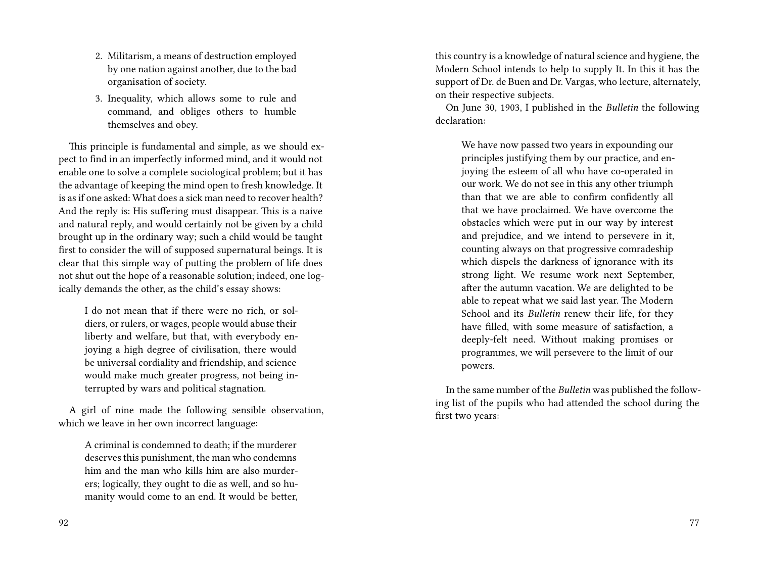2. Militarism, a means of destruction employed by one nation against another, due to the bad organisation of society.
3. Inequality, which allows some to rule and command, and obliges others to humble themselves and obey.

This principle is fundamental and simple, as we should expect to find in an imperfectly informed mind, and it would not enable one to solve a complete sociological problem; but it has the advantage of keeping the mind open to fresh knowledge. It is as if one asked: What does a sick man need to recover health? And the reply is: His suffering must disappear. This is a naive and natural reply, and would certainly not be given by a child brought up in the ordinary way; such a child would be taught first to consider the will of supposed supernatural beings. It is clear that this simple way of putting the problem of life does not shut out the hope of a reasonable solution; indeed, one logically demands the other, as the child's essay shows:

> I do not mean that if there were no rich, or soldiers, or rulers, or wages, people would abuse their liberty and welfare, but that, with everybody enjoying a high degree of civilisation, there would be universal cordiality and friendship, and science would make much greater progress, not being interrupted by wars and political stagnation.

A girl of nine made the following sensible observation, which we leave in her own incorrect language:

> A criminal is condemned to death; if the murderer deserves this punishment, the man who condemns him and the man who kills him are also murderers; logically, they ought to die as well, and so humanity would come to an end. It would be better,

this country is a knowledge of natural science and hygiene, the Modern School intends to help to supply It. In this it has the support of Dr. de Buen and Dr. Vargas, who lecture, alternately, on their respective subjects.

On June 30, 1903, I published in the *Bulletin* the following declaration:

> We have now passed two years in expounding our principles justifying them by our practice, and enjoying the esteem of all who have co-operated in our work. We do not see in this any other triumph than that we are able to confirm confidently all that we have proclaimed. We have overcome the obstacles which were put in our way by interest and prejudice, and we intend to persevere in it, counting always on that progressive comradeship which dispels the darkness of ignorance with its strong light. We resume work next September, after the autumn vacation. We are delighted to be able to repeat what we said last year. The Modern School and its *Bulletin* renew their life, for they have filled, with some measure of satisfaction, a deeply-felt need. Without making promises or programmes, we will persevere to the limit of our powers.

In the same number of the *Bulletin* was published the following list of the pupils who had attended the school during the first two years: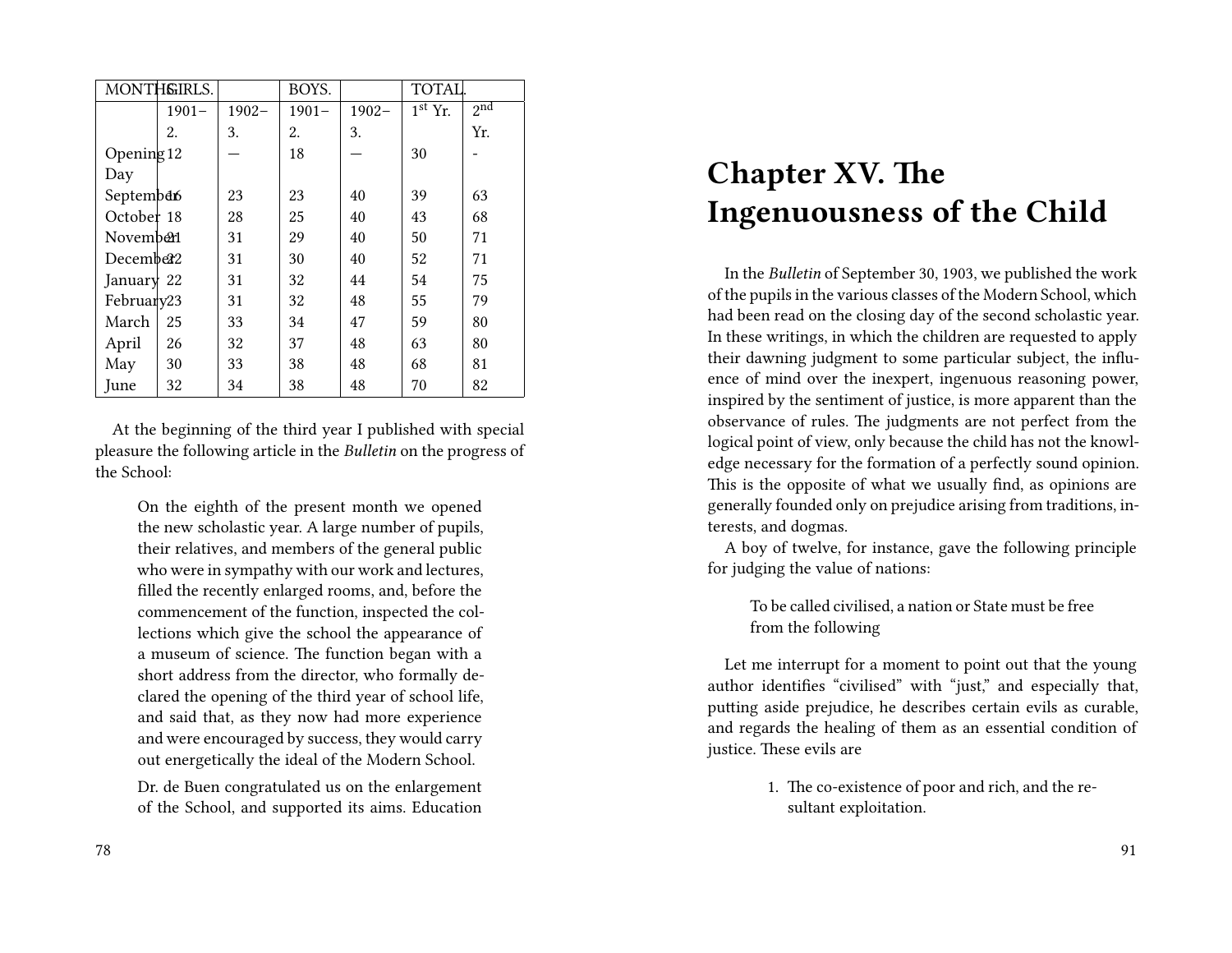| MONTHS. | GIRLS. | | BOYS. | | TOTAL. | |
|---|---|---|---|---|---|---|
| | 1901–2. | 1902–3. | 1901–2. | 1902–3. | 1st Yr. | 2nd Yr. |
| Opening Day | 12 | — | 18 | — | 30 | - |
| September | 16 | 23 | 23 | 40 | 39 | 63 |
| October | 18 | 28 | 25 | 40 | 43 | 68 |
| November | 21 | 31 | 29 | 40 | 50 | 71 |
| December | 22 | 31 | 30 | 40 | 52 | 71 |
| January | 22 | 31 | 32 | 44 | 54 | 75 |
| February | 23 | 31 | 32 | 48 | 55 | 79 |
| March | 25 | 33 | 34 | 47 | 59 | 80 |
| April | 26 | 32 | 37 | 48 | 63 | 80 |
| May | 30 | 33 | 38 | 48 | 68 | 81 |
| June | 32 | 34 | 38 | 48 | 70 | 82 |

At the beginning of the third year I published with special pleasure the following article in the *Bulletin* on the progress of the School:

> On the eighth of the present month we opened the new scholastic year. A large number of pupils, their relatives, and members of the general public who were in sympathy with our work and lectures, filled the recently enlarged rooms, and, before the commencement of the function, inspected the collections which give the school the appearance of a museum of science. The function began with a short address from the director, who formally declared the opening of the third year of school life, and said that, as they now had more experience and were encouraged by success, they would carry out energetically the ideal of the Modern School.
>
> Dr. de Buen congratulated us on the enlargement of the School, and supported its aims. Education

# Chapter XV. The Ingenuousness of the Child

In the *Bulletin* of September 30, 1903, we published the work of the pupils in the various classes of the Modern School, which had been read on the closing day of the second scholastic year. In these writings, in which the children are requested to apply their dawning judgment to some particular subject, the influence of mind over the inexpert, ingenuous reasoning power, inspired by the sentiment of justice, is more apparent than the observance of rules. The judgments are not perfect from the logical point of view, only because the child has not the knowledge necessary for the formation of a perfectly sound opinion. This is the opposite of what we usually find, as opinions are generally founded only on prejudice arising from traditions, interests, and dogmas.

A boy of twelve, for instance, gave the following principle for judging the value of nations:

> To be called civilised, a nation or State must be free from the following

Let me interrupt for a moment to point out that the young author identifies "civilised" with "just," and especially that, putting aside prejudice, he describes certain evils as curable, and regards the healing of them as an essential condition of justice. These evils are

1. The co-existence of poor and rich, and the resultant exploitation.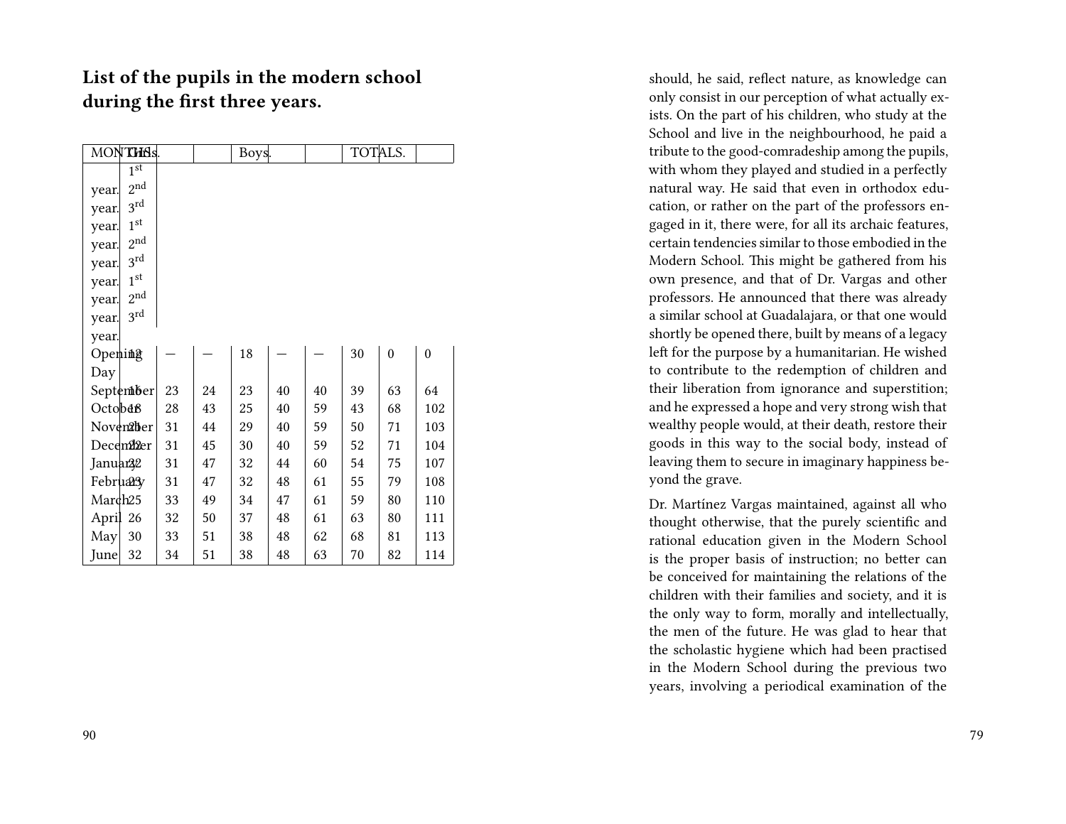## List of the pupils in the modern school during the first three years.

| MONTHS. | Girls. | | | Boys. | | | TOTALS. | | |
|---|---|---|---|---|---|---|---|---|---|
| | 1st year. | 2nd year. | 3rd year. | 1st year. | 2nd year. | 3rd year. | 1st year. | 2nd year. | 3rd year. |
| Opening Day | 12 | — | — | 18 | — | — | 30 | 0 | 0 |
| September | 16 | 23 | 24 | 23 | 40 | 40 | 39 | 63 | 64 |
| October | 18 | 28 | 43 | 25 | 40 | 59 | 43 | 68 | 102 |
| November | 21 | 31 | 44 | 29 | 40 | 59 | 50 | 71 | 103 |
| December | 22 | 31 | 45 | 30 | 40 | 59 | 52 | 71 | 104 |
| January | 22 | 31 | 47 | 32 | 44 | 60 | 54 | 75 | 107 |
| February | 23 | 31 | 47 | 32 | 48 | 61 | 55 | 79 | 108 |
| March | 25 | 33 | 49 | 34 | 47 | 61 | 59 | 80 | 110 |
| April | 26 | 32 | 50 | 37 | 48 | 61 | 63 | 80 | 111 |
| May | 30 | 33 | 51 | 38 | 48 | 62 | 68 | 81 | 113 |
| June | 32 | 34 | 51 | 38 | 48 | 63 | 70 | 82 | 114 |

should, he said, reflect nature, as knowledge can only consist in our perception of what actually exists. On the part of his children, who study at the School and live in the neighbourhood, he paid a tribute to the good-comradeship among the pupils, with whom they played and studied in a perfectly natural way. He said that even in orthodox education, or rather on the part of the professors engaged in it, there were, for all its archaic features, certain tendencies similar to those embodied in the Modern School. This might be gathered from his own presence, and that of Dr. Vargas and other professors. He announced that there was already a similar school at Guadalajara, or that one would shortly be opened there, built by means of a legacy left for the purpose by a humanitarian. He wished to contribute to the redemption of children and their liberation from ignorance and superstition; and he expressed a hope and very strong wish that wealthy people would, at their death, restore their goods in this way to the social body, instead of leaving them to secure in imaginary happiness beyond the grave.

Dr. Martínez Vargas maintained, against all who thought otherwise, that the purely scientific and rational education given in the Modern School is the proper basis of instruction; no better can be conceived for maintaining the relations of the children with their families and society, and it is the only way to form, morally and intellectually, the men of the future. He was glad to hear that the scholastic hygiene which had been practised in the Modern School during the previous two years, involving a periodical examination of the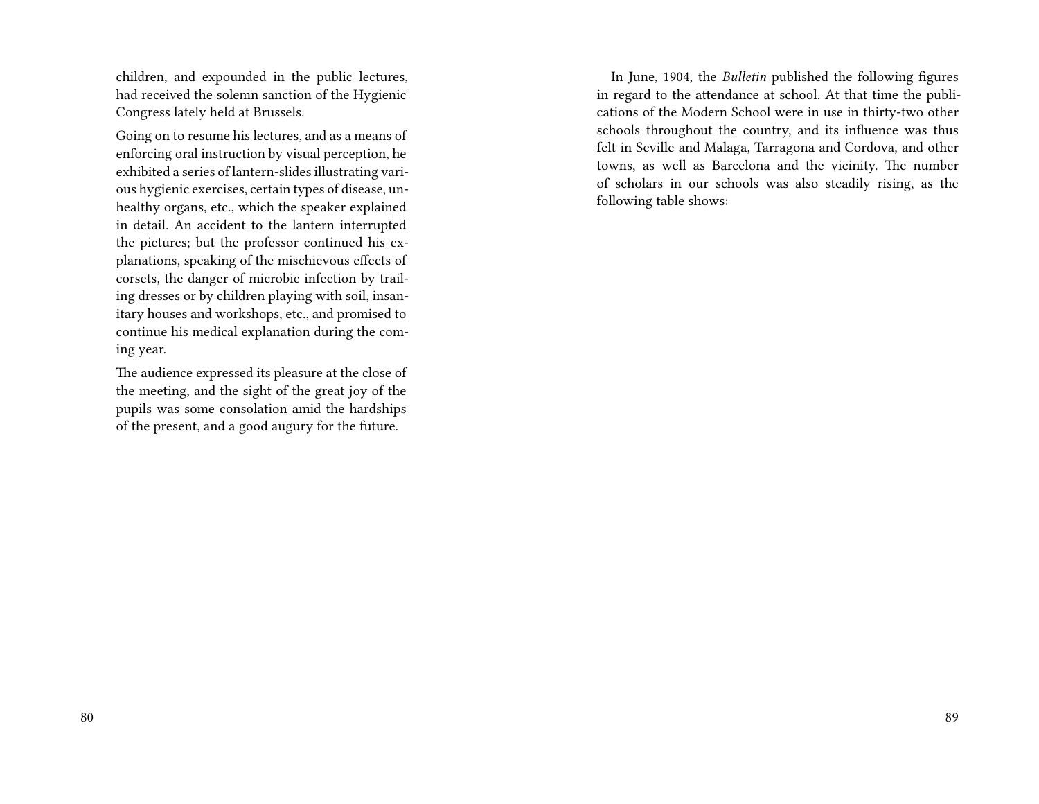children, and expounded in the public lectures, had received the solemn sanction of the Hygienic Congress lately held at Brussels.

Going on to resume his lectures, and as a means of enforcing oral instruction by visual perception, he exhibited a series of lantern-slides illustrating various hygienic exercises, certain types of disease, unhealthy organs, etc., which the speaker explained in detail. An accident to the lantern interrupted the pictures; but the professor continued his explanations, speaking of the mischievous effects of corsets, the danger of microbic infection by trailing dresses or by children playing with soil, insanitary houses and workshops, etc., and promised to continue his medical explanation during the coming year.

The audience expressed its pleasure at the close of the meeting, and the sight of the great joy of the pupils was some consolation amid the hardships of the present, and a good augury for the future.

In June, 1904, the *Bulletin* published the following figures in regard to the attendance at school. At that time the publications of the Modern School were in use in thirty-two other schools throughout the country, and its influence was thus felt in Seville and Malaga, Tarragona and Cordova, and other towns, as well as Barcelona and the vicinity. The number of scholars in our schools was also steadily rising, as the following table shows: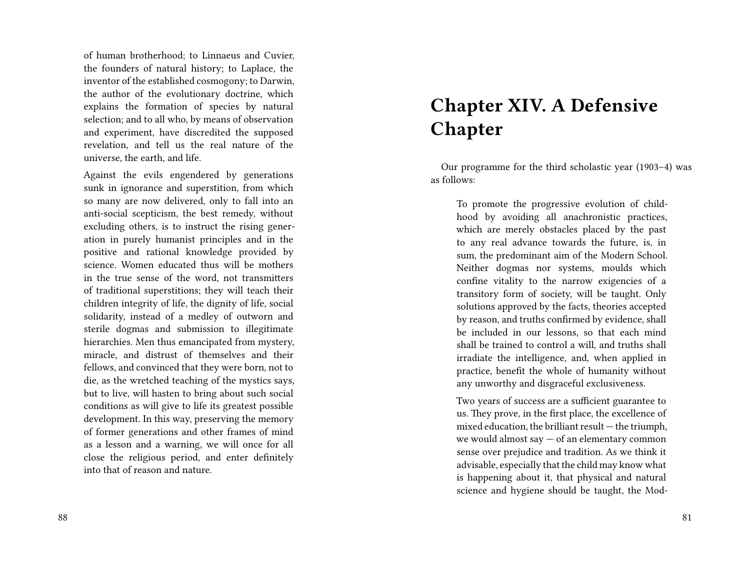of human brotherhood; to Linnaeus and Cuvier, the founders of natural history; to Laplace, the inventor of the established cosmogony; to Darwin, the author of the evolutionary doctrine, which explains the formation of species by natural selection; and to all who, by means of observation and experiment, have discredited the supposed revelation, and tell us the real nature of the universe, the earth, and life.

Against the evils engendered by generations sunk in ignorance and superstition, from which so many are now delivered, only to fall into an anti-social scepticism, the best remedy, without excluding others, is to instruct the rising generation in purely humanist principles and in the positive and rational knowledge provided by science. Women educated thus will be mothers in the true sense of the word, not transmitters of traditional superstitions; they will teach their children integrity of life, the dignity of life, social solidarity, instead of a medley of outworn and sterile dogmas and submission to illegitimate hierarchies. Men thus emancipated from mystery, miracle, and distrust of themselves and their fellows, and convinced that they were born, not to die, as the wretched teaching of the mystics says, but to live, will hasten to bring about such social conditions as will give to life its greatest possible development. In this way, preserving the memory of former generations and other frames of mind as a lesson and a warning, we will once for all close the religious period, and enter definitely into that of reason and nature.

# Chapter XIV. A Defensive Chapter

Our programme for the third scholastic year (1903–4) was as follows:

> To promote the progressive evolution of childhood by avoiding all anachronistic practices, which are merely obstacles placed by the past to any real advance towards the future, is, in sum, the predominant aim of the Modern School. Neither dogmas nor systems, moulds which confine vitality to the narrow exigencies of a transitory form of society, will be taught. Only solutions approved by the facts, theories accepted by reason, and truths confirmed by evidence, shall be included in our lessons, so that each mind shall be trained to control a will, and truths shall irradiate the intelligence, and, when applied in practice, benefit the whole of humanity without any unworthy and disgraceful exclusiveness.
>
> Two years of success are a sufficient guarantee to us. They prove, in the first place, the excellence of mixed education, the brilliant result — the triumph, we would almost say — of an elementary common sense over prejudice and tradition. As we think it advisable, especially that the child may know what is happening about it, that physical and natural science and hygiene should be taught, the Mod-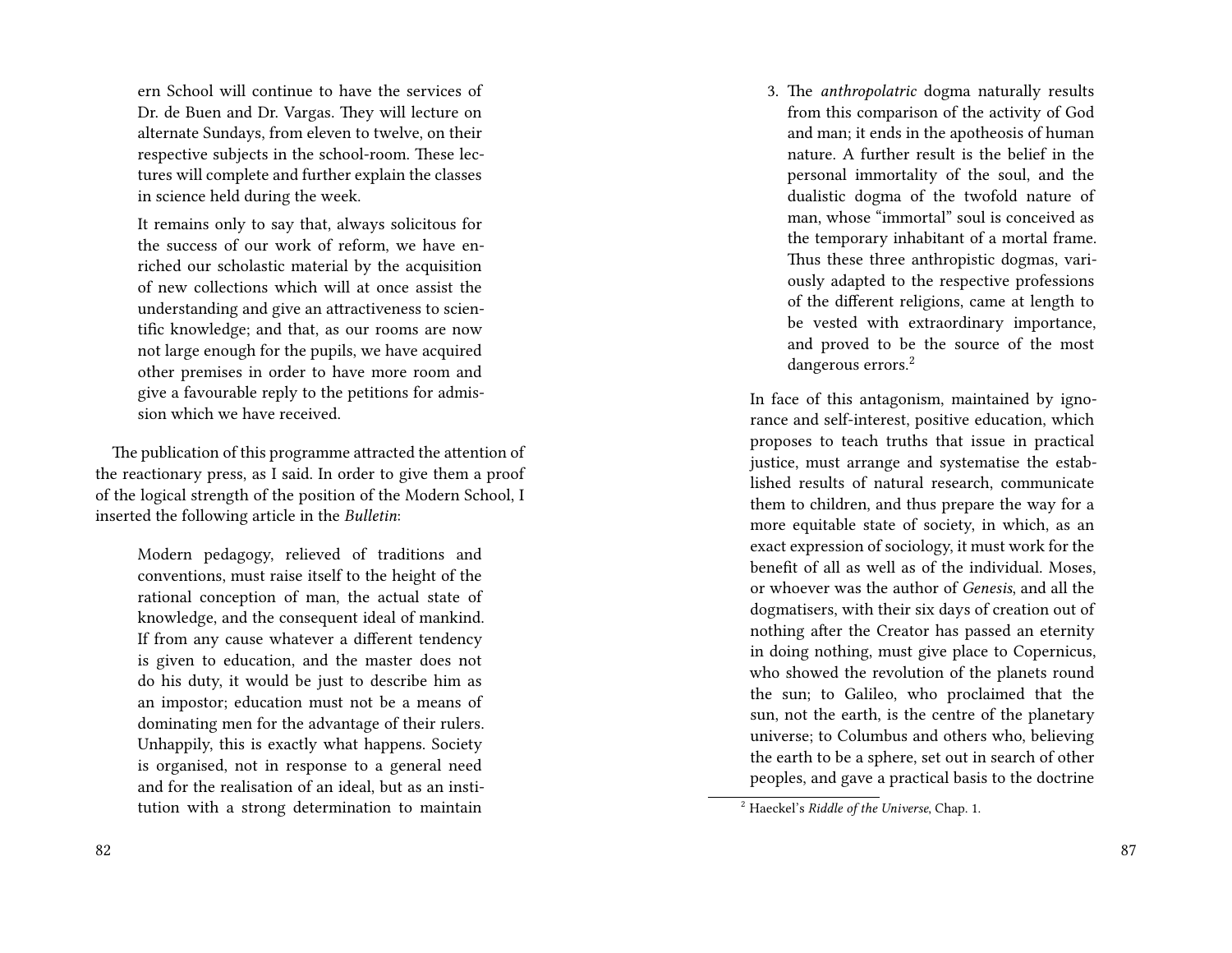ern School will continue to have the services of Dr. de Buen and Dr. Vargas. They will lecture on alternate Sundays, from eleven to twelve, on their respective subjects in the school-room. These lectures will complete and further explain the classes in science held during the week.

> It remains only to say that, always solicitous for the success of our work of reform, we have enriched our scholastic material by the acquisition of new collections which will at once assist the understanding and give an attractiveness to scientific knowledge; and that, as our rooms are now not large enough for the pupils, we have acquired other premises in order to have more room and give a favourable reply to the petitions for admission which we have received.

The publication of this programme attracted the attention of the reactionary press, as I said. In order to give them a proof of the logical strength of the position of the Modern School, I inserted the following article in the *Bulletin*:

> Modern pedagogy, relieved of traditions and conventions, must raise itself to the height of the rational conception of man, the actual state of knowledge, and the consequent ideal of mankind. If from any cause whatever a different tendency is given to education, and the master does not do his duty, it would be just to describe him as an impostor; education must not be a means of dominating men for the advantage of their rulers. Unhappily, this is exactly what happens. Society is organised, not in response to a general need and for the realisation of an ideal, but as an institution with a strong determination to maintain

3. The *anthropolatric* dogma naturally results from this comparison of the activity of God and man; it ends in the apotheosis of human nature. A further result is the belief in the personal immortality of the soul, and the dualistic dogma of the twofold nature of man, whose "immortal" soul is conceived as the temporary inhabitant of a mortal frame. Thus these three anthropistic dogmas, variously adapted to the respective professions of the different religions, came at length to be vested with extraordinary importance, and proved to be the source of the most dangerous errors.[2]

> In face of this antagonism, maintained by ignorance and self-interest, positive education, which proposes to teach truths that issue in practical justice, must arrange and systematise the established results of natural research, communicate them to children, and thus prepare the way for a more equitable state of society, in which, as an exact expression of sociology, it must work for the benefit of all as well as of the individual. Moses, or whoever was the author of *Genesis*, and all the dogmatisers, with their six days of creation out of nothing after the Creator has passed an eternity in doing nothing, must give place to Copernicus, who showed the revolution of the planets round the sun; to Galileo, who proclaimed that the sun, not the earth, is the centre of the planetary universe; to Columbus and others who, believing the earth to be a sphere, set out in search of other peoples, and gave a practical basis to the doctrine

[2] Haeckel's *Riddle of the Universe*, Chap. 1.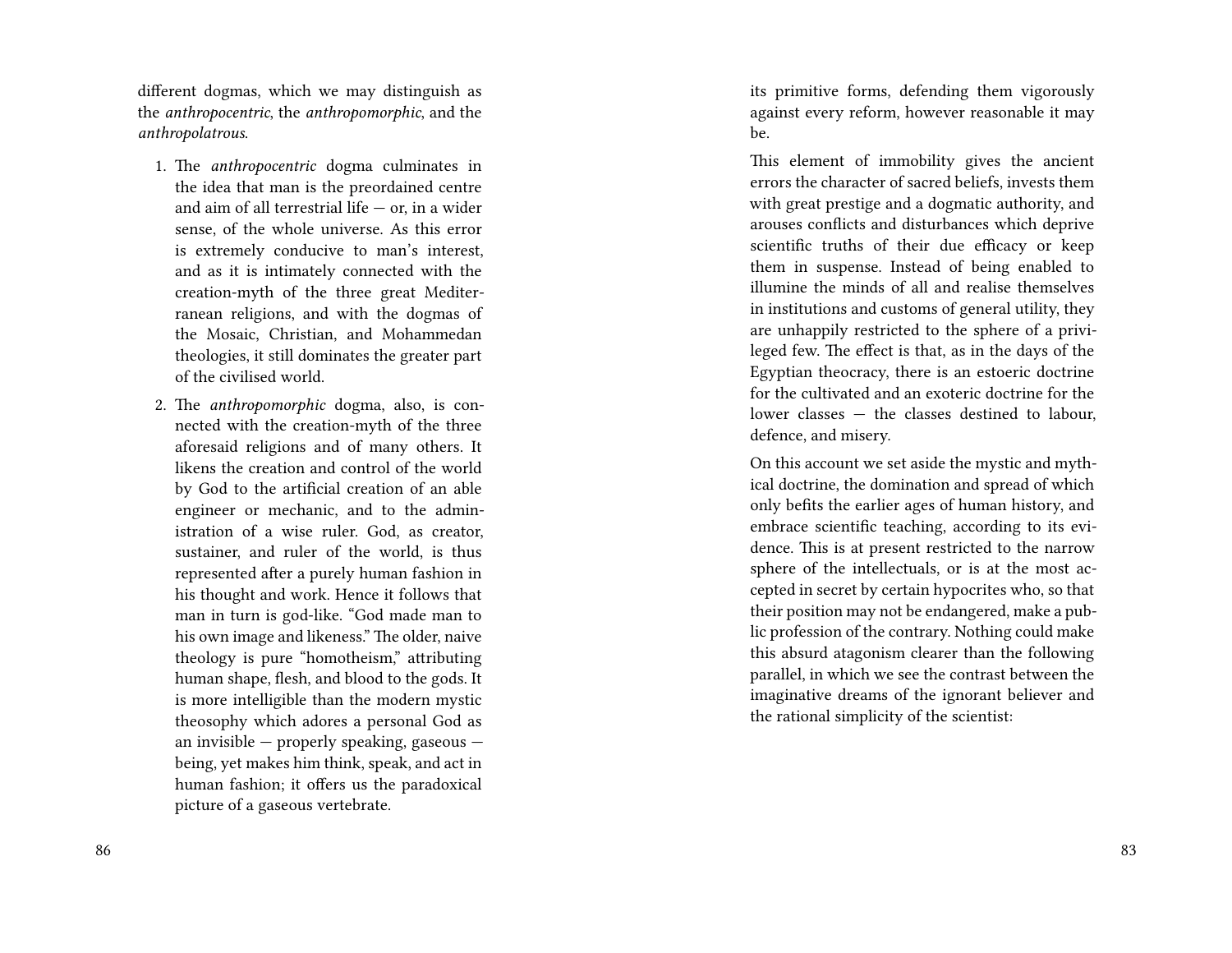different dogmas, which we may distinguish as the *anthropocentric*, the *anthropomorphic*, and the *anthropolatrous*.

1. The *anthropocentric* dogma culminates in the idea that man is the preordained centre and aim of all terrestrial life — or, in a wider sense, of the whole universe. As this error is extremely conducive to man's interest, and as it is intimately connected with the creation-myth of the three great Mediterranean religions, and with the dogmas of the Mosaic, Christian, and Mohammedan theologies, it still dominates the greater part of the civilised world.

2. The *anthropomorphic* dogma, also, is connected with the creation-myth of the three aforesaid religions and of many others. It likens the creation and control of the world by God to the artificial creation of an able engineer or mechanic, and to the administration of a wise ruler. God, as creator, sustainer, and ruler of the world, is thus represented after a purely human fashion in his thought and work. Hence it follows that man in turn is god-like. "God made man to his own image and likeness." The older, naive theology is pure "homotheism," attributing human shape, flesh, and blood to the gods. It is more intelligible than the modern mystic theosophy which adores a personal God as an invisible — properly speaking, gaseous — being, yet makes him think, speak, and act in human fashion; it offers us the paradoxical picture of a gaseous vertebrate.

its primitive forms, defending them vigorously against every reform, however reasonable it may be.

This element of immobility gives the ancient errors the character of sacred beliefs, invests them with great prestige and a dogmatic authority, and arouses conflicts and disturbances which deprive scientific truths of their due efficacy or keep them in suspense. Instead of being enabled to illumine the minds of all and realise themselves in institutions and customs of general utility, they are unhappily restricted to the sphere of a privileged few. The effect is that, as in the days of the Egyptian theocracy, there is an estoeric doctrine for the cultivated and an exoteric doctrine for the lower classes — the classes destined to labour, defence, and misery.

On this account we set aside the mystic and mythical doctrine, the domination and spread of which only befits the earlier ages of human history, and embrace scientific teaching, according to its evidence. This is at present restricted to the narrow sphere of the intellectuals, or is at the most accepted in secret by certain hypocrites who, so that their position may not be endangered, make a public profession of the contrary. Nothing could make this absurd atagonism clearer than the following parallel, in which we see the contrast between the imaginative dreams of the ignorant believer and the rational simplicity of the scientist: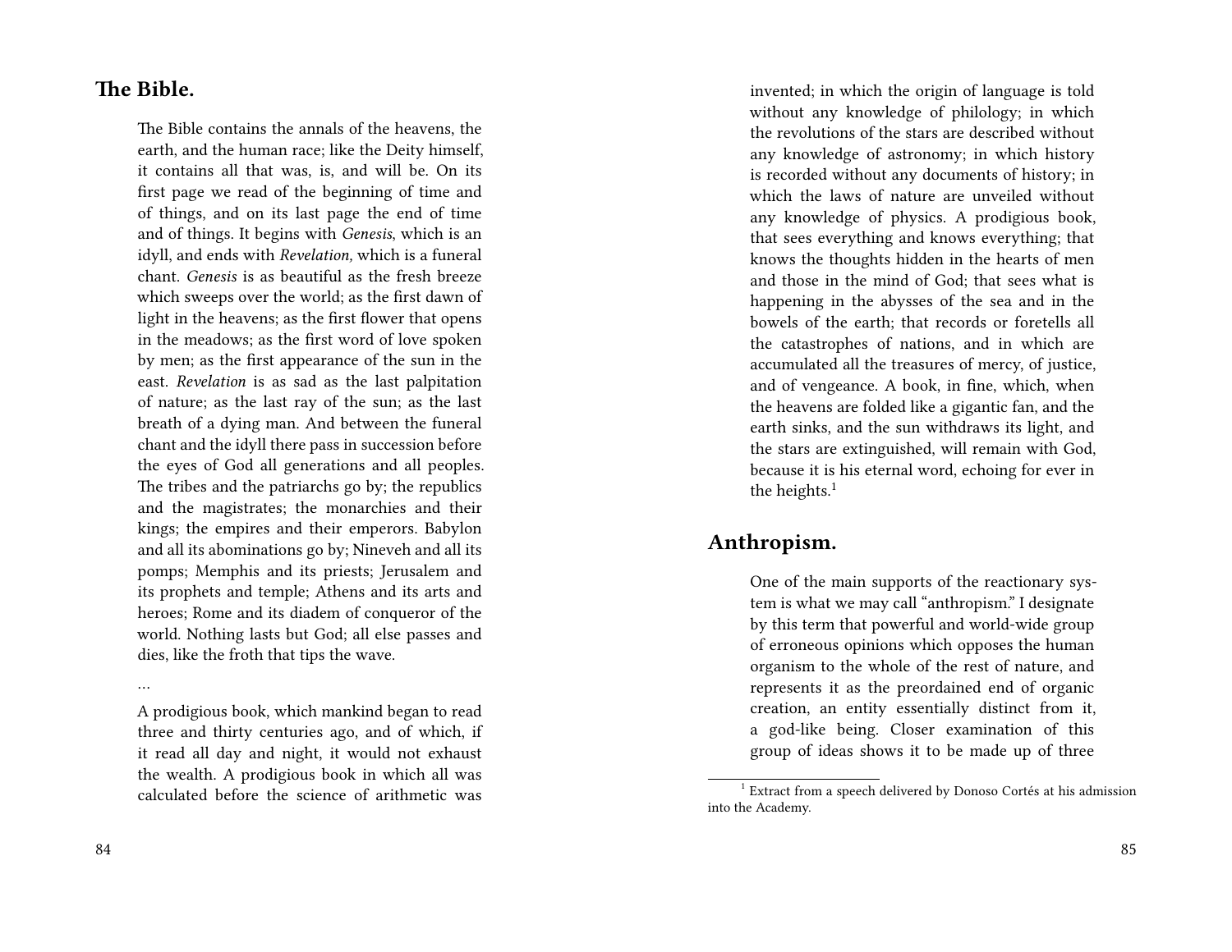## The Bible.

The Bible contains the annals of the heavens, the earth, and the human race; like the Deity himself, it contains all that was, is, and will be. On its first page we read of the beginning of time and of things, and on its last page the end of time and of things. It begins with *Genesis*, which is an idyll, and ends with *Revelation,* which is a funeral chant. *Genesis* is as beautiful as the fresh breeze which sweeps over the world; as the first dawn of light in the heavens; as the first flower that opens in the meadows; as the first word of love spoken by men; as the first appearance of the sun in the east. *Revelation* is as sad as the last palpitation of nature; as the last ray of the sun; as the last breath of a dying man. And between the funeral chant and the idyll there pass in succession before the eyes of God all generations and all peoples. The tribes and the patriarchs go by; the republics and the magistrates; the monarchies and their kings; the empires and their emperors. Babylon and all its abominations go by; Nineveh and all its pomps; Memphis and its priests; Jerusalem and its prophets and temple; Athens and its arts and heroes; Rome and its diadem of conqueror of the world. Nothing lasts but God; all else passes and dies, like the froth that tips the wave.

…

A prodigious book, which mankind began to read three and thirty centuries ago, and of which, if it read all day and night, it would not exhaust the wealth. A prodigious book in which all was calculated before the science of arithmetic was invented; in which the origin of language is told without any knowledge of philology; in which the revolutions of the stars are described without any knowledge of astronomy; in which history is recorded without any documents of history; in which the laws of nature are unveiled without any knowledge of physics. A prodigious book, that sees everything and knows everything; that knows the thoughts hidden in the hearts of men and those in the mind of God; that sees what is happening in the abysses of the sea and in the bowels of the earth; that records or foretells all the catastrophes of nations, and in which are accumulated all the treasures of mercy, of justice, and of vengeance. A book, in fine, which, when the heavens are folded like a gigantic fan, and the earth sinks, and the sun withdraws its light, and the stars are extinguished, will remain with God, because it is his eternal word, echoing for ever in the heights.[1]

## Anthropism.

One of the main supports of the reactionary system is what we may call "anthropism." I designate by this term that powerful and world-wide group of erroneous opinions which opposes the human organism to the whole of the rest of nature, and represents it as the preordained end of organic creation, an entity essentially distinct from it, a god-like being. Closer examination of this group of ideas shows it to be made up of three

[1] Extract from a speech delivered by Donoso Cortés at his admission into the Academy.